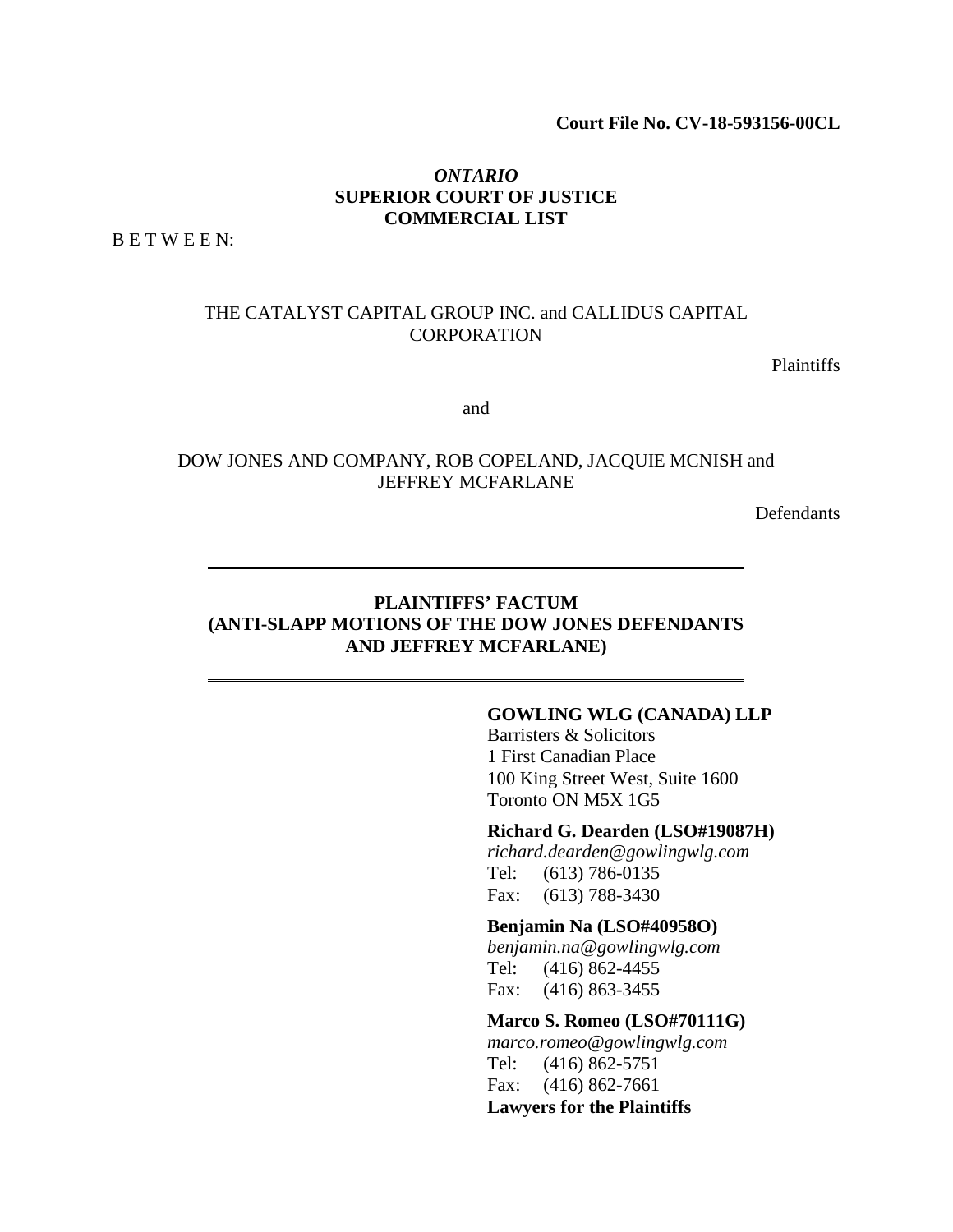**Court File No. CV-18-593156-00CL**

*ONTARIO*
**SUPERIOR COURT OF JUSTICE**
**COMMERCIAL LIST**

B E T W E E N:

THE CATALYST CAPITAL GROUP INC. and CALLIDUS CAPITAL CORPORATION

Plaintiffs

and

DOW JONES AND COMPANY, ROB COPELAND, JACQUIE MCNISH and JEFFREY MCFARLANE

Defendants

---

# PLAINTIFFS' FACTUM (ANTI-SLAPP MOTIONS OF THE DOW JONES DEFENDANTS AND JEFFREY MCFARLANE)

---

**GOWLING WLG (CANADA) LLP**
Barristers & Solicitors
1 First Canadian Place
100 King Street West, Suite 1600
Toronto ON M5X 1G5

**Richard G. Dearden (LSO#19087H)**
*richard.dearden@gowlingwlg.com*
Tel: (613) 786-0135
Fax: (613) 788-3430

**Benjamin Na (LSO#40958O)**
*benjamin.na@gowlingwlg.com*
Tel: (416) 862-4455
Fax: (416) 863-3455

**Marco S. Romeo (LSO#70111G)**
*marco.romeo@gowlingwlg.com*
Tel: (416) 862-5751
Fax: (416) 862-7661

**Lawyers for the Plaintiffs**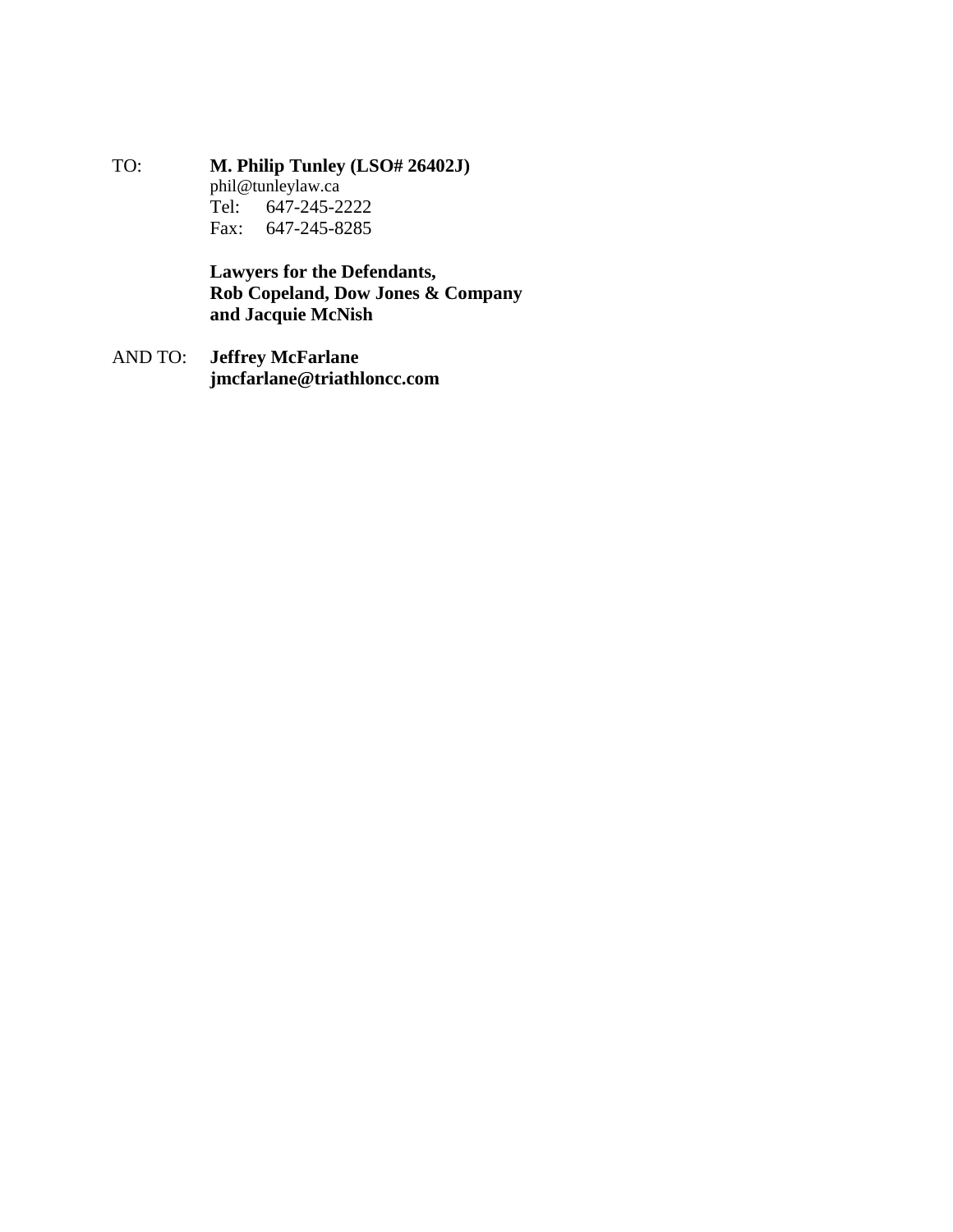TO: **M. Philip Tunley (LSO# 26402J)**
phil@tunleylaw.ca
Tel: 647-245-2222
Fax: 647-245-8285

**Lawyers for the Defendants,**
**Rob Copeland, Dow Jones & Company**
**and Jacquie McNish**

AND TO: **Jeffrey McFarlane**
**jmcfarlane@triathloncc.com**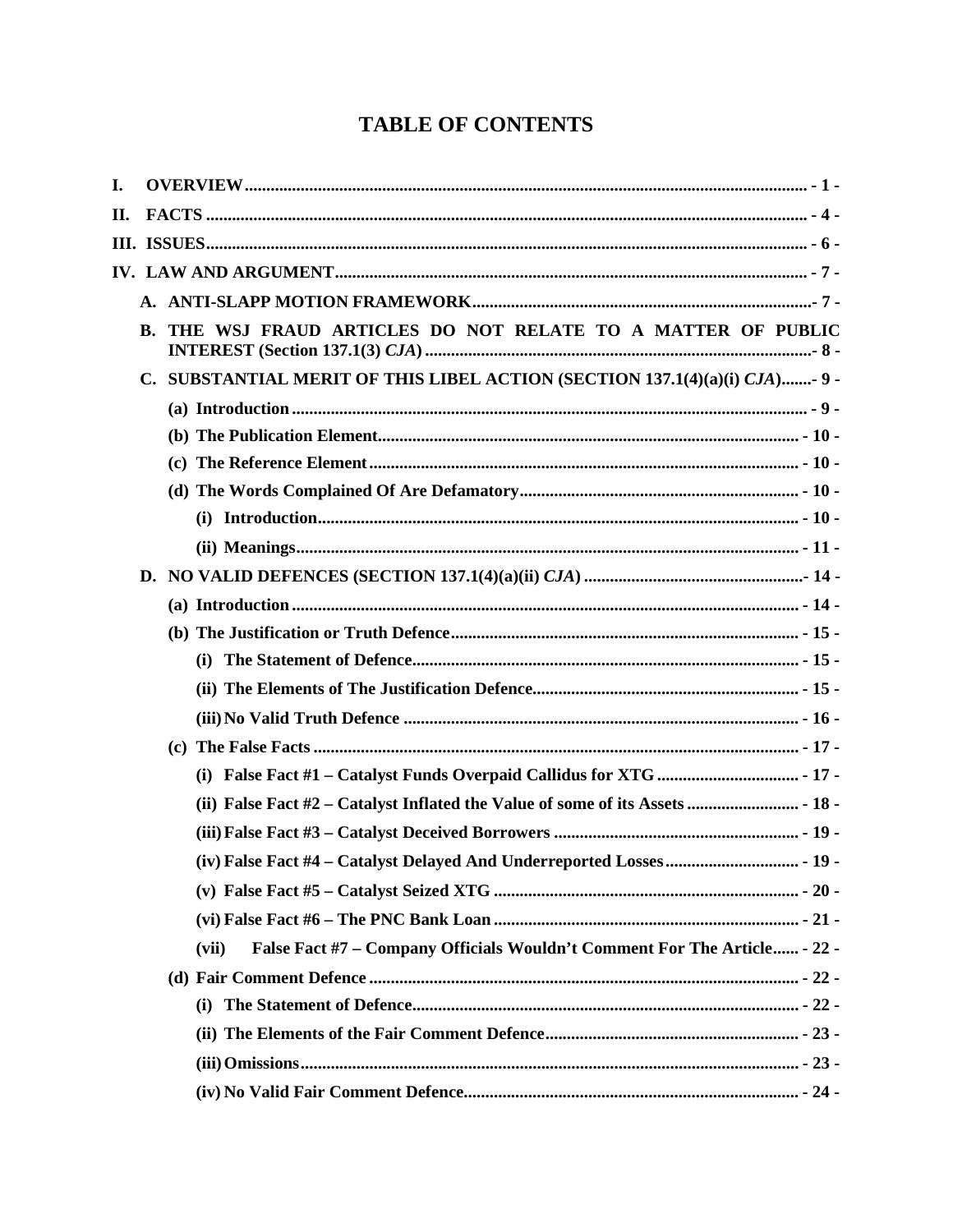# TABLE OF CONTENTS

I. OVERVIEW - 1 -

II. FACTS - 4 -

III. ISSUES - 6 -

IV. LAW AND ARGUMENT - 7 -

- A. ANTI-SLAPP MOTION FRAMEWORK - 7 -
- B. THE WSJ FRAUD ARTICLES DO NOT RELATE TO A MATTER OF PUBLIC INTEREST (Section 137.1(3) *CJA*) - 8 -
- C. SUBSTANTIAL MERIT OF THIS LIBEL ACTION (SECTION 137.1(4)(a)(i) *CJA*) - 9 -
  - (a) Introduction - 9 -
  - (b) The Publication Element - 10 -
  - (c) The Reference Element - 10 -
  - (d) The Words Complained Of Are Defamatory - 10 -
    - (i) Introduction - 10 -
    - (ii) Meanings - 11 -
- D. NO VALID DEFENCES (SECTION 137.1(4)(a)(ii) *CJA*) - 14 -
  - (a) Introduction - 14 -
  - (b) The Justification or Truth Defence - 15 -
    - (i) The Statement of Defence - 15 -
    - (ii) The Elements of The Justification Defence - 15 -
    - (iii) No Valid Truth Defence - 16 -
  - (c) The False Facts - 17 -
    - (i) False Fact #1 – Catalyst Funds Overpaid Callidus for XTG - 17 -
    - (ii) False Fact #2 – Catalyst Inflated the Value of some of its Assets - 18 -
    - (iii) False Fact #3 – Catalyst Deceived Borrowers - 19 -
    - (iv) False Fact #4 – Catalyst Delayed And Underreported Losses - 19 -
    - (v) False Fact #5 – Catalyst Seized XTG - 20 -
    - (vi) False Fact #6 – The PNC Bank Loan - 21 -
    - (vii) False Fact #7 – Company Officials Wouldn't Comment For The Article - 22 -
  - (d) Fair Comment Defence - 22 -
    - (i) The Statement of Defence - 22 -
    - (ii) The Elements of the Fair Comment Defence - 23 -
    - (iii) Omissions - 23 -
    - (iv) No Valid Fair Comment Defence - 24 -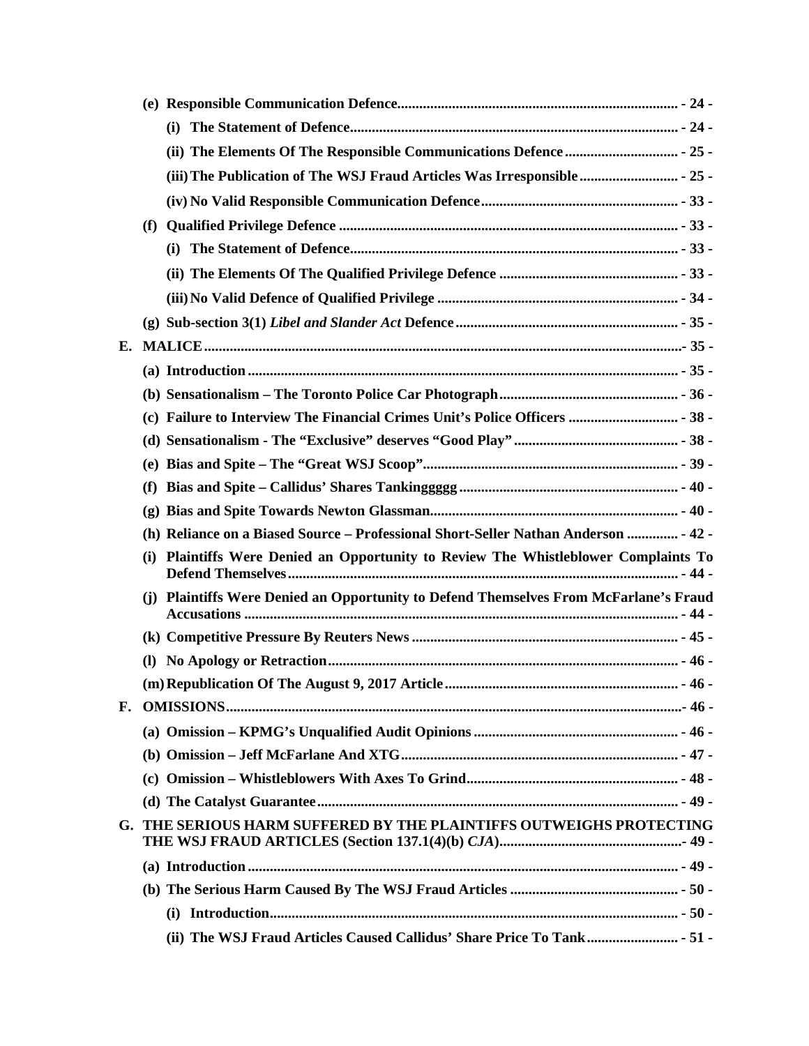- **(e) Responsible Communication Defence** - 24 -
  - **(i) The Statement of Defence** - 24 -
  - **(ii) The Elements Of The Responsible Communications Defence** - 25 -
  - **(iii) The Publication of The WSJ Fraud Articles Was Irresponsible** - 25 -
  - **(iv) No Valid Responsible Communication Defence** - 33 -
- **(f) Qualified Privilege Defence** - 33 -
  - **(i) The Statement of Defence** - 33 -
  - **(ii) The Elements Of The Qualified Privilege Defence** - 33 -
  - **(iii) No Valid Defence of Qualified Privilege** - 34 -
- **(g) Sub-section 3(1) *Libel and Slander Act* Defence** - 35 -

**E. MALICE** - 35 -

- **(a) Introduction** - 35 -
- **(b) Sensationalism – The Toronto Police Car Photograph** - 36 -
- **(c) Failure to Interview The Financial Crimes Unit's Police Officers** - 38 -
- **(d) Sensationalism - The "Exclusive" deserves "Good Play"** - 38 -
- **(e) Bias and Spite – The "Great WSJ Scoop"** - 39 -
- **(f) Bias and Spite – Callidus' Shares Tankinggggg** - 40 -
- **(g) Bias and Spite Towards Newton Glassman** - 40 -
- **(h) Reliance on a Biased Source – Professional Short-Seller Nathan Anderson** - 42 -
- **(i) Plaintiffs Were Denied an Opportunity to Review The Whistleblower Complaints To Defend Themselves** - 44 -
- **(j) Plaintiffs Were Denied an Opportunity to Defend Themselves From McFarlane's Fraud Accusations** - 44 -
- **(k) Competitive Pressure By Reuters News** - 45 -
- **(l) No Apology or Retraction** - 46 -
- **(m) Republication Of The August 9, 2017 Article** - 46 -

**F. OMISSIONS** - 46 -

- **(a) Omission – KPMG's Unqualified Audit Opinions** - 46 -
- **(b) Omission – Jeff McFarlane And XTG** - 47 -
- **(c) Omission – Whistleblowers With Axes To Grind** - 48 -
- **(d) The Catalyst Guarantee** - 49 -

**G. THE SERIOUS HARM SUFFERED BY THE PLAINTIFFS OUTWEIGHS PROTECTING THE WSJ FRAUD ARTICLES (Section 137.1(4)(b) *CJA*)** - 49 -

- **(a) Introduction** - 49 -
- **(b) The Serious Harm Caused By The WSJ Fraud Articles** - 50 -
  - **(i) Introduction** - 50 -
  - **(ii) The WSJ Fraud Articles Caused Callidus' Share Price To Tank** - 51 -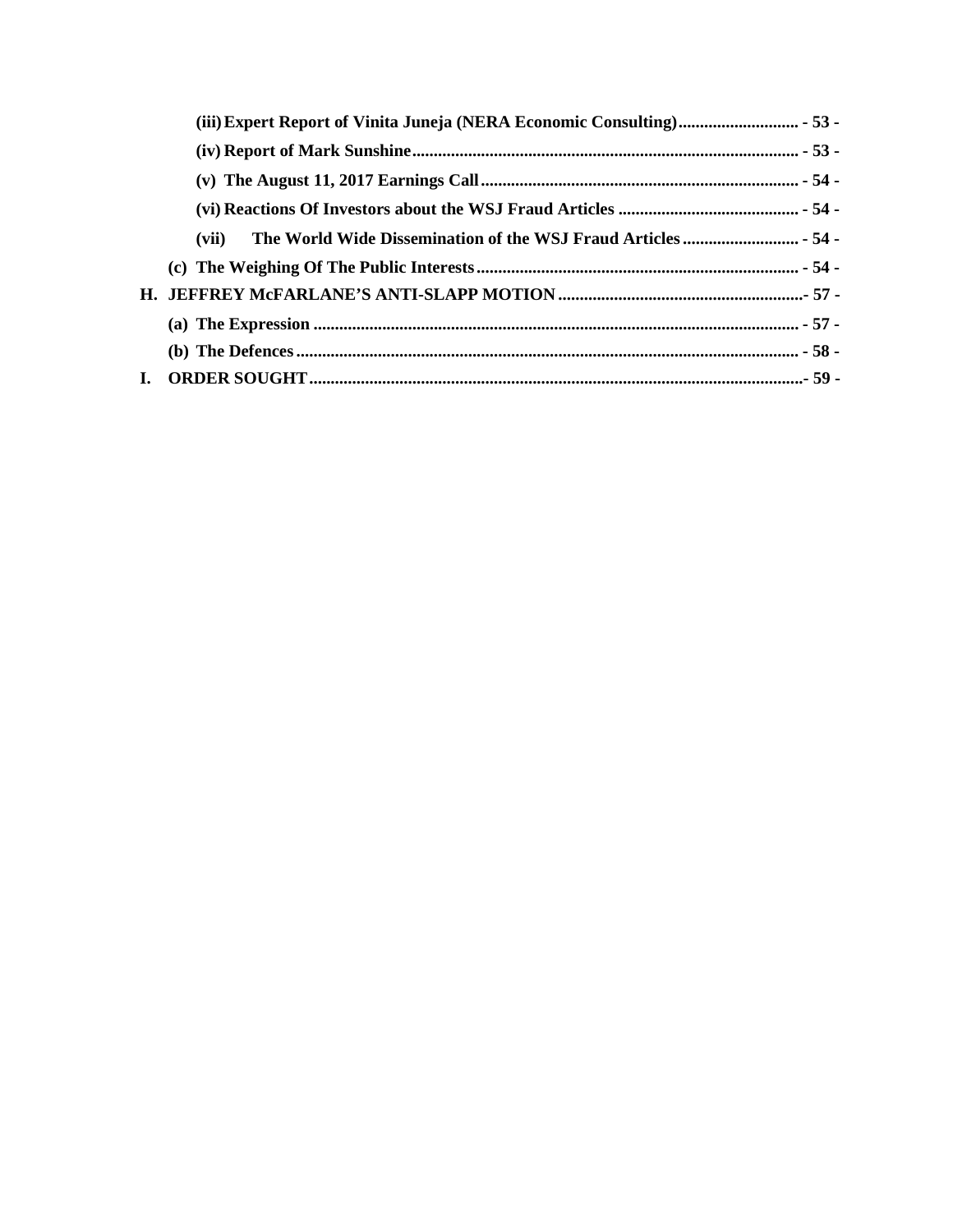**(iii) Expert Report of Vinita Juneja (NERA Economic Consulting)** ............................ - 53 -

**(iv) Report of Mark Sunshine** ............................................................................................ - 53 -

**(v) The August 11, 2017 Earnings Call** .............................................................................. - 54 -

**(vi) Reactions Of Investors about the WSJ Fraud Articles** .......................................... - 54 -

**(vii) The World Wide Dissemination of the WSJ Fraud Articles** ........................... - 54 -

**(c) The Weighing Of The Public Interests** ................................................................ - 54 -

**H. JEFFREY McFARLANE'S ANTI-SLAPP MOTION** ............................................................ - 57 -

**(a) The Expression** ....................................................................................................... - 57 -

**(b) The Defences** ......................................................................................................... - 58 -

**I. ORDER SOUGHT** ....................................................................................................................... - 59 -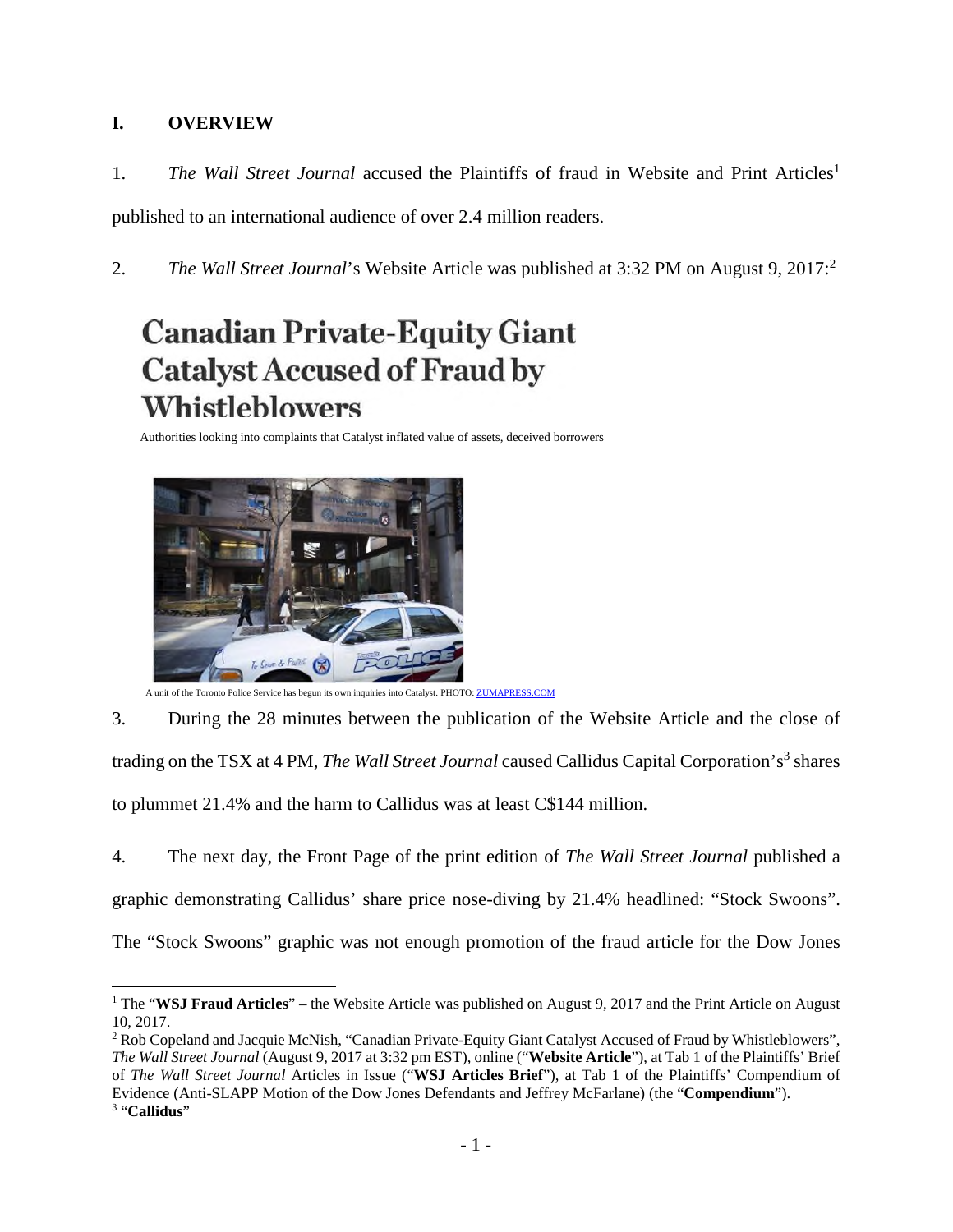## I. OVERVIEW

1. *The Wall Street Journal* accused the Plaintiffs of fraud in Website and Print Articles[1] published to an international audience of over 2.4 million readers.

2. *The Wall Street Journal*'s Website Article was published at 3:32 PM on August 9, 2017:[2]

# Canadian Private-Equity Giant Catalyst Accused of Fraud by Whistleblowers

Authorities looking into complaints that Catalyst inflated value of assets, deceived borrowers

A unit of the Toronto Police Service has begun its own inquiries into Catalyst. PHOTO: ZUMAPRESS.COM

3. During the 28 minutes between the publication of the Website Article and the close of trading on the TSX at 4 PM, *The Wall Street Journal* caused Callidus Capital Corporation's[3] shares to plummet 21.4% and the harm to Callidus was at least C$144 million.

4. The next day, the Front Page of the print edition of *The Wall Street Journal* published a graphic demonstrating Callidus' share price nose-diving by 21.4% headlined: "Stock Swoons". The "Stock Swoons" graphic was not enough promotion of the fraud article for the Dow Jones

---

[1] The "**WSJ Fraud Articles**" – the Website Article was published on August 9, 2017 and the Print Article on August 10, 2017.

[2] Rob Copeland and Jacquie McNish, "Canadian Private-Equity Giant Catalyst Accused of Fraud by Whistleblowers", *The Wall Street Journal* (August 9, 2017 at 3:32 pm EST), online ("**Website Article**"), at Tab 1 of the Plaintiffs' Brief of *The Wall Street Journal* Articles in Issue ("**WSJ Articles Brief**"), at Tab 1 of the Plaintiffs' Compendium of Evidence (Anti-SLAPP Motion of the Dow Jones Defendants and Jeffrey McFarlane) (the "**Compendium**").

[3] "**Callidus**"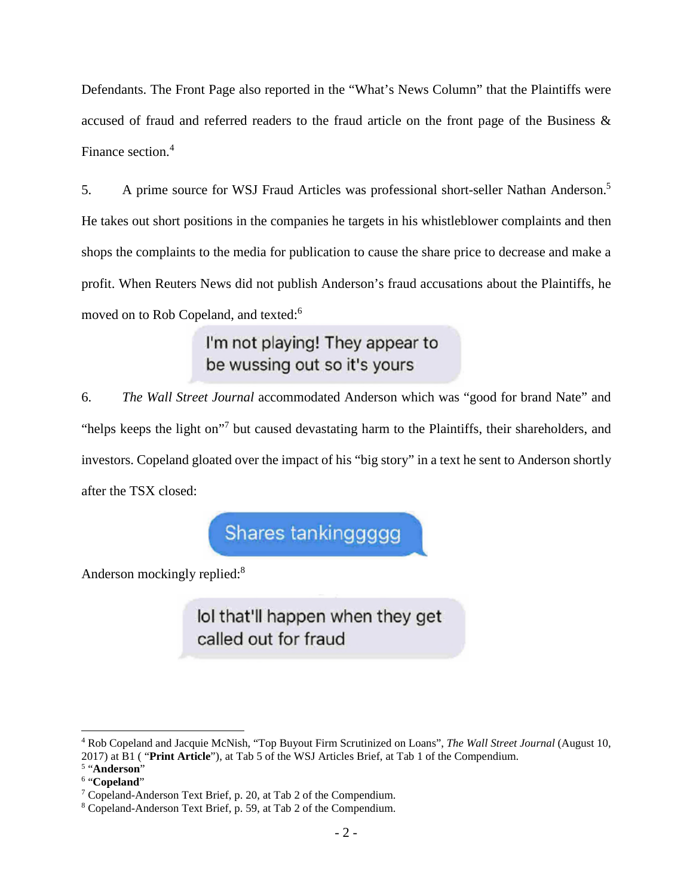Defendants. The Front Page also reported in the "What's News Column" that the Plaintiffs were accused of fraud and referred readers to the fraud article on the front page of the Business & Finance section.[4]

5. A prime source for WSJ Fraud Articles was professional short-seller Nathan Anderson.[5] He takes out short positions in the companies he targets in his whistleblower complaints and then shops the complaints to the media for publication to cause the share price to decrease and make a profit. When Reuters News did not publish Anderson's fraud accusations about the Plaintiffs, he moved on to Rob Copeland, and texted:[6]

> I'm not playing! They appear to be wussing out so it's yours

6. *The Wall Street Journal* accommodated Anderson which was "good for brand Nate" and "helps keeps the light on"[7] but caused devastating harm to the Plaintiffs, their shareholders, and investors. Copeland gloated over the impact of his "big story" in a text he sent to Anderson shortly after the TSX closed:

> Shares tankingggggg

Anderson mockingly replied:[8]

> lol that'll happen when they get called out for fraud

---

[4] Rob Copeland and Jacquie McNish, "Top Buyout Firm Scrutinized on Loans", *The Wall Street Journal* (August 10, 2017) at B1 ( "**Print Article**"), at Tab 5 of the WSJ Articles Brief, at Tab 1 of the Compendium.

[5] "**Anderson**"

[6] "**Copeland**"

[7] Copeland-Anderson Text Brief, p. 20, at Tab 2 of the Compendium.

[8] Copeland-Anderson Text Brief, p. 59, at Tab 2 of the Compendium.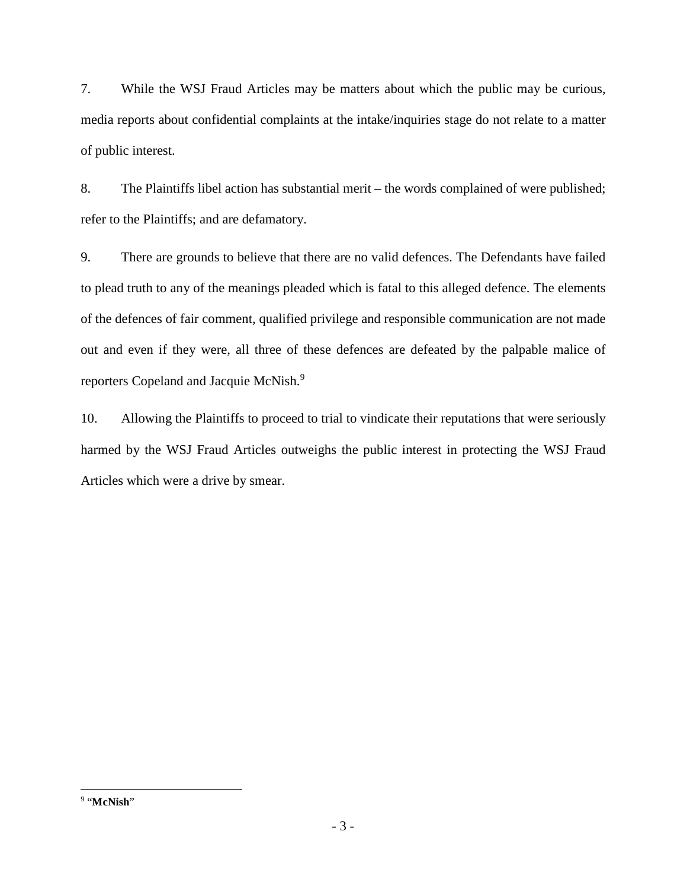7. While the WSJ Fraud Articles may be matters about which the public may be curious, media reports about confidential complaints at the intake/inquiries stage do not relate to a matter of public interest.

8. The Plaintiffs libel action has substantial merit – the words complained of were published; refer to the Plaintiffs; and are defamatory.

9. There are grounds to believe that there are no valid defences. The Defendants have failed to plead truth to any of the meanings pleaded which is fatal to this alleged defence. The elements of the defences of fair comment, qualified privilege and responsible communication are not made out and even if they were, all three of these defences are defeated by the palpable malice of reporters Copeland and Jacquie McNish.[9]

10. Allowing the Plaintiffs to proceed to trial to vindicate their reputations that were seriously harmed by the WSJ Fraud Articles outweighs the public interest in protecting the WSJ Fraud Articles which were a drive by smear.

---

[9] "**McNish**"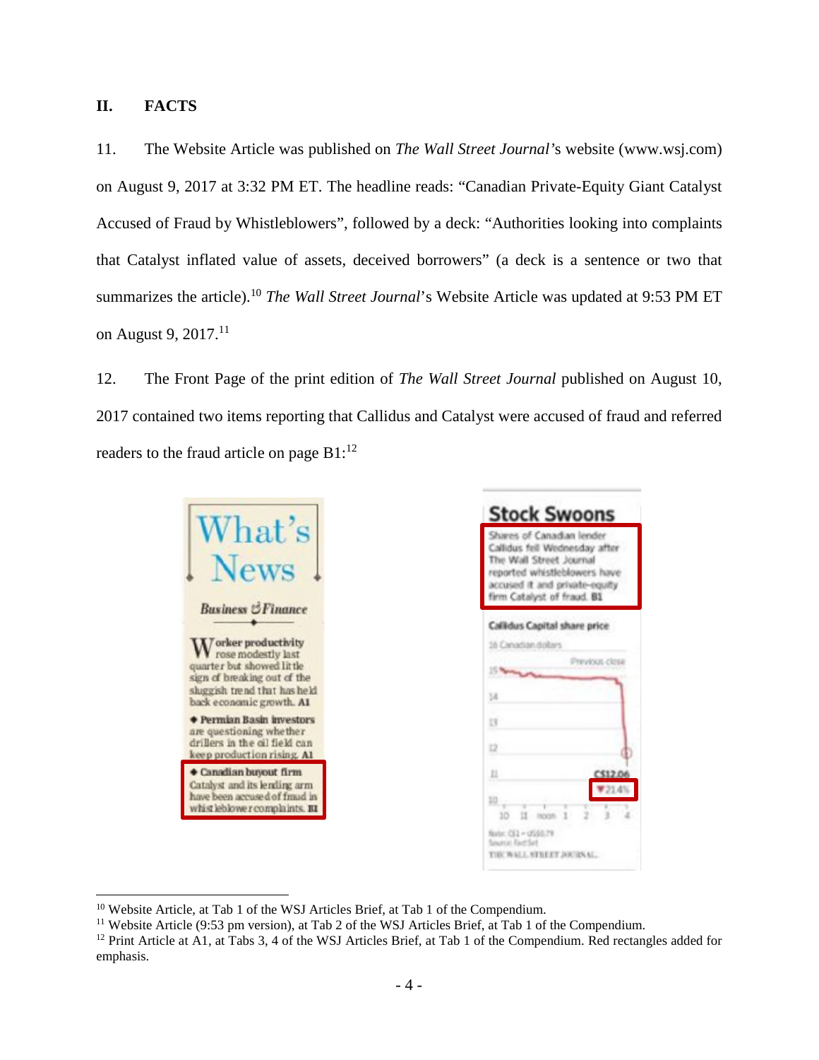## II. FACTS

11. The Website Article was published on *The Wall Street Journal*'s website (www.wsj.com) on August 9, 2017 at 3:32 PM ET. The headline reads: "Canadian Private-Equity Giant Catalyst Accused of Fraud by Whistleblowers", followed by a deck: "Authorities looking into complaints that Catalyst inflated value of assets, deceived borrowers" (a deck is a sentence or two that summarizes the article).[10] *The Wall Street Journal*'s Website Article was updated at 9:53 PM ET on August 9, 2017.[11]

12. The Front Page of the print edition of *The Wall Street Journal* published on August 10, 2017 contained two items reporting that Callidus and Catalyst were accused of fraud and referred readers to the fraud article on page B1:[12]

What's News

Business & Finance

Worker productivity rose modestly last quarter but showed little sign of breaking out of the sluggish trend that has held back economic growth. A1

◆ Permian Basin investors are questioning whether drillers in the oil field can keep production rising. A1

◆ Canadian buyout firm Catalyst and its lending arm have been accused of fraud in whistleblower complaints. B1

Stock Swoons

Shares of Canadian lender Callidus fell Wednesday after The Wall Street Journal reported whistleblowers have accused it and private-equity firm Catalyst of fraud. B1

Callidus Capital share price

16 Canadian dollars

Previous close

C$12.06

▼21.4%

Note: C$1 = US$0.79

Source: FactSet

THE WALL STREET JOURNAL.

---

[10] Website Article, at Tab 1 of the WSJ Articles Brief, at Tab 1 of the Compendium.

[11] Website Article (9:53 pm version), at Tab 2 of the WSJ Articles Brief, at Tab 1 of the Compendium.

[12] Print Article at A1, at Tabs 3, 4 of the WSJ Articles Brief, at Tab 1 of the Compendium. Red rectangles added for emphasis.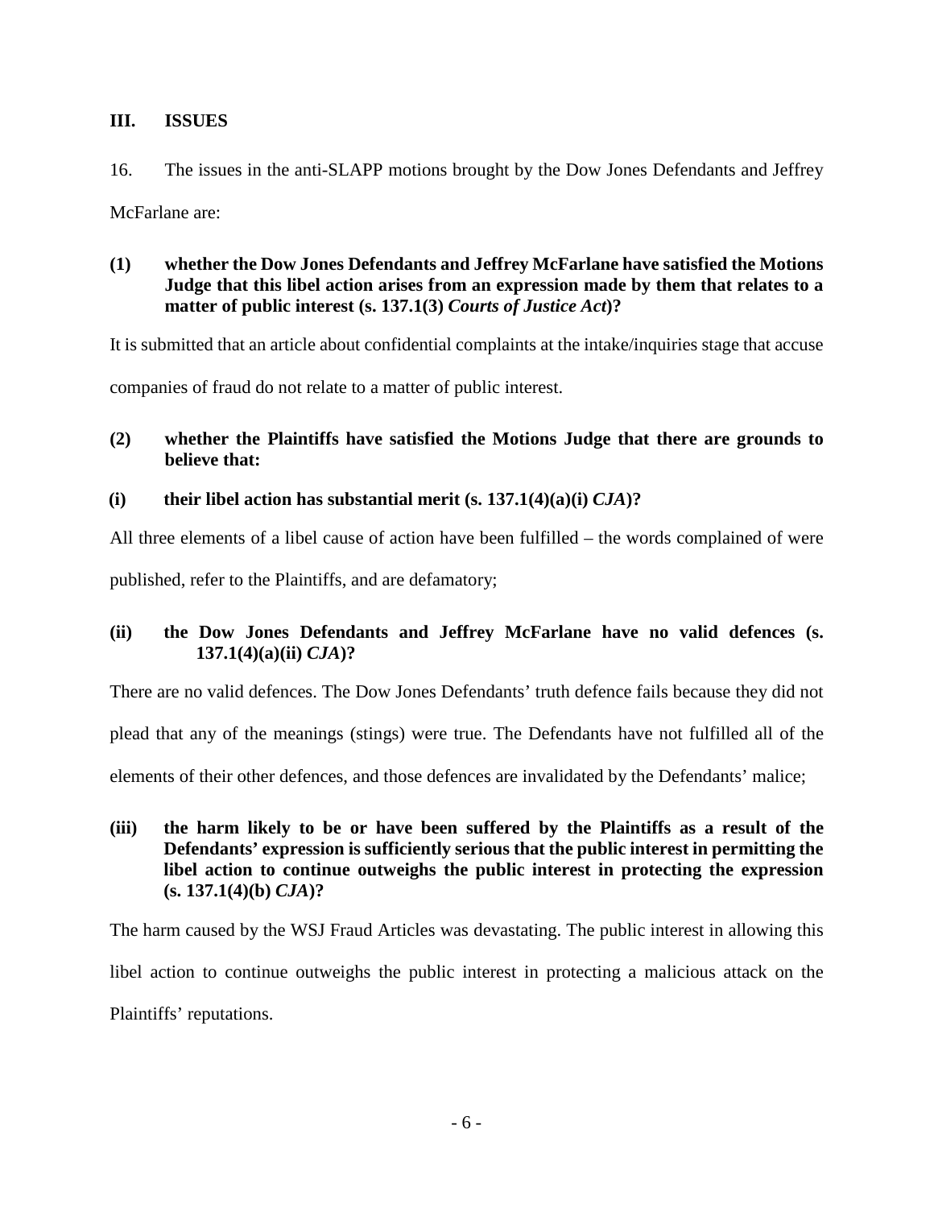## III. ISSUES

16. The issues in the anti-SLAPP motions brought by the Dow Jones Defendants and Jeffrey McFarlane are:

**(1) whether the Dow Jones Defendants and Jeffrey McFarlane have satisfied the Motions Judge that this libel action arises from an expression made by them that relates to a matter of public interest (s. 137.1(3) *Courts of Justice Act*)?**

It is submitted that an article about confidential complaints at the intake/inquiries stage that accuse companies of fraud do not relate to a matter of public interest.

**(2) whether the Plaintiffs have satisfied the Motions Judge that there are grounds to believe that:**

**(i) their libel action has substantial merit (s. 137.1(4)(a)(i) *CJA*)?**

All three elements of a libel cause of action have been fulfilled – the words complained of were published, refer to the Plaintiffs, and are defamatory;

**(ii) the Dow Jones Defendants and Jeffrey McFarlane have no valid defences (s. 137.1(4)(a)(ii) *CJA*)?**

There are no valid defences. The Dow Jones Defendants' truth defence fails because they did not plead that any of the meanings (stings) were true. The Defendants have not fulfilled all of the elements of their other defences, and those defences are invalidated by the Defendants' malice;

**(iii) the harm likely to be or have been suffered by the Plaintiffs as a result of the Defendants' expression is sufficiently serious that the public interest in permitting the libel action to continue outweighs the public interest in protecting the expression (s. 137.1(4)(b) *CJA*)?**

The harm caused by the WSJ Fraud Articles was devastating. The public interest in allowing this libel action to continue outweighs the public interest in protecting a malicious attack on the Plaintiffs' reputations.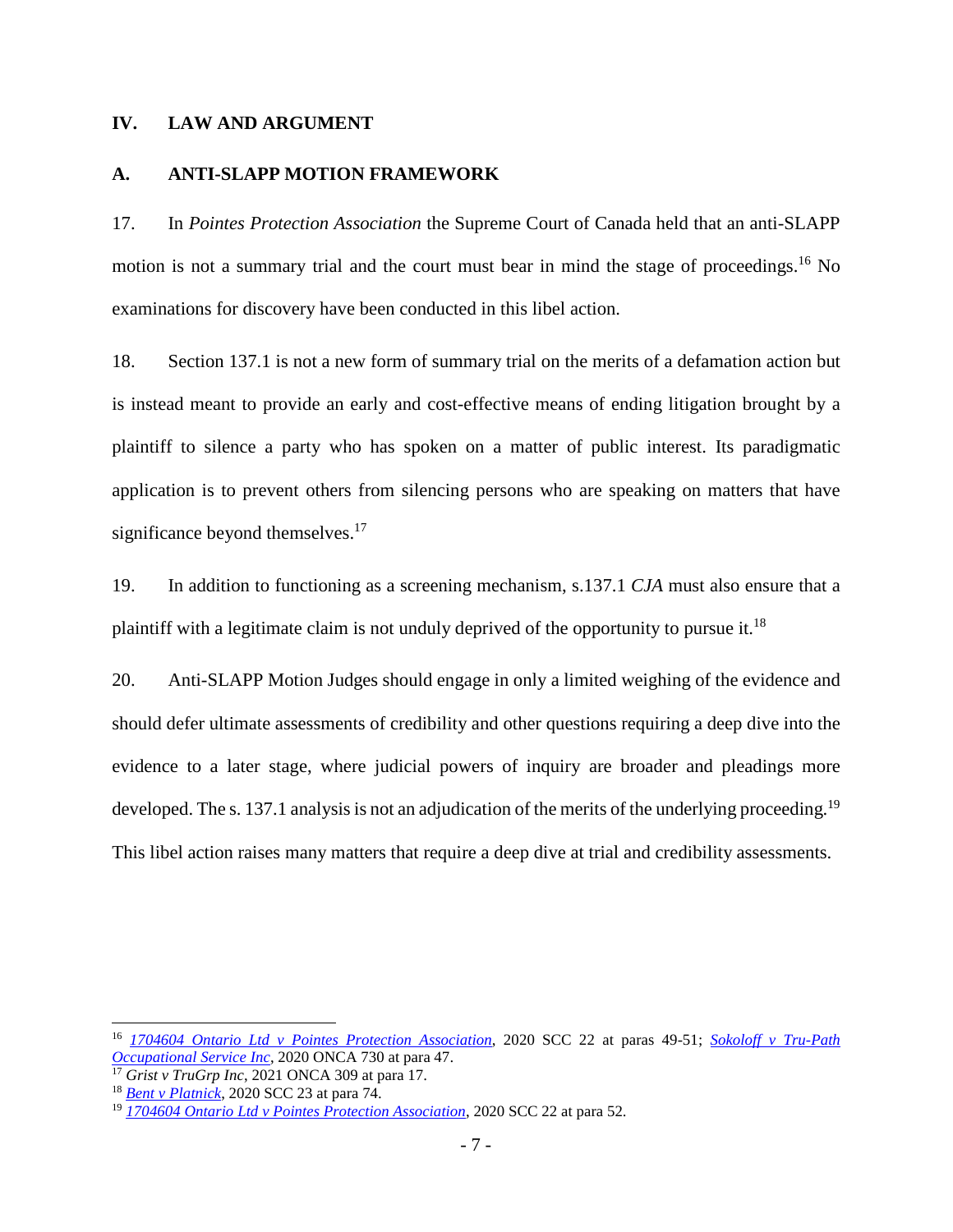## IV. LAW AND ARGUMENT

### A. ANTI-SLAPP MOTION FRAMEWORK

17. In *Pointes Protection Association* the Supreme Court of Canada held that an anti-SLAPP motion is not a summary trial and the court must bear in mind the stage of proceedings.[16] No examinations for discovery have been conducted in this libel action.

18. Section 137.1 is not a new form of summary trial on the merits of a defamation action but is instead meant to provide an early and cost-effective means of ending litigation brought by a plaintiff to silence a party who has spoken on a matter of public interest. Its paradigmatic application is to prevent others from silencing persons who are speaking on matters that have significance beyond themselves.[17]

19. In addition to functioning as a screening mechanism, s.137.1 *CJA* must also ensure that a plaintiff with a legitimate claim is not unduly deprived of the opportunity to pursue it.[18]

20. Anti-SLAPP Motion Judges should engage in only a limited weighing of the evidence and should defer ultimate assessments of credibility and other questions requiring a deep dive into the evidence to a later stage, where judicial powers of inquiry are broader and pleadings more developed. The s. 137.1 analysis is not an adjudication of the merits of the underlying proceeding.[19] This libel action raises many matters that require a deep dive at trial and credibility assessments.

---

[16] *1704604 Ontario Ltd v Pointes Protection Association*, 2020 SCC 22 at paras 49-51; *Sokoloff v Tru-Path Occupational Service Inc*, 2020 ONCA 730 at para 47.

[17] *Grist v TruGrp Inc*, 2021 ONCA 309 at para 17.

[18] *Bent v Platnick*, 2020 SCC 23 at para 74.

[19] *1704604 Ontario Ltd v Pointes Protection Association*, 2020 SCC 22 at para 52.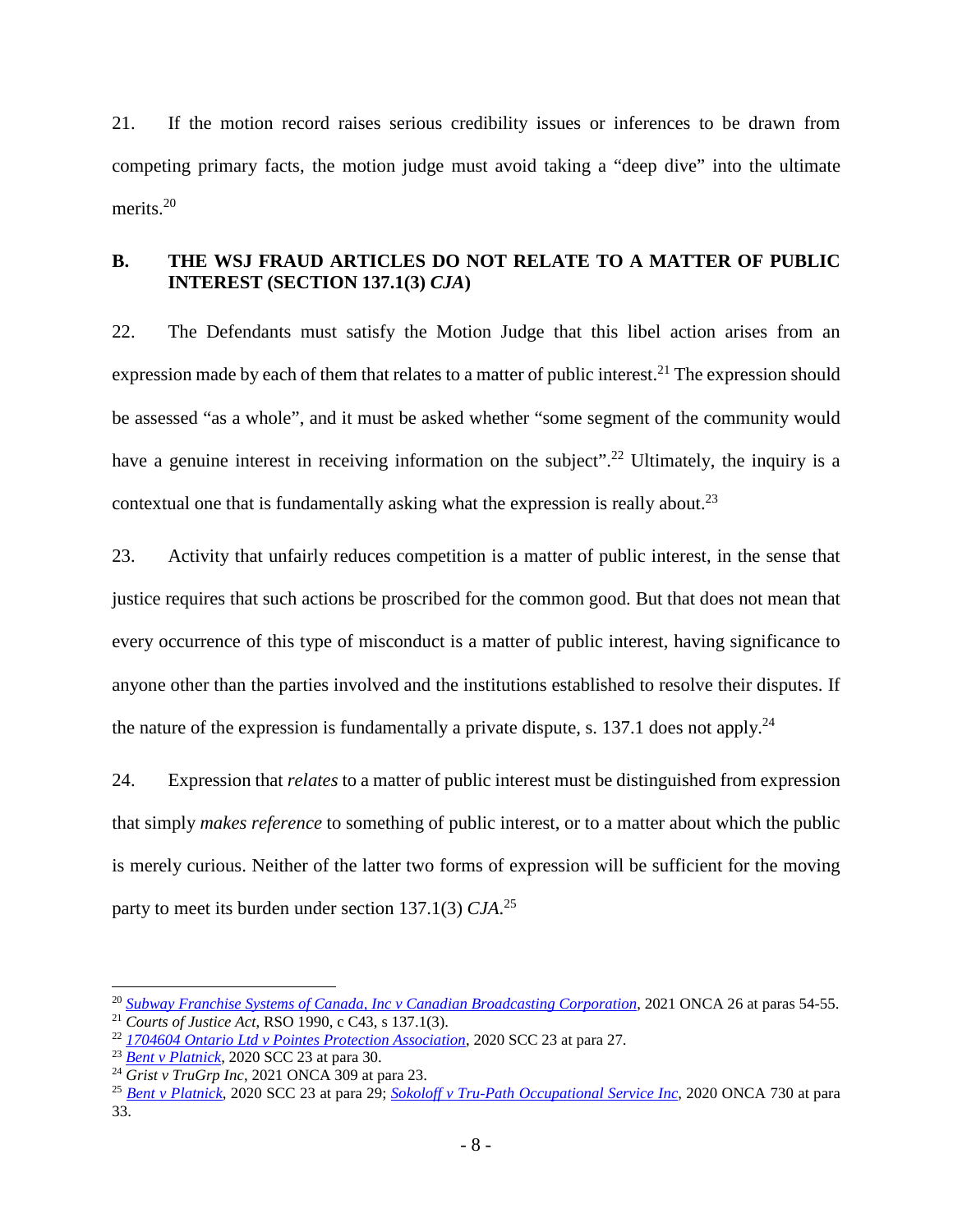21. If the motion record raises serious credibility issues or inferences to be drawn from competing primary facts, the motion judge must avoid taking a "deep dive" into the ultimate merits.[20]

## B. THE WSJ FRAUD ARTICLES DO NOT RELATE TO A MATTER OF PUBLIC INTEREST (SECTION 137.1(3) *CJA*)

22. The Defendants must satisfy the Motion Judge that this libel action arises from an expression made by each of them that relates to a matter of public interest.[21] The expression should be assessed "as a whole", and it must be asked whether "some segment of the community would have a genuine interest in receiving information on the subject".[22] Ultimately, the inquiry is a contextual one that is fundamentally asking what the expression is really about.[23]

23. Activity that unfairly reduces competition is a matter of public interest, in the sense that justice requires that such actions be proscribed for the common good. But that does not mean that every occurrence of this type of misconduct is a matter of public interest, having significance to anyone other than the parties involved and the institutions established to resolve their disputes. If the nature of the expression is fundamentally a private dispute, s. 137.1 does not apply.[24]

24. Expression that *relates* to a matter of public interest must be distinguished from expression that simply *makes reference* to something of public interest, or to a matter about which the public is merely curious. Neither of the latter two forms of expression will be sufficient for the moving party to meet its burden under section 137.1(3) *CJA*.[25]

---

[20] *Subway Franchise Systems of Canada, Inc v Canadian Broadcasting Corporation*, 2021 ONCA 26 at paras 54-55.

[21] *Courts of Justice Act*, RSO 1990, c C43, s 137.1(3).

[22] *1704604 Ontario Ltd v Pointes Protection Association*, 2020 SCC 23 at para 27.

[23] *Bent v Platnick*, 2020 SCC 23 at para 30.

[24] *Grist v TruGrp Inc*, 2021 ONCA 309 at para 23.

[25] *Bent v Platnick*, 2020 SCC 23 at para 29; *Sokoloff v Tru-Path Occupational Service Inc*, 2020 ONCA 730 at para 33.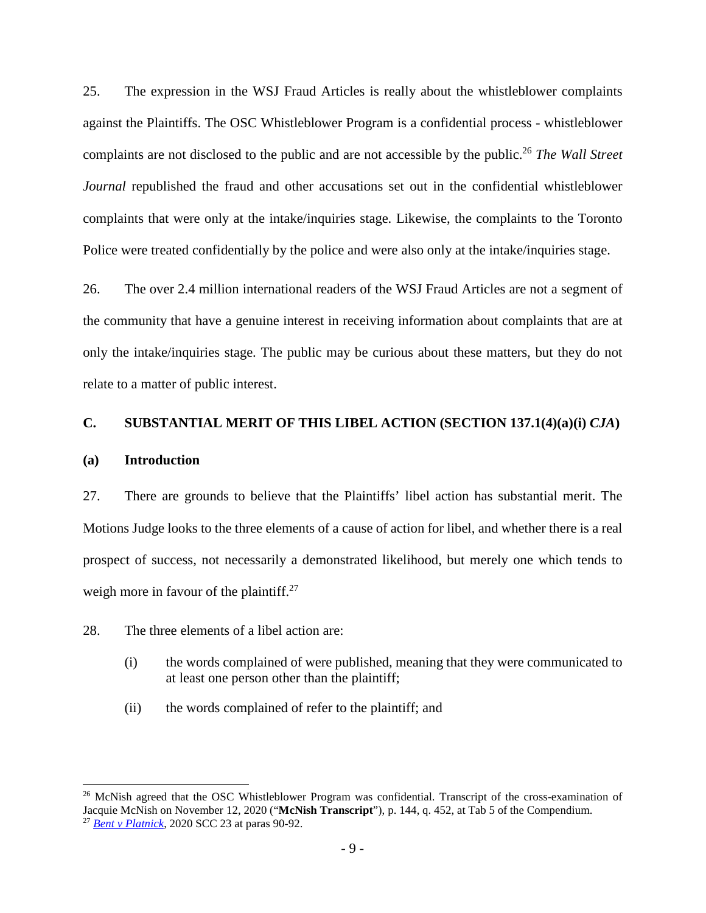25. The expression in the WSJ Fraud Articles is really about the whistleblower complaints against the Plaintiffs. The OSC Whistleblower Program is a confidential process - whistleblower complaints are not disclosed to the public and are not accessible by the public.[26] *The Wall Street Journal* republished the fraud and other accusations set out in the confidential whistleblower complaints that were only at the intake/inquiries stage. Likewise, the complaints to the Toronto Police were treated confidentially by the police and were also only at the intake/inquiries stage.

26. The over 2.4 million international readers of the WSJ Fraud Articles are not a segment of the community that have a genuine interest in receiving information about complaints that are at only the intake/inquiries stage. The public may be curious about these matters, but they do not relate to a matter of public interest.

## C. SUBSTANTIAL MERIT OF THIS LIBEL ACTION (SECTION 137.1(4)(a)(i) *CJA*)

### (a) Introduction

27. There are grounds to believe that the Plaintiffs' libel action has substantial merit. The Motions Judge looks to the three elements of a cause of action for libel, and whether there is a real prospect of success, not necessarily a demonstrated likelihood, but merely one which tends to weigh more in favour of the plaintiff.[27]

28. The three elements of a libel action are:

(i) the words complained of were published, meaning that they were communicated to at least one person other than the plaintiff;

(ii) the words complained of refer to the plaintiff; and

---

[26] McNish agreed that the OSC Whistleblower Program was confidential. Transcript of the cross-examination of Jacquie McNish on November 12, 2020 ("**McNish Transcript**"), p. 144, q. 452, at Tab 5 of the Compendium.

[27] *Bent v Platnick*, 2020 SCC 23 at paras 90-92.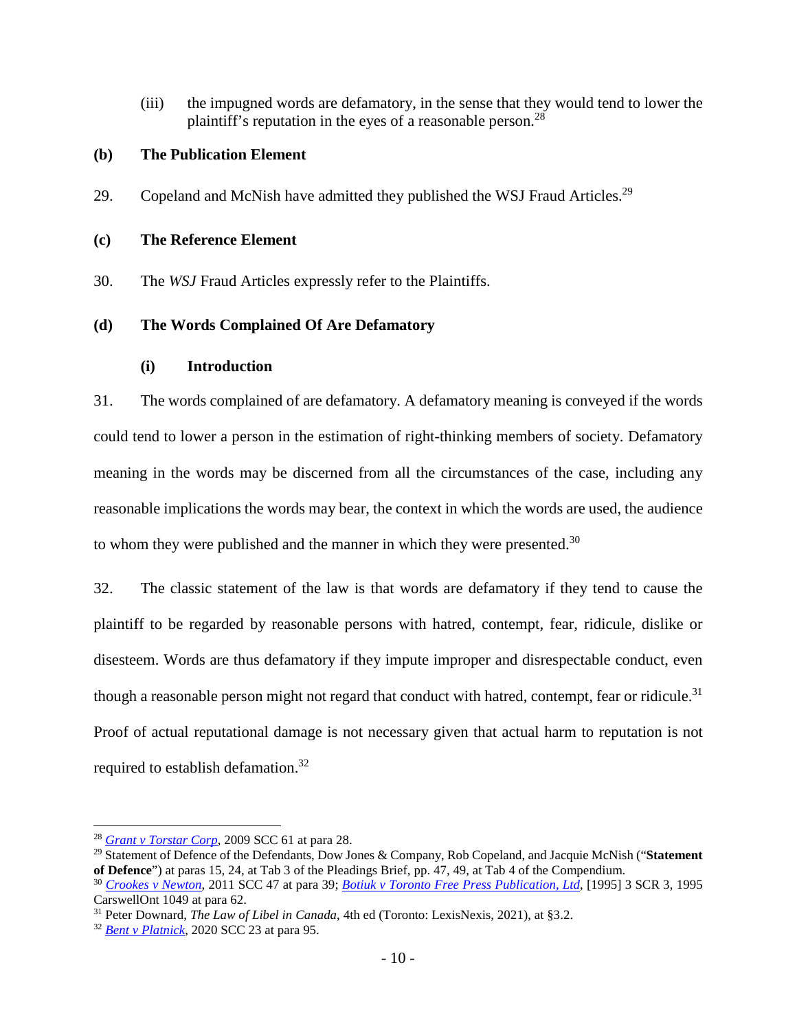(iii) the impugned words are defamatory, in the sense that they would tend to lower the plaintiff's reputation in the eyes of a reasonable person.[28]

### (b) The Publication Element

29. Copeland and McNish have admitted they published the WSJ Fraud Articles.[29]

### (c) The Reference Element

30. The *WSJ* Fraud Articles expressly refer to the Plaintiffs.

### (d) The Words Complained Of Are Defamatory

#### (i) Introduction

31. The words complained of are defamatory. A defamatory meaning is conveyed if the words could tend to lower a person in the estimation of right-thinking members of society. Defamatory meaning in the words may be discerned from all the circumstances of the case, including any reasonable implications the words may bear, the context in which the words are used, the audience to whom they were published and the manner in which they were presented.[30]

32. The classic statement of the law is that words are defamatory if they tend to cause the plaintiff to be regarded by reasonable persons with hatred, contempt, fear, ridicule, dislike or disesteem. Words are thus defamatory if they impute improper and disrespectable conduct, even though a reasonable person might not regard that conduct with hatred, contempt, fear or ridicule.[31] Proof of actual reputational damage is not necessary given that actual harm to reputation is not required to establish defamation.[32]

---

[28] *Grant v Torstar Corp*, 2009 SCC 61 at para 28.

[29] Statement of Defence of the Defendants, Dow Jones & Company, Rob Copeland, and Jacquie McNish ("**Statement of Defence**") at paras 15, 24, at Tab 3 of the Pleadings Brief, pp. 47, 49, at Tab 4 of the Compendium.

[30] *Crookes v Newton*, 2011 SCC 47 at para 39; *Botiuk v Toronto Free Press Publication, Ltd*, [1995] 3 SCR 3, 1995 CarswellOnt 1049 at para 62.

[31] Peter Downard, *The Law of Libel in Canada*, 4th ed (Toronto: LexisNexis, 2021), at §3.2.

[32] *Bent v Platnick*, 2020 SCC 23 at para 95.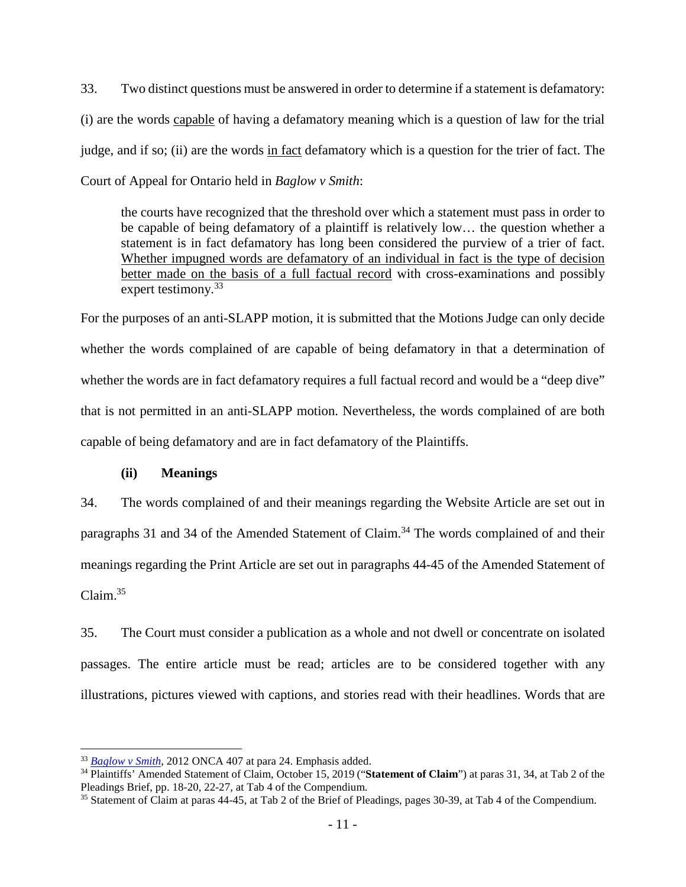33. Two distinct questions must be answered in order to determine if a statement is defamatory: (i) are the words capable of having a defamatory meaning which is a question of law for the trial judge, and if so; (ii) are the words in fact defamatory which is a question for the trier of fact. The Court of Appeal for Ontario held in *Baglow v Smith*:

> the courts have recognized that the threshold over which a statement must pass in order to be capable of being defamatory of a plaintiff is relatively low… the question whether a statement is in fact defamatory has long been considered the purview of a trier of fact. Whether impugned words are defamatory of an individual in fact is the type of decision better made on the basis of a full factual record with cross-examinations and possibly expert testimony.[33]

For the purposes of an anti-SLAPP motion, it is submitted that the Motions Judge can only decide whether the words complained of are capable of being defamatory in that a determination of whether the words are in fact defamatory requires a full factual record and would be a "deep dive" that is not permitted in an anti-SLAPP motion. Nevertheless, the words complained of are both capable of being defamatory and are in fact defamatory of the Plaintiffs.

### (ii) Meanings

34. The words complained of and their meanings regarding the Website Article are set out in paragraphs 31 and 34 of the Amended Statement of Claim.[34] The words complained of and their meanings regarding the Print Article are set out in paragraphs 44-45 of the Amended Statement of Claim.[35]

35. The Court must consider a publication as a whole and not dwell or concentrate on isolated passages. The entire article must be read; articles are to be considered together with any illustrations, pictures viewed with captions, and stories read with their headlines. Words that are

---

[33] *Baglow v Smith*, 2012 ONCA 407 at para 24. Emphasis added.

[34] Plaintiffs' Amended Statement of Claim, October 15, 2019 ("**Statement of Claim**") at paras 31, 34, at Tab 2 of the Pleadings Brief, pp. 18-20, 22-27, at Tab 4 of the Compendium.

[35] Statement of Claim at paras 44-45, at Tab 2 of the Brief of Pleadings, pages 30-39, at Tab 4 of the Compendium.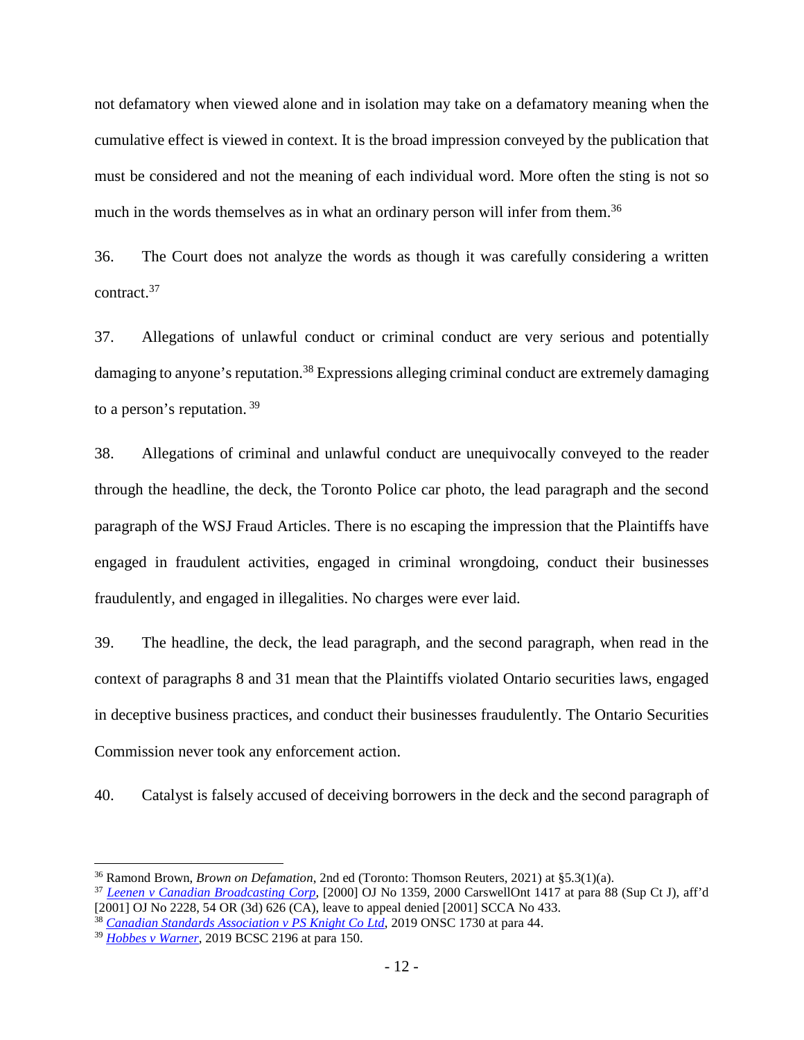not defamatory when viewed alone and in isolation may take on a defamatory meaning when the cumulative effect is viewed in context. It is the broad impression conveyed by the publication that must be considered and not the meaning of each individual word. More often the sting is not so much in the words themselves as in what an ordinary person will infer from them.[36]

36. The Court does not analyze the words as though it was carefully considering a written contract.[37]

37. Allegations of unlawful conduct or criminal conduct are very serious and potentially damaging to anyone's reputation.[38] Expressions alleging criminal conduct are extremely damaging to a person's reputation. [39]

38. Allegations of criminal and unlawful conduct are unequivocally conveyed to the reader through the headline, the deck, the Toronto Police car photo, the lead paragraph and the second paragraph of the WSJ Fraud Articles. There is no escaping the impression that the Plaintiffs have engaged in fraudulent activities, engaged in criminal wrongdoing, conduct their businesses fraudulently, and engaged in illegalities. No charges were ever laid.

39. The headline, the deck, the lead paragraph, and the second paragraph, when read in the context of paragraphs 8 and 31 mean that the Plaintiffs violated Ontario securities laws, engaged in deceptive business practices, and conduct their businesses fraudulently. The Ontario Securities Commission never took any enforcement action.

40. Catalyst is falsely accused of deceiving borrowers in the deck and the second paragraph of

---

[36] Ramond Brown, *Brown on Defamation*, 2nd ed (Toronto: Thomson Reuters, 2021) at §5.3(1)(a).

[37] *Leenen v Canadian Broadcasting Corp*, [2000] OJ No 1359, 2000 CarswellOnt 1417 at para 88 (Sup Ct J), aff'd [2001] OJ No 2228, 54 OR (3d) 626 (CA), leave to appeal denied [2001] SCCA No 433.

[38] *Canadian Standards Association v PS Knight Co Ltd*, 2019 ONSC 1730 at para 44.

[39] *Hobbes v Warner*, 2019 BCSC 2196 at para 150.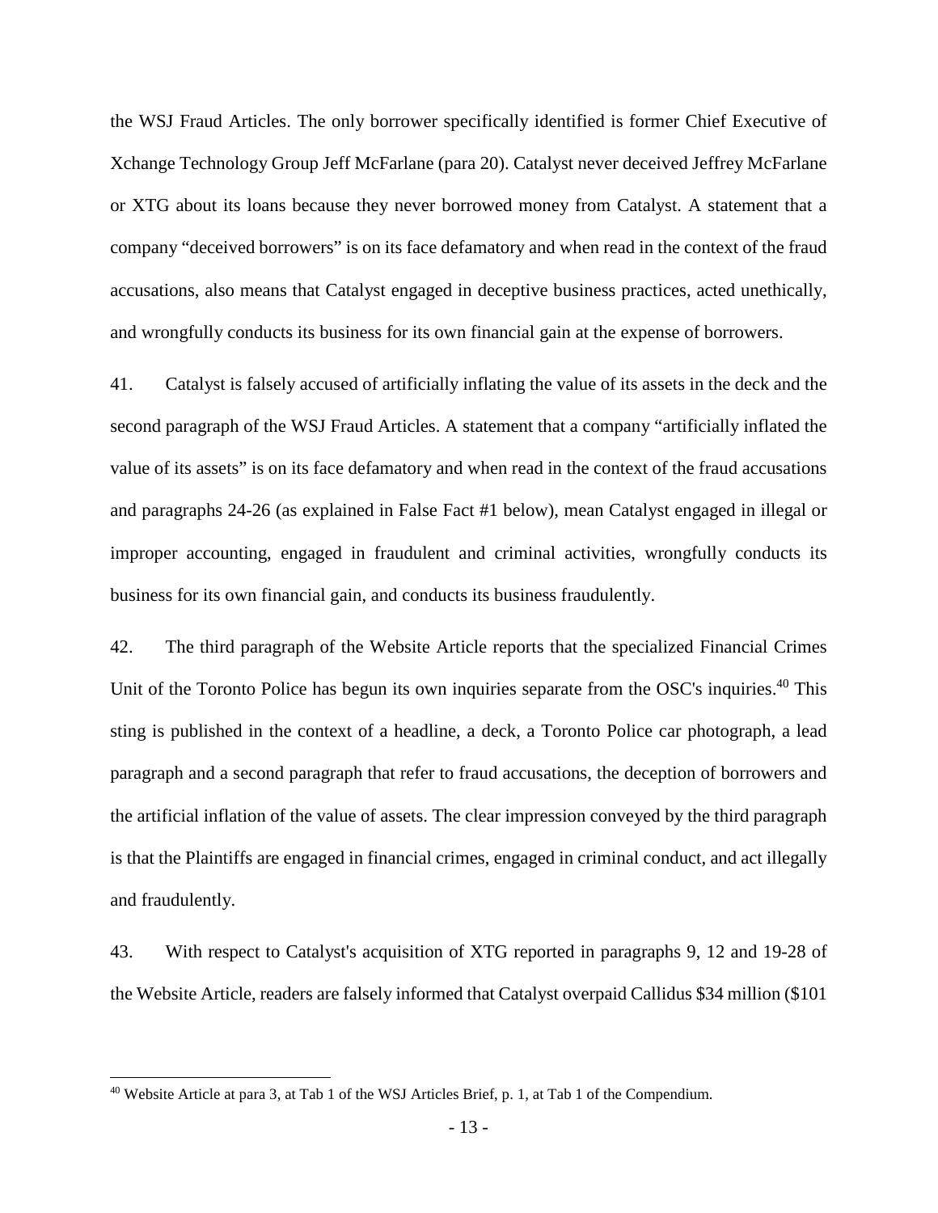the WSJ Fraud Articles. The only borrower specifically identified is former Chief Executive of Xchange Technology Group Jeff McFarlane (para 20). Catalyst never deceived Jeffrey McFarlane or XTG about its loans because they never borrowed money from Catalyst. A statement that a company "deceived borrowers" is on its face defamatory and when read in the context of the fraud accusations, also means that Catalyst engaged in deceptive business practices, acted unethically, and wrongfully conducts its business for its own financial gain at the expense of borrowers.

41. Catalyst is falsely accused of artificially inflating the value of its assets in the deck and the second paragraph of the WSJ Fraud Articles. A statement that a company "artificially inflated the value of its assets" is on its face defamatory and when read in the context of the fraud accusations and paragraphs 24-26 (as explained in False Fact #1 below), mean Catalyst engaged in illegal or improper accounting, engaged in fraudulent and criminal activities, wrongfully conducts its business for its own financial gain, and conducts its business fraudulently.

42. The third paragraph of the Website Article reports that the specialized Financial Crimes Unit of the Toronto Police has begun its own inquiries separate from the OSC's inquiries.[40] This sting is published in the context of a headline, a deck, a Toronto Police car photograph, a lead paragraph and a second paragraph that refer to fraud accusations, the deception of borrowers and the artificial inflation of the value of assets. The clear impression conveyed by the third paragraph is that the Plaintiffs are engaged in financial crimes, engaged in criminal conduct, and act illegally and fraudulently.

43. With respect to Catalyst's acquisition of XTG reported in paragraphs 9, 12 and 19-28 of the Website Article, readers are falsely informed that Catalyst overpaid Callidus $34 million ($101

[40] Website Article at para 3, at Tab 1 of the WSJ Articles Brief, p. 1, at Tab 1 of the Compendium.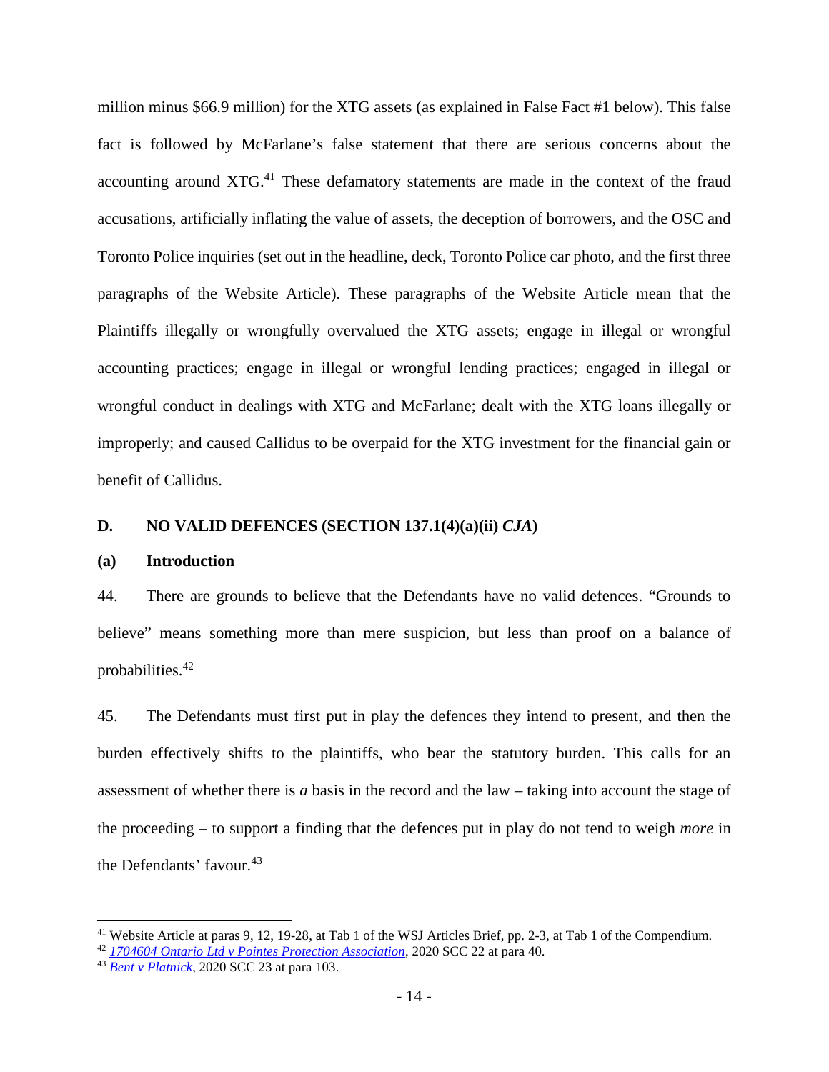million minus $66.9 million) for the XTG assets (as explained in False Fact #1 below). This false fact is followed by McFarlane's false statement that there are serious concerns about the accounting around XTG.[41] These defamatory statements are made in the context of the fraud accusations, artificially inflating the value of assets, the deception of borrowers, and the OSC and Toronto Police inquiries (set out in the headline, deck, Toronto Police car photo, and the first three paragraphs of the Website Article). These paragraphs of the Website Article mean that the Plaintiffs illegally or wrongfully overvalued the XTG assets; engage in illegal or wrongful accounting practices; engage in illegal or wrongful lending practices; engaged in illegal or wrongful conduct in dealings with XTG and McFarlane; dealt with the XTG loans illegally or improperly; and caused Callidus to be overpaid for the XTG investment for the financial gain or benefit of Callidus.

## D. NO VALID DEFENCES (SECTION 137.1(4)(a)(ii) *CJA*)

### (a) Introduction

44. There are grounds to believe that the Defendants have no valid defences. "Grounds to believe" means something more than mere suspicion, but less than proof on a balance of probabilities.[42]

45. The Defendants must first put in play the defences they intend to present, and then the burden effectively shifts to the plaintiffs, who bear the statutory burden. This calls for an assessment of whether there is *a* basis in the record and the law – taking into account the stage of the proceeding – to support a finding that the defences put in play do not tend to weigh *more* in the Defendants' favour.[43]

---

[41] Website Article at paras 9, 12, 19-28, at Tab 1 of the WSJ Articles Brief, pp. 2-3, at Tab 1 of the Compendium.

[42] *1704604 Ontario Ltd v Pointes Protection Association*, 2020 SCC 22 at para 40.

[43] *Bent v Platnick*, 2020 SCC 23 at para 103.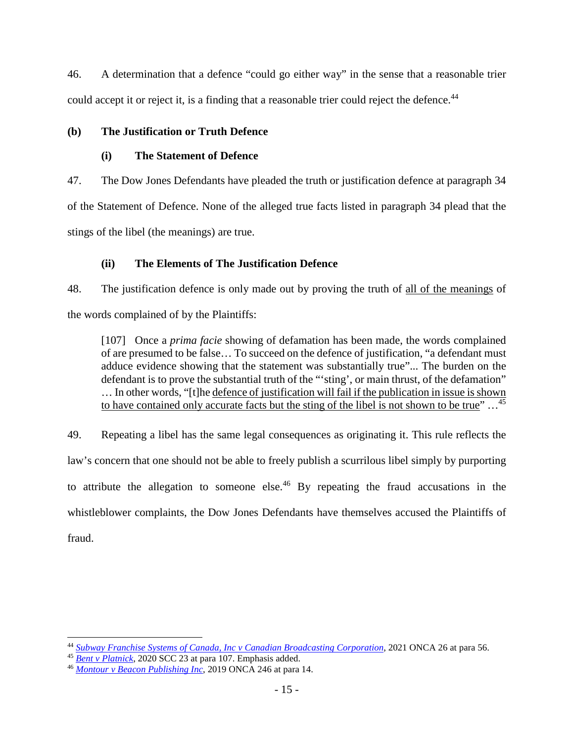46. A determination that a defence "could go either way" in the sense that a reasonable trier could accept it or reject it, is a finding that a reasonable trier could reject the defence.[44]

**(b) The Justification or Truth Defence**

**(i) The Statement of Defence**

47. The Dow Jones Defendants have pleaded the truth or justification defence at paragraph 34 of the Statement of Defence. None of the alleged true facts listed in paragraph 34 plead that the stings of the libel (the meanings) are true.

**(ii) The Elements of The Justification Defence**

48. The justification defence is only made out by proving the truth of <u>all of the meanings</u> of the words complained of by the Plaintiffs:

> [107] Once a *prima facie* showing of defamation has been made, the words complained of are presumed to be false… To succeed on the defence of justification, "a defendant must adduce evidence showing that the statement was substantially true"... The burden on the defendant is to prove the substantial truth of the "'sting', or main thrust, of the defamation" … In other words, "[t]he <u>defence of justification will fail if the publication in issue is shown to have contained only accurate facts but the sting of the libel is not shown to be true</u>" …[45]

49. Repeating a libel has the same legal consequences as originating it. This rule reflects the law's concern that one should not be able to freely publish a scurrilous libel simply by purporting to attribute the allegation to someone else.[46] By repeating the fraud accusations in the whistleblower complaints, the Dow Jones Defendants have themselves accused the Plaintiffs of fraud.

---

[44] *Subway Franchise Systems of Canada, Inc v Canadian Broadcasting Corporation*, 2021 ONCA 26 at para 56.

[45] *Bent v Platnick*, 2020 SCC 23 at para 107. Emphasis added.

[46] *Montour v Beacon Publishing Inc*, 2019 ONCA 246 at para 14.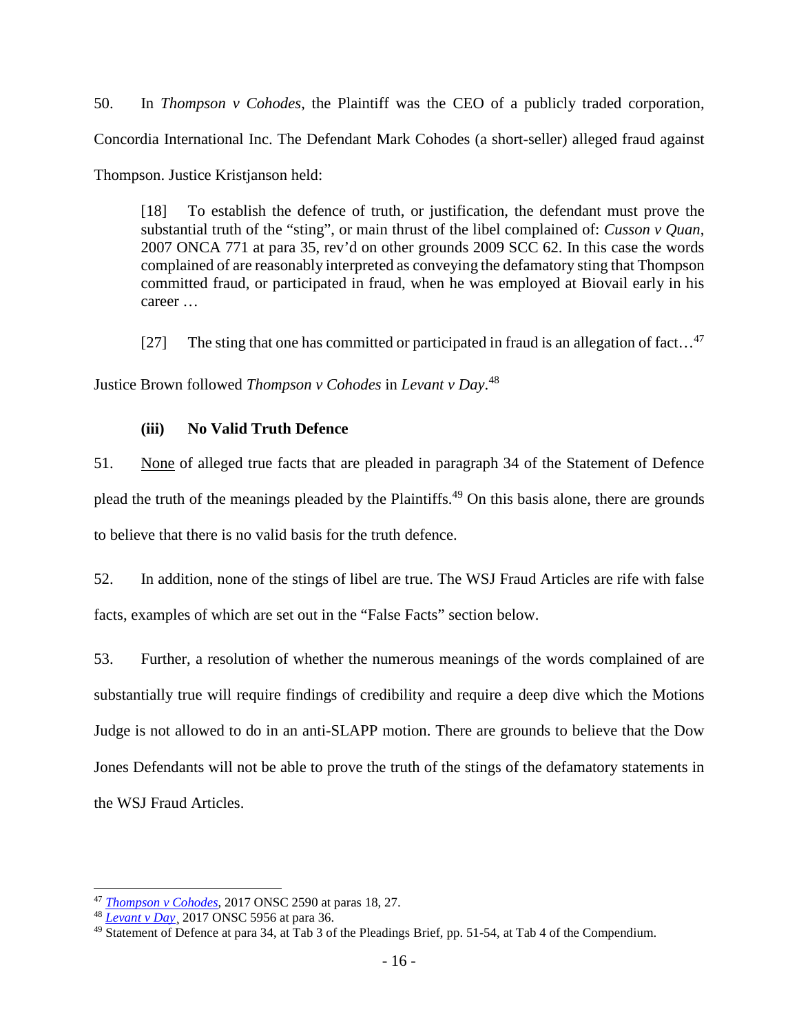50. In *Thompson v Cohodes*, the Plaintiff was the CEO of a publicly traded corporation, Concordia International Inc. The Defendant Mark Cohodes (a short-seller) alleged fraud against Thompson. Justice Kristjanson held:

> [18] To establish the defence of truth, or justification, the defendant must prove the substantial truth of the "sting", or main thrust of the libel complained of: *Cusson v Quan*, 2007 ONCA 771 at para 35, rev'd on other grounds 2009 SCC 62. In this case the words complained of are reasonably interpreted as conveying the defamatory sting that Thompson committed fraud, or participated in fraud, when he was employed at Biovail early in his career …
>
> [27] The sting that one has committed or participated in fraud is an allegation of fact…[47]

Justice Brown followed *Thompson v Cohodes* in *Levant v Day*.[48]

### (iii) No Valid Truth Defence

51. <u>None</u> of alleged true facts that are pleaded in paragraph 34 of the Statement of Defence plead the truth of the meanings pleaded by the Plaintiffs.[49] On this basis alone, there are grounds to believe that there is no valid basis for the truth defence.

52. In addition, none of the stings of libel are true. The WSJ Fraud Articles are rife with false facts, examples of which are set out in the "False Facts" section below.

53. Further, a resolution of whether the numerous meanings of the words complained of are substantially true will require findings of credibility and require a deep dive which the Motions Judge is not allowed to do in an anti-SLAPP motion. There are grounds to believe that the Dow Jones Defendants will not be able to prove the truth of the stings of the defamatory statements in the WSJ Fraud Articles.

---

[47] *Thompson v Cohodes*, 2017 ONSC 2590 at paras 18, 27.

[48] *Levant v Day*, 2017 ONSC 5956 at para 36.

[49] Statement of Defence at para 34, at Tab 3 of the Pleadings Brief, pp. 51-54, at Tab 4 of the Compendium.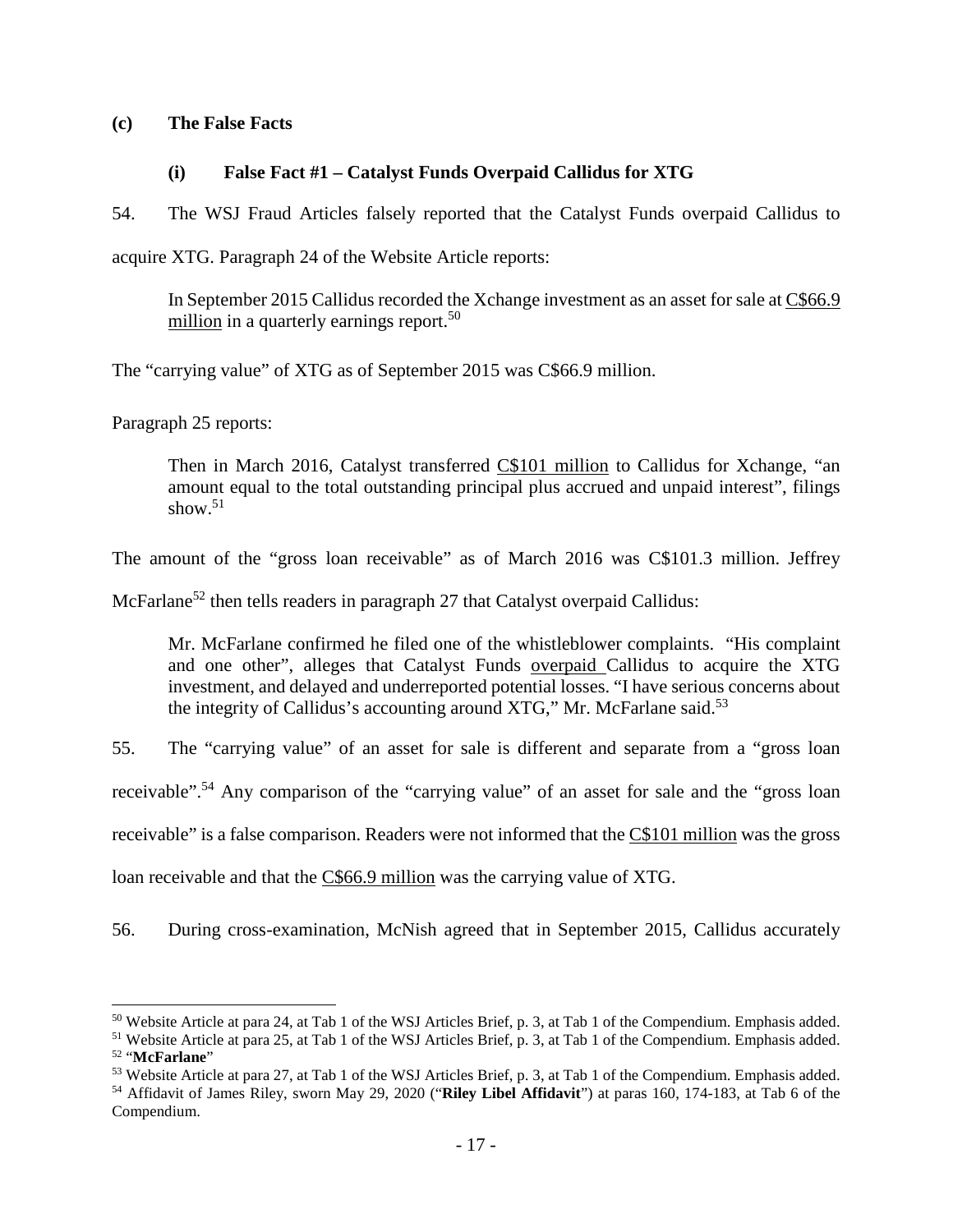**(c) The False Facts**

**(i) False Fact #1 – Catalyst Funds Overpaid Callidus for XTG**

54. The WSJ Fraud Articles falsely reported that the Catalyst Funds overpaid Callidus to acquire XTG. Paragraph 24 of the Website Article reports:

> In September 2015 Callidus recorded the Xchange investment as an asset for sale at C$66.9 million in a quarterly earnings report.[50]

The "carrying value" of XTG as of September 2015 was C$66.9 million.

Paragraph 25 reports:

> Then in March 2016, Catalyst transferred C$101 million to Callidus for Xchange, "an amount equal to the total outstanding principal plus accrued and unpaid interest", filings show.[51]

The amount of the "gross loan receivable" as of March 2016 was C$101.3 million. Jeffrey McFarlane[52] then tells readers in paragraph 27 that Catalyst overpaid Callidus:

> Mr. McFarlane confirmed he filed one of the whistleblower complaints. "His complaint and one other", alleges that Catalyst Funds overpaid Callidus to acquire the XTG investment, and delayed and underreported potential losses. "I have serious concerns about the integrity of Callidus's accounting around XTG," Mr. McFarlane said.[53]

55. The "carrying value" of an asset for sale is different and separate from a "gross loan receivable".[54] Any comparison of the "carrying value" of an asset for sale and the "gross loan receivable" is a false comparison. Readers were not informed that the C$101 million was the gross loan receivable and that the C$66.9 million was the carrying value of XTG.

56. During cross-examination, McNish agreed that in September 2015, Callidus accurately

---

[50] Website Article at para 24, at Tab 1 of the WSJ Articles Brief, p. 3, at Tab 1 of the Compendium. Emphasis added.

[51] Website Article at para 25, at Tab 1 of the WSJ Articles Brief, p. 3, at Tab 1 of the Compendium. Emphasis added.

[52] "**McFarlane**"

[53] Website Article at para 27, at Tab 1 of the WSJ Articles Brief, p. 3, at Tab 1 of the Compendium. Emphasis added.

[54] Affidavit of James Riley, sworn May 29, 2020 ("**Riley Libel Affidavit**") at paras 160, 174-183, at Tab 6 of the Compendium.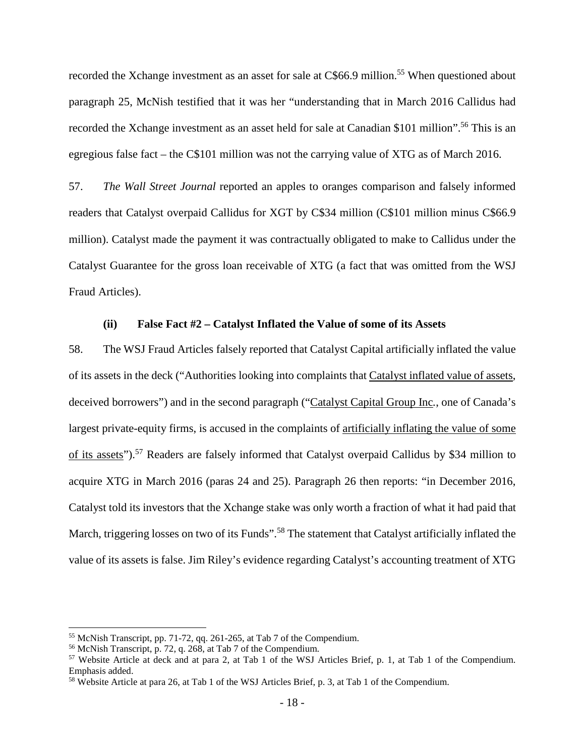recorded the Xchange investment as an asset for sale at C$66.9 million.[55] When questioned about paragraph 25, McNish testified that it was her "understanding that in March 2016 Callidus had recorded the Xchange investment as an asset held for sale at Canadian $101 million".[56] This is an egregious false fact – the C$101 million was not the carrying value of XTG as of March 2016.

57. *The Wall Street Journal* reported an apples to oranges comparison and falsely informed readers that Catalyst overpaid Callidus for XGT by C$34 million (C$101 million minus C$66.9 million). Catalyst made the payment it was contractually obligated to make to Callidus under the Catalyst Guarantee for the gross loan receivable of XTG (a fact that was omitted from the WSJ Fraud Articles).

### (ii) False Fact #2 – Catalyst Inflated the Value of some of its Assets

58. The WSJ Fraud Articles falsely reported that Catalyst Capital artificially inflated the value of its assets in the deck ("Authorities looking into complaints that <u>Catalyst inflated value of assets</u>, deceived borrowers") and in the second paragraph ("<u>Catalyst Capital Group Inc.</u>, one of Canada's largest private-equity firms, is accused in the complaints of <u>artificially inflating the value of some of its assets</u>").[57] Readers are falsely informed that Catalyst overpaid Callidus by $34 million to acquire XTG in March 2016 (paras 24 and 25). Paragraph 26 then reports: "in December 2016, Catalyst told its investors that the Xchange stake was only worth a fraction of what it had paid that March, triggering losses on two of its Funds".[58] The statement that Catalyst artificially inflated the value of its assets is false. Jim Riley's evidence regarding Catalyst's accounting treatment of XTG

---

[55] McNish Transcript, pp. 71-72, qq. 261-265, at Tab 7 of the Compendium.

[56] McNish Transcript, p. 72, q. 268, at Tab 7 of the Compendium.

[57] Website Article at deck and at para 2, at Tab 1 of the WSJ Articles Brief, p. 1, at Tab 1 of the Compendium. Emphasis added.

[58] Website Article at para 26, at Tab 1 of the WSJ Articles Brief, p. 3, at Tab 1 of the Compendium.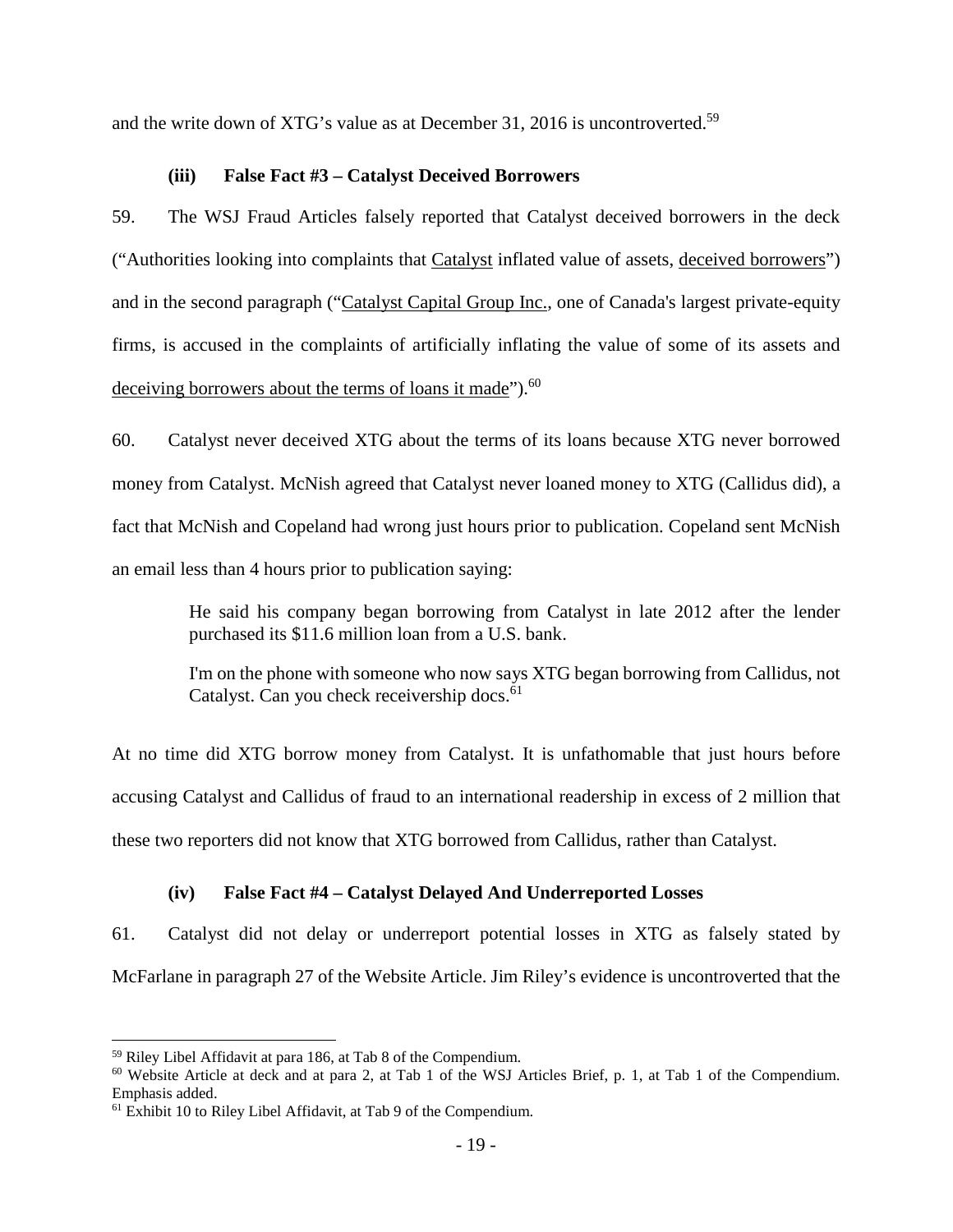and the write down of XTG's value as at December 31, 2016 is uncontroverted.[59]

#### (iii) False Fact #3 – Catalyst Deceived Borrowers

59. The WSJ Fraud Articles falsely reported that Catalyst deceived borrowers in the deck ("Authorities looking into complaints that <u>Catalyst</u> inflated value of assets, <u>deceived borrowers</u>") and in the second paragraph ("<u>Catalyst Capital Group Inc.</u>, one of Canada's largest private-equity firms, is accused in the complaints of artificially inflating the value of some of its assets and <u>deceiving borrowers about the terms of loans it made</u>").[60]

60. Catalyst never deceived XTG about the terms of its loans because XTG never borrowed money from Catalyst. McNish agreed that Catalyst never loaned money to XTG (Callidus did), a fact that McNish and Copeland had wrong just hours prior to publication. Copeland sent McNish an email less than 4 hours prior to publication saying:

> He said his company began borrowing from Catalyst in late 2012 after the lender purchased its $11.6 million loan from a U.S. bank.
>
> I'm on the phone with someone who now says XTG began borrowing from Callidus, not Catalyst. Can you check receivership docs.[61]

At no time did XTG borrow money from Catalyst. It is unfathomable that just hours before accusing Catalyst and Callidus of fraud to an international readership in excess of 2 million that these two reporters did not know that XTG borrowed from Callidus, rather than Catalyst.

#### (iv) False Fact #4 – Catalyst Delayed And Underreported Losses

61. Catalyst did not delay or underreport potential losses in XTG as falsely stated by McFarlane in paragraph 27 of the Website Article. Jim Riley's evidence is uncontroverted that the

---

[59] Riley Libel Affidavit at para 186, at Tab 8 of the Compendium.

[60] Website Article at deck and at para 2, at Tab 1 of the WSJ Articles Brief, p. 1, at Tab 1 of the Compendium. Emphasis added.

[61] Exhibit 10 to Riley Libel Affidavit, at Tab 9 of the Compendium.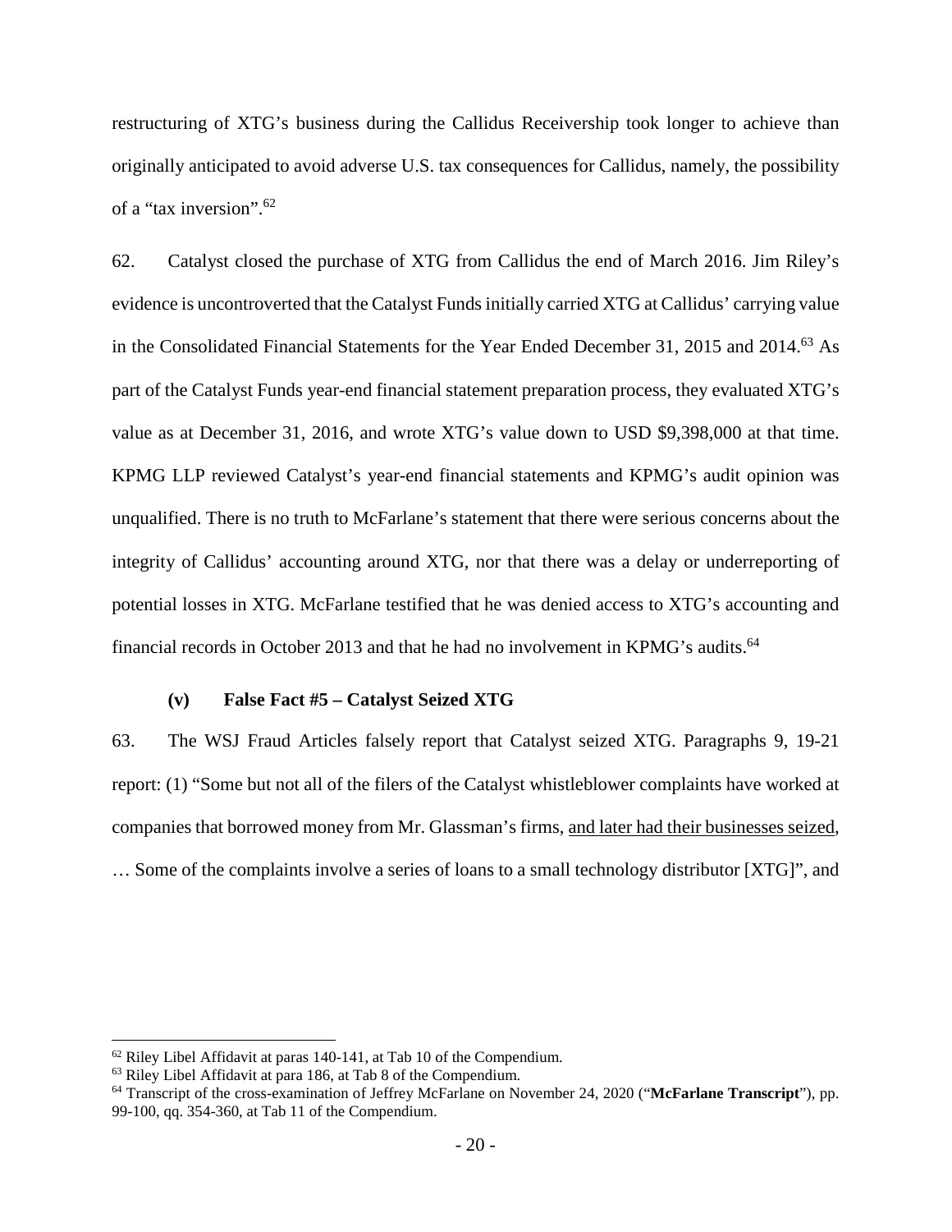restructuring of XTG's business during the Callidus Receivership took longer to achieve than originally anticipated to avoid adverse U.S. tax consequences for Callidus, namely, the possibility of a "tax inversion".[62]

62. Catalyst closed the purchase of XTG from Callidus the end of March 2016. Jim Riley's evidence is uncontroverted that the Catalyst Funds initially carried XTG at Callidus' carrying value in the Consolidated Financial Statements for the Year Ended December 31, 2015 and 2014.[63] As part of the Catalyst Funds year-end financial statement preparation process, they evaluated XTG's value as at December 31, 2016, and wrote XTG's value down to USD $9,398,000 at that time. KPMG LLP reviewed Catalyst's year-end financial statements and KPMG's audit opinion was unqualified. There is no truth to McFarlane's statement that there were serious concerns about the integrity of Callidus' accounting around XTG, nor that there was a delay or underreporting of potential losses in XTG. McFarlane testified that he was denied access to XTG's accounting and financial records in October 2013 and that he had no involvement in KPMG's audits.[64]

#### (v) False Fact #5 – Catalyst Seized XTG

63. The WSJ Fraud Articles falsely report that Catalyst seized XTG. Paragraphs 9, 19-21 report: (1) "Some but not all of the filers of the Catalyst whistleblower complaints have worked at companies that borrowed money from Mr. Glassman's firms, <u>and later had their businesses seized</u>, … Some of the complaints involve a series of loans to a small technology distributor [XTG]", and

---

[62] Riley Libel Affidavit at paras 140-141, at Tab 10 of the Compendium.

[63] Riley Libel Affidavit at para 186, at Tab 8 of the Compendium.

[64] Transcript of the cross-examination of Jeffrey McFarlane on November 24, 2020 ("**McFarlane Transcript**"), pp. 99-100, qq. 354-360, at Tab 11 of the Compendium.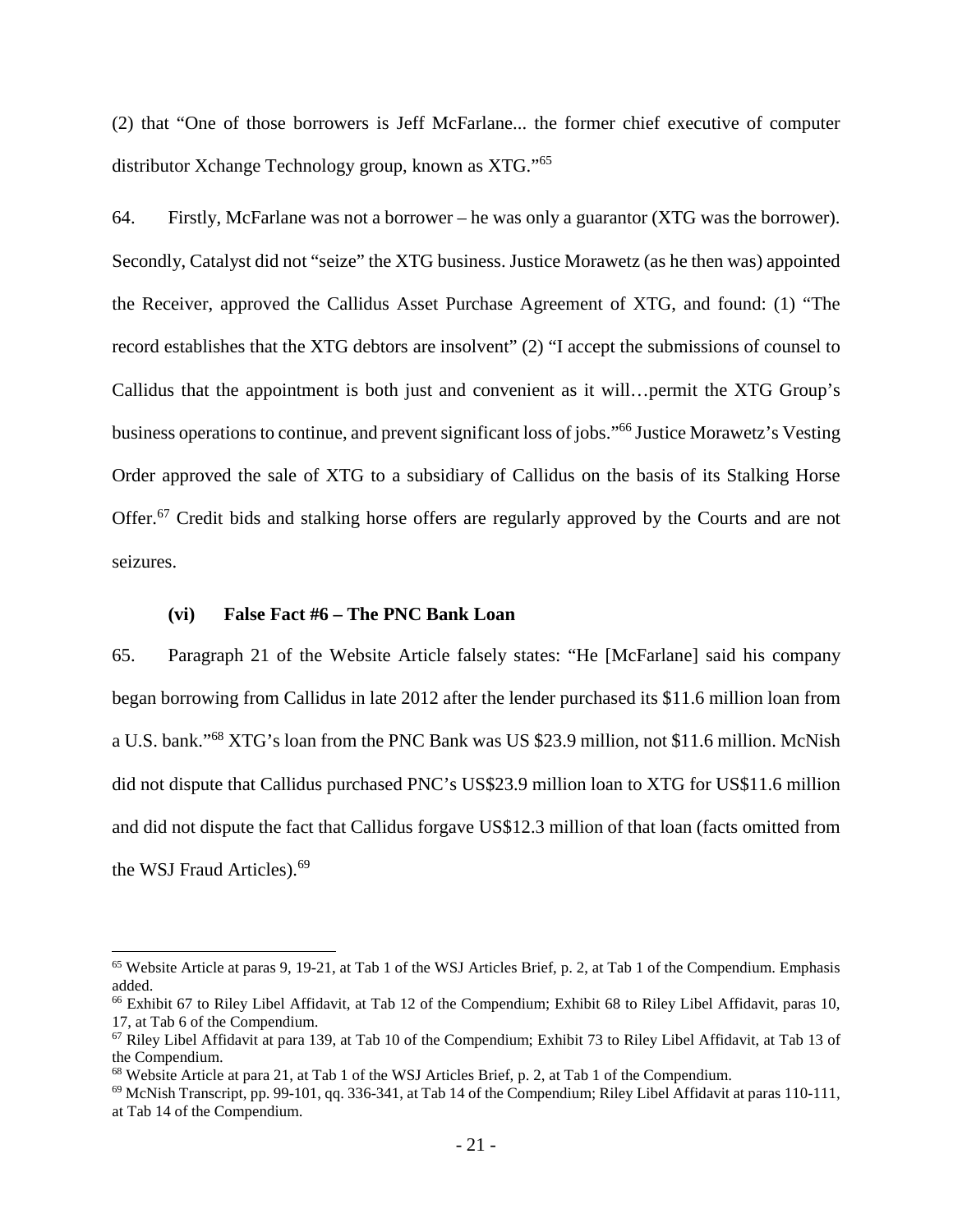(2) that "One of those borrowers is Jeff McFarlane... the former chief executive of computer distributor Xchange Technology group, known as XTG."[65]

64. Firstly, McFarlane was not a borrower – he was only a guarantor (XTG was the borrower). Secondly, Catalyst did not "seize" the XTG business. Justice Morawetz (as he then was) appointed the Receiver, approved the Callidus Asset Purchase Agreement of XTG, and found: (1) "The record establishes that the XTG debtors are insolvent" (2) "I accept the submissions of counsel to Callidus that the appointment is both just and convenient as it will…permit the XTG Group's business operations to continue, and prevent significant loss of jobs."[66] Justice Morawetz's Vesting Order approved the sale of XTG to a subsidiary of Callidus on the basis of its Stalking Horse Offer.[67] Credit bids and stalking horse offers are regularly approved by the Courts and are not seizures.

### (vi) False Fact #6 – The PNC Bank Loan

65. Paragraph 21 of the Website Article falsely states: "He [McFarlane] said his company began borrowing from Callidus in late 2012 after the lender purchased its $11.6 million loan from a U.S. bank."[68] XTG's loan from the PNC Bank was US $23.9 million, not $11.6 million. McNish did not dispute that Callidus purchased PNC's US$23.9 million loan to XTG for US$11.6 million and did not dispute the fact that Callidus forgave US$12.3 million of that loan (facts omitted from the WSJ Fraud Articles).[69]

---

[65] Website Article at paras 9, 19-21, at Tab 1 of the WSJ Articles Brief, p. 2, at Tab 1 of the Compendium. Emphasis added.

[66] Exhibit 67 to Riley Libel Affidavit, at Tab 12 of the Compendium; Exhibit 68 to Riley Libel Affidavit, paras 10, 17, at Tab 6 of the Compendium.

[67] Riley Libel Affidavit at para 139, at Tab 10 of the Compendium; Exhibit 73 to Riley Libel Affidavit, at Tab 13 of the Compendium.

[68] Website Article at para 21, at Tab 1 of the WSJ Articles Brief, p. 2, at Tab 1 of the Compendium.

[69] McNish Transcript, pp. 99-101, qq. 336-341, at Tab 14 of the Compendium; Riley Libel Affidavit at paras 110-111, at Tab 14 of the Compendium.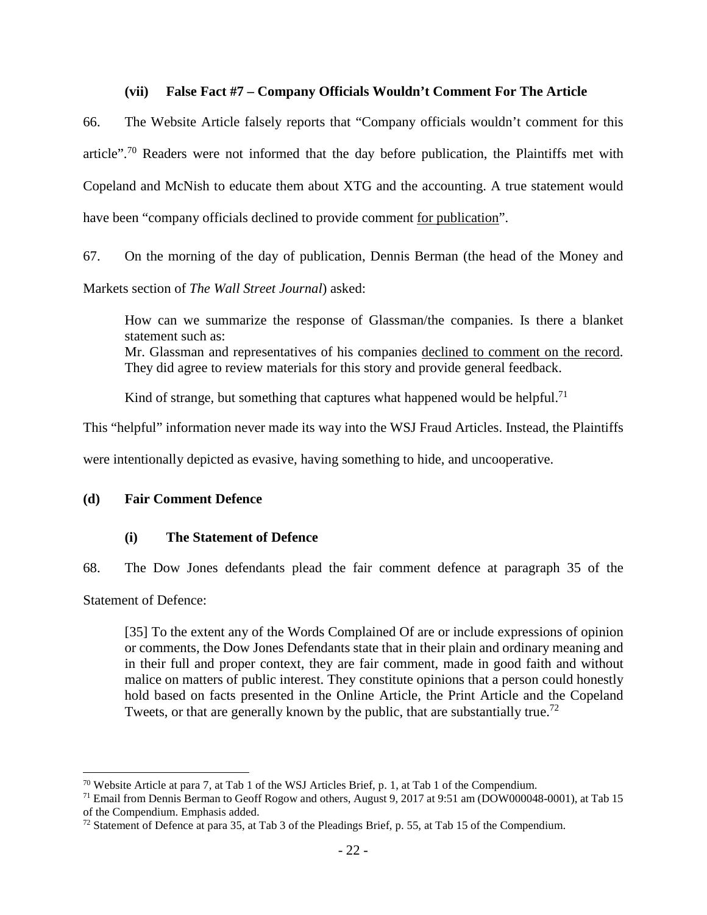#### (vii) False Fact #7 – Company Officials Wouldn't Comment For The Article

66. The Website Article falsely reports that "Company officials wouldn't comment for this article".[70] Readers were not informed that the day before publication, the Plaintiffs met with Copeland and McNish to educate them about XTG and the accounting. A true statement would have been "company officials declined to provide comment <u>for publication</u>".

67. On the morning of the day of publication, Dennis Berman (the head of the Money and Markets section of *The Wall Street Journal*) asked:

> How can we summarize the response of Glassman/the companies. Is there a blanket statement such as:
> Mr. Glassman and representatives of his companies <u>declined to comment on the record</u>. They did agree to review materials for this story and provide general feedback.
>
> Kind of strange, but something that captures what happened would be helpful.[71]

This "helpful" information never made its way into the WSJ Fraud Articles. Instead, the Plaintiffs were intentionally depicted as evasive, having something to hide, and uncooperative.

### (d) Fair Comment Defence

#### (i) The Statement of Defence

68. The Dow Jones defendants plead the fair comment defence at paragraph 35 of the Statement of Defence:

> [35] To the extent any of the Words Complained Of are or include expressions of opinion or comments, the Dow Jones Defendants state that in their plain and ordinary meaning and in their full and proper context, they are fair comment, made in good faith and without malice on matters of public interest. They constitute opinions that a person could honestly hold based on facts presented in the Online Article, the Print Article and the Copeland Tweets, or that are generally known by the public, that are substantially true.[72]

---

[70] Website Article at para 7, at Tab 1 of the WSJ Articles Brief, p. 1, at Tab 1 of the Compendium.

[71] Email from Dennis Berman to Geoff Rogow and others, August 9, 2017 at 9:51 am (DOW000048-0001), at Tab 15 of the Compendium. Emphasis added.

[72] Statement of Defence at para 35, at Tab 3 of the Pleadings Brief, p. 55, at Tab 15 of the Compendium.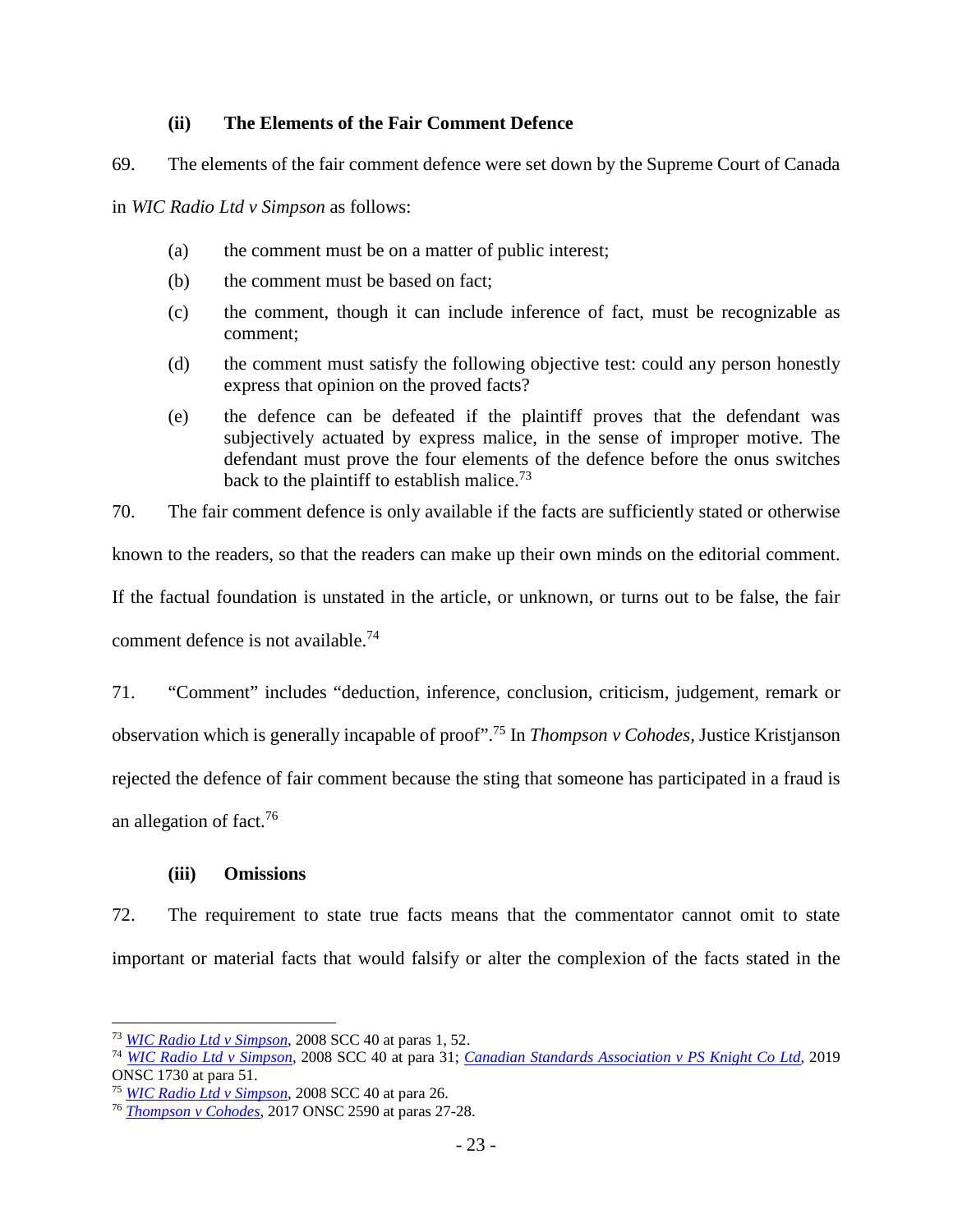### (ii) The Elements of the Fair Comment Defence

69. The elements of the fair comment defence were set down by the Supreme Court of Canada in *WIC Radio Ltd v Simpson* as follows:

> (a) the comment must be on a matter of public interest;
>
> (b) the comment must be based on fact;
>
> (c) the comment, though it can include inference of fact, must be recognizable as comment;
>
> (d) the comment must satisfy the following objective test: could any person honestly express that opinion on the proved facts?
>
> (e) the defence can be defeated if the plaintiff proves that the defendant was subjectively actuated by express malice, in the sense of improper motive. The defendant must prove the four elements of the defence before the onus switches back to the plaintiff to establish malice.[73]

70. The fair comment defence is only available if the facts are sufficiently stated or otherwise known to the readers, so that the readers can make up their own minds on the editorial comment. If the factual foundation is unstated in the article, or unknown, or turns out to be false, the fair comment defence is not available.[74]

71. "Comment" includes "deduction, inference, conclusion, criticism, judgement, remark or observation which is generally incapable of proof".[75] In *Thompson v Cohodes*, Justice Kristjanson rejected the defence of fair comment because the sting that someone has participated in a fraud is an allegation of fact.[76]

### (iii) Omissions

72. The requirement to state true facts means that the commentator cannot omit to state important or material facts that would falsify or alter the complexion of the facts stated in the

---

[73] *WIC Radio Ltd v Simpson*, 2008 SCC 40 at paras 1, 52.

[74] *WIC Radio Ltd v Simpson*, 2008 SCC 40 at para 31; *Canadian Standards Association v PS Knight Co Ltd*, 2019 ONSC 1730 at para 51.

[75] *WIC Radio Ltd v Simpson*, 2008 SCC 40 at para 26.

[76] *Thompson v Cohodes*, 2017 ONSC 2590 at paras 27-28.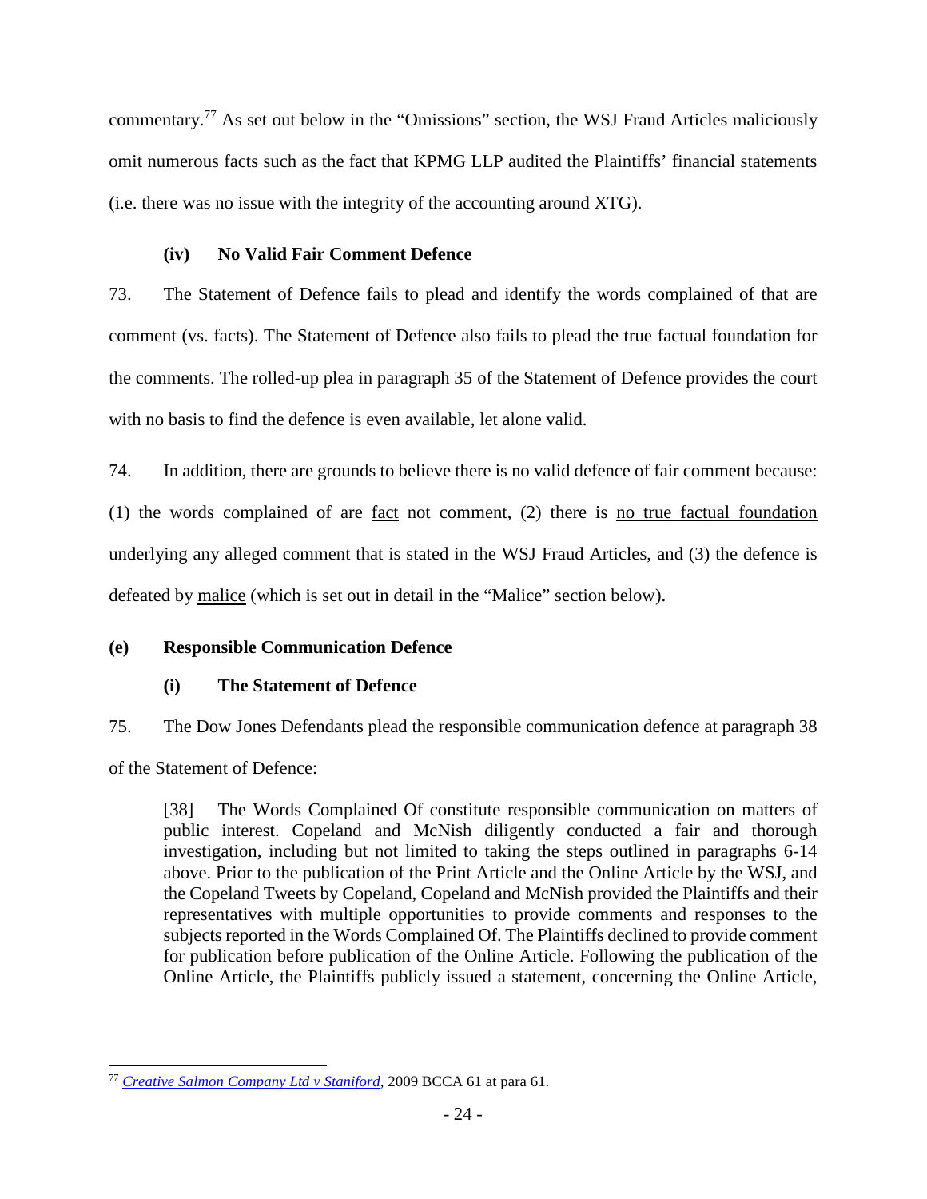commentary.[77] As set out below in the "Omissions" section, the WSJ Fraud Articles maliciously omit numerous facts such as the fact that KPMG LLP audited the Plaintiffs' financial statements (i.e. there was no issue with the integrity of the accounting around XTG).

#### (iv) No Valid Fair Comment Defence

73. The Statement of Defence fails to plead and identify the words complained of that are comment (vs. facts). The Statement of Defence also fails to plead the true factual foundation for the comments. The rolled-up plea in paragraph 35 of the Statement of Defence provides the court with no basis to find the defence is even available, let alone valid.

74. In addition, there are grounds to believe there is no valid defence of fair comment because: (1) the words complained of are <u>fact</u> not comment, (2) there is <u>no true factual foundation</u> underlying any alleged comment that is stated in the WSJ Fraud Articles, and (3) the defence is defeated by <u>malice</u> (which is set out in detail in the "Malice" section below).

### (e) Responsible Communication Defence

#### (i) The Statement of Defence

75. The Dow Jones Defendants plead the responsible communication defence at paragraph 38 of the Statement of Defence:

> [38] The Words Complained Of constitute responsible communication on matters of public interest. Copeland and McNish diligently conducted a fair and thorough investigation, including but not limited to taking the steps outlined in paragraphs 6-14 above. Prior to the publication of the Print Article and the Online Article by the WSJ, and the Copeland Tweets by Copeland, Copeland and McNish provided the Plaintiffs and their representatives with multiple opportunities to provide comments and responses to the subjects reported in the Words Complained Of. The Plaintiffs declined to provide comment for publication before publication of the Online Article. Following the publication of the Online Article, the Plaintiffs publicly issued a statement, concerning the Online Article,

---

[77] *Creative Salmon Company Ltd v Staniford*, 2009 BCCA 61 at para 61.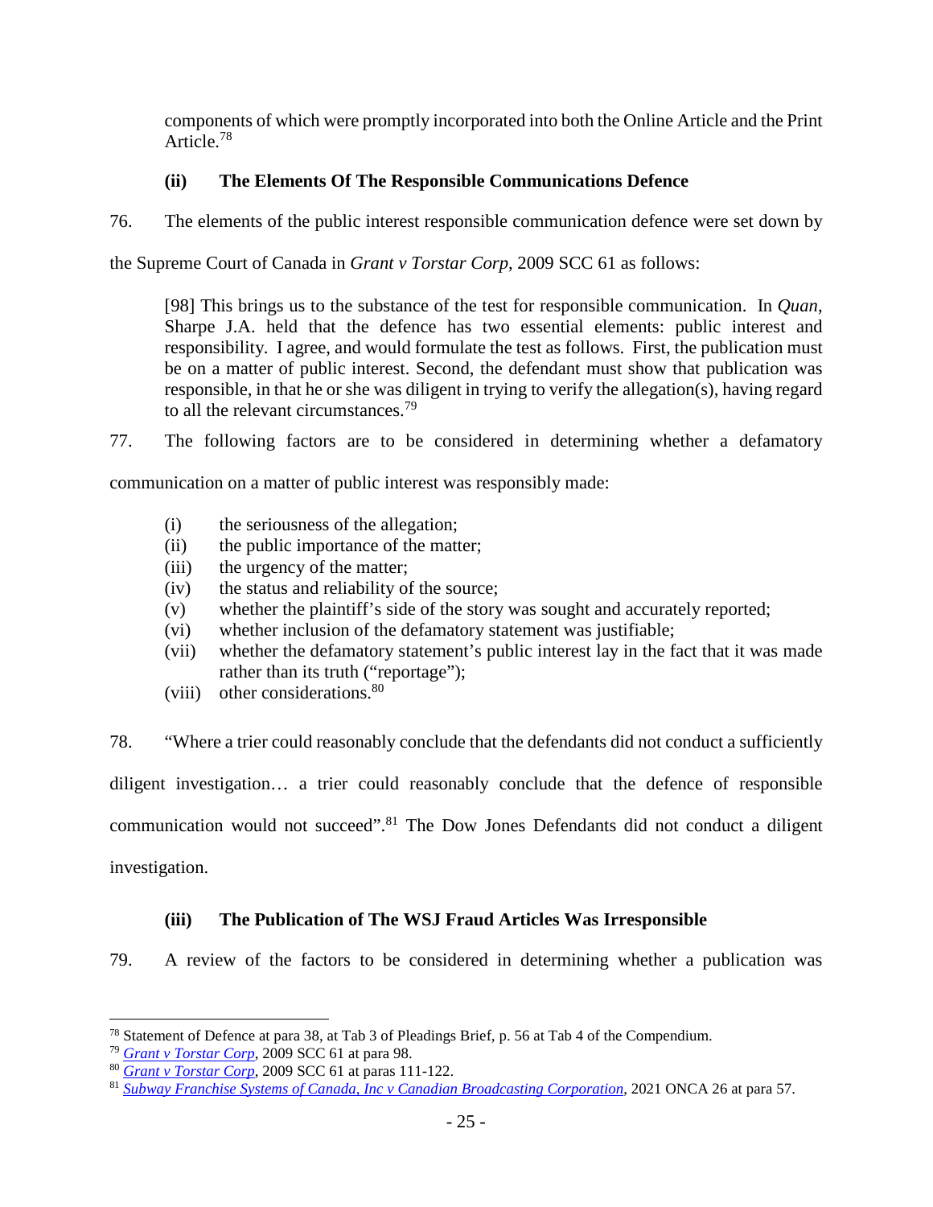components of which were promptly incorporated into both the Online Article and the Print Article.[78]

### (ii) The Elements Of The Responsible Communications Defence

76. The elements of the public interest responsible communication defence were set down by the Supreme Court of Canada in *Grant v Torstar Corp*, 2009 SCC 61 as follows:

> [98] This brings us to the substance of the test for responsible communication. In *Quan*, Sharpe J.A. held that the defence has two essential elements: public interest and responsibility. I agree, and would formulate the test as follows. First, the publication must be on a matter of public interest. Second, the defendant must show that publication was responsible, in that he or she was diligent in trying to verify the allegation(s), having regard to all the relevant circumstances.[79]

77. The following factors are to be considered in determining whether a defamatory communication on a matter of public interest was responsibly made:

- (i) the seriousness of the allegation;
- (ii) the public importance of the matter;
- (iii) the urgency of the matter;
- (iv) the status and reliability of the source;
- (v) whether the plaintiff's side of the story was sought and accurately reported;
- (vi) whether inclusion of the defamatory statement was justifiable;
- (vii) whether the defamatory statement's public interest lay in the fact that it was made rather than its truth ("reportage");
- (viii) other considerations.[80]

78. "Where a trier could reasonably conclude that the defendants did not conduct a sufficiently diligent investigation… a trier could reasonably conclude that the defence of responsible communication would not succeed".[81] The Dow Jones Defendants did not conduct a diligent investigation.

### (iii) The Publication of The WSJ Fraud Articles Was Irresponsible

79. A review of the factors to be considered in determining whether a publication was

---

[78] Statement of Defence at para 38, at Tab 3 of Pleadings Brief, p. 56 at Tab 4 of the Compendium.

[79] *Grant v Torstar Corp*, 2009 SCC 61 at para 98.

[80] *Grant v Torstar Corp*, 2009 SCC 61 at paras 111-122.

[81] *Subway Franchise Systems of Canada, Inc v Canadian Broadcasting Corporation*, 2021 ONCA 26 at para 57.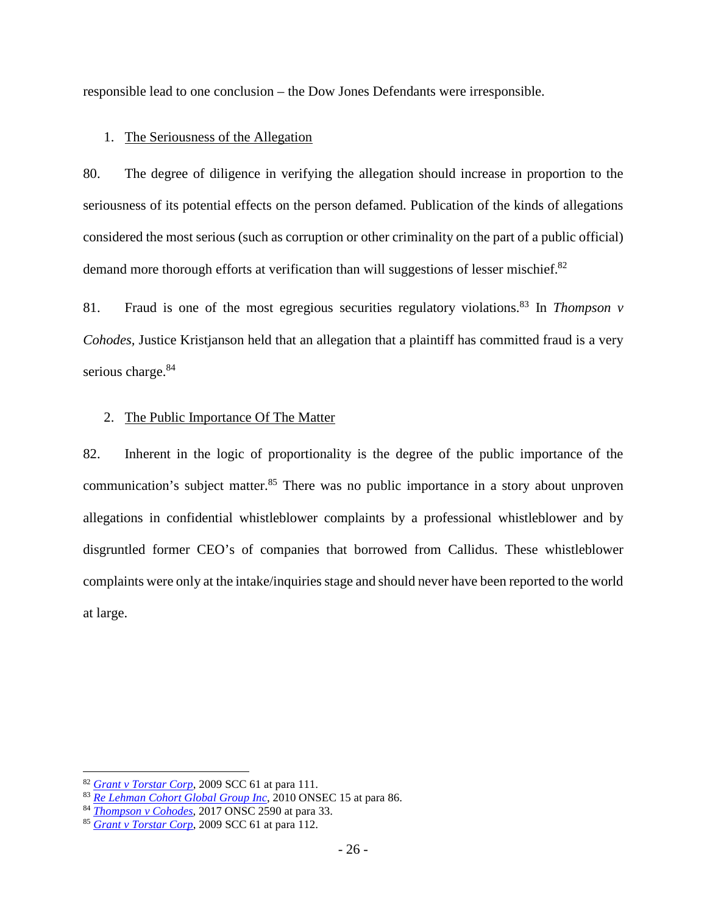responsible lead to one conclusion – the Dow Jones Defendants were irresponsible.

1. The Seriousness of the Allegation

80. The degree of diligence in verifying the allegation should increase in proportion to the seriousness of its potential effects on the person defamed. Publication of the kinds of allegations considered the most serious (such as corruption or other criminality on the part of a public official) demand more thorough efforts at verification than will suggestions of lesser mischief.[82]

81. Fraud is one of the most egregious securities regulatory violations.[83] In *Thompson v Cohodes*, Justice Kristjanson held that an allegation that a plaintiff has committed fraud is a very serious charge.[84]

2. The Public Importance Of The Matter

82. Inherent in the logic of proportionality is the degree of the public importance of the communication's subject matter.[85] There was no public importance in a story about unproven allegations in confidential whistleblower complaints by a professional whistleblower and by disgruntled former CEO's of companies that borrowed from Callidus. These whistleblower complaints were only at the intake/inquiries stage and should never have been reported to the world at large.

---

[82] *Grant v Torstar Corp*, 2009 SCC 61 at para 111.

[83] *Re Lehman Cohort Global Group Inc*, 2010 ONSEC 15 at para 86.

[84] *Thompson v Cohodes*, 2017 ONSC 2590 at para 33.

[85] *Grant v Torstar Corp*, 2009 SCC 61 at para 112.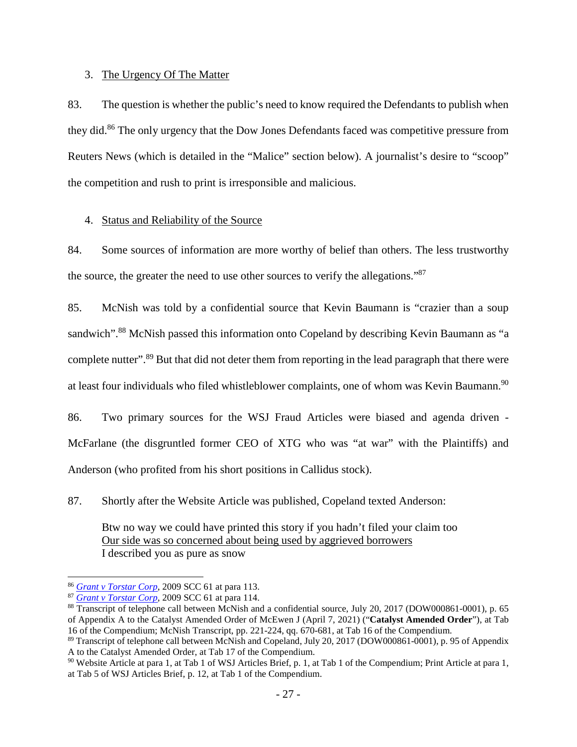3. <u>The Urgency Of The Matter</u>

83. The question is whether the public's need to know required the Defendants to publish when they did.[86] The only urgency that the Dow Jones Defendants faced was competitive pressure from Reuters News (which is detailed in the "Malice" section below). A journalist's desire to "scoop" the competition and rush to print is irresponsible and malicious.

4. <u>Status and Reliability of the Source</u>

84. Some sources of information are more worthy of belief than others. The less trustworthy the source, the greater the need to use other sources to verify the allegations."[87]

85. McNish was told by a confidential source that Kevin Baumann is "crazier than a soup sandwich".[88] McNish passed this information onto Copeland by describing Kevin Baumann as "a complete nutter".[89] But that did not deter them from reporting in the lead paragraph that there were at least four individuals who filed whistleblower complaints, one of whom was Kevin Baumann.[90]

86. Two primary sources for the WSJ Fraud Articles were biased and agenda driven - McFarlane (the disgruntled former CEO of XTG who was "at war" with the Plaintiffs) and Anderson (who profited from his short positions in Callidus stock).

87. Shortly after the Website Article was published, Copeland texted Anderson:

> Btw no way we could have printed this story if you hadn't filed your claim too
> <u>Our side was so concerned about being used by aggrieved borrowers</u>
> I described you as pure as snow

---

[86] *Grant v Torstar Corp*, 2009 SCC 61 at para 113.

[87] *Grant v Torstar Corp*, 2009 SCC 61 at para 114.

[88] Transcript of telephone call between McNish and a confidential source, July 20, 2017 (DOW000861-0001), p. 65 of Appendix A to the Catalyst Amended Order of McEwen J (April 7, 2021) ("**Catalyst Amended Order**"), at Tab 16 of the Compendium; McNish Transcript, pp. 221-224, qq. 670-681, at Tab 16 of the Compendium.

[89] Transcript of telephone call between McNish and Copeland, July 20, 2017 (DOW000861-0001), p. 95 of Appendix A to the Catalyst Amended Order, at Tab 17 of the Compendium.

[90] Website Article at para 1, at Tab 1 of WSJ Articles Brief, p. 1, at Tab 1 of the Compendium; Print Article at para 1, at Tab 5 of WSJ Articles Brief, p. 12, at Tab 1 of the Compendium.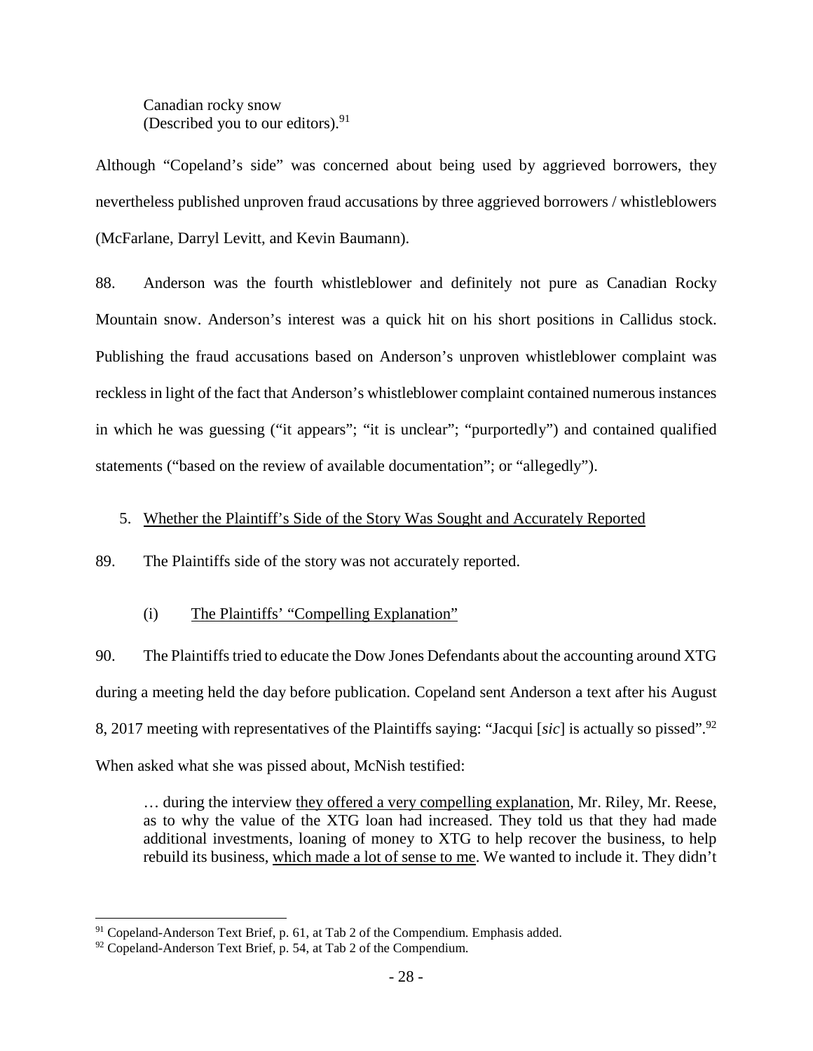> Canadian rocky snow
> (Described you to our editors).[91]

Although "Copeland's side" was concerned about being used by aggrieved borrowers, they nevertheless published unproven fraud accusations by three aggrieved borrowers / whistleblowers (McFarlane, Darryl Levitt, and Kevin Baumann).

88. Anderson was the fourth whistleblower and definitely not pure as Canadian Rocky Mountain snow. Anderson's interest was a quick hit on his short positions in Callidus stock. Publishing the fraud accusations based on Anderson's unproven whistleblower complaint was reckless in light of the fact that Anderson's whistleblower complaint contained numerous instances in which he was guessing ("it appears"; "it is unclear"; "purportedly") and contained qualified statements ("based on the review of available documentation"; or "allegedly").

5. Whether the Plaintiff's Side of the Story Was Sought and Accurately Reported

89. The Plaintiffs side of the story was not accurately reported.

(i) The Plaintiffs' "Compelling Explanation"

90. The Plaintiffs tried to educate the Dow Jones Defendants about the accounting around XTG during a meeting held the day before publication. Copeland sent Anderson a text after his August 8, 2017 meeting with representatives of the Plaintiffs saying: "Jacqui [*sic*] is actually so pissed".[92] When asked what she was pissed about, McNish testified:

> … during the interview <u>they offered a very compelling explanation</u>, Mr. Riley, Mr. Reese, as to why the value of the XTG loan had increased. They told us that they had made additional investments, loaning of money to XTG to help recover the business, to help rebuild its business, <u>which made a lot of sense to me</u>. We wanted to include it. They didn't

---

[91] Copeland-Anderson Text Brief, p. 61, at Tab 2 of the Compendium. Emphasis added.

[92] Copeland-Anderson Text Brief, p. 54, at Tab 2 of the Compendium.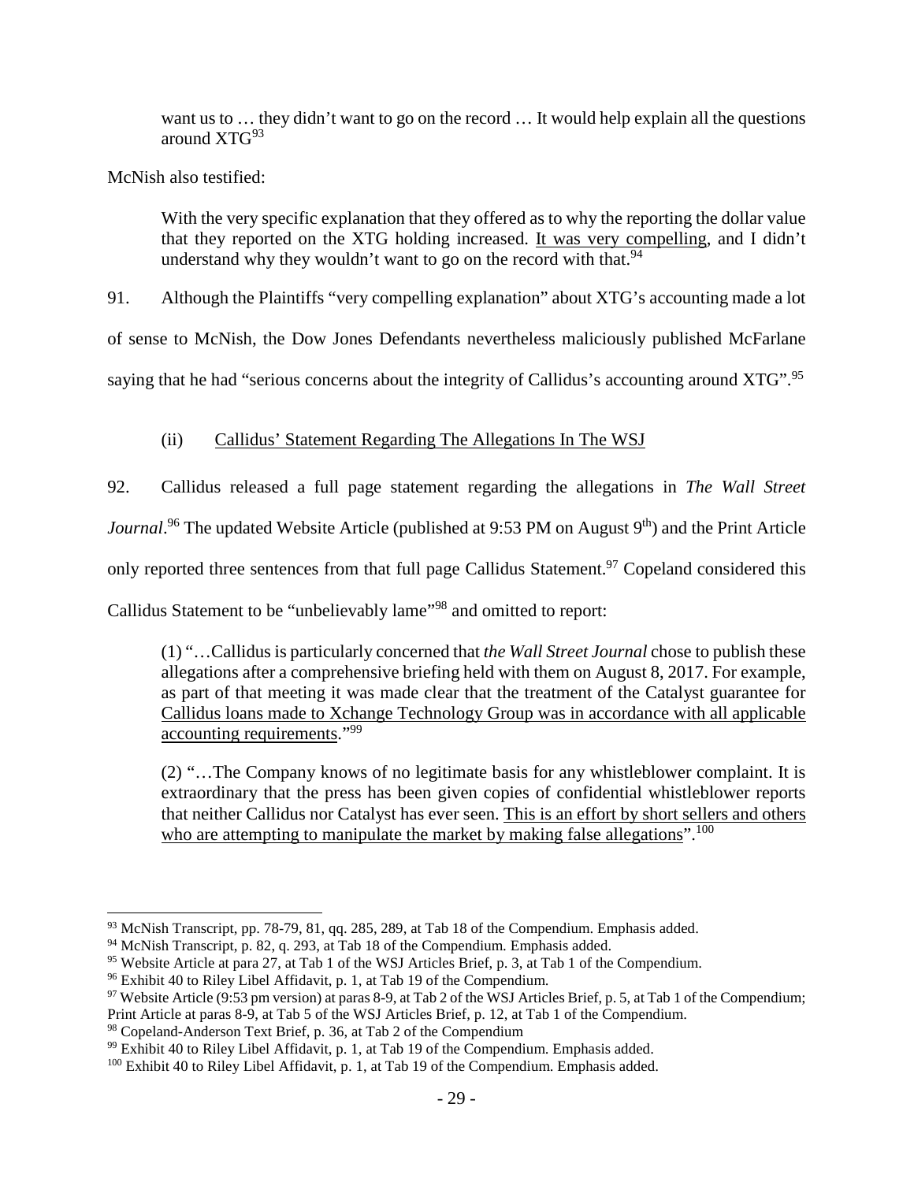want us to … they didn't want to go on the record … It would help explain all the questions around XTG[93]

McNish also testified:

> With the very specific explanation that they offered as to why the reporting the dollar value that they reported on the XTG holding increased. It was very compelling, and I didn't understand why they wouldn't want to go on the record with that.[94]

91. Although the Plaintiffs "very compelling explanation" about XTG's accounting made a lot of sense to McNish, the Dow Jones Defendants nevertheless maliciously published McFarlane saying that he had "serious concerns about the integrity of Callidus's accounting around XTG".[95]

### (ii) Callidus' Statement Regarding The Allegations In The WSJ

92. Callidus released a full page statement regarding the allegations in *The Wall Street Journal*.[96] The updated Website Article (published at 9:53 PM on August 9th) and the Print Article only reported three sentences from that full page Callidus Statement.[97] Copeland considered this Callidus Statement to be "unbelievably lame"[98] and omitted to report:

> (1) "…Callidus is particularly concerned that *the Wall Street Journal* chose to publish these allegations after a comprehensive briefing held with them on August 8, 2017. For example, as part of that meeting it was made clear that the treatment of the Catalyst guarantee for Callidus loans made to Xchange Technology Group was in accordance with all applicable accounting requirements."[99]
>
> (2) "…The Company knows of no legitimate basis for any whistleblower complaint. It is extraordinary that the press has been given copies of confidential whistleblower reports that neither Callidus nor Catalyst has ever seen. This is an effort by short sellers and others who are attempting to manipulate the market by making false allegations".[100]

---

[93] McNish Transcript, pp. 78-79, 81, qq. 285, 289, at Tab 18 of the Compendium. Emphasis added.

[94] McNish Transcript, p. 82, q. 293, at Tab 18 of the Compendium. Emphasis added.

[95] Website Article at para 27, at Tab 1 of the WSJ Articles Brief, p. 3, at Tab 1 of the Compendium.

[96] Exhibit 40 to Riley Libel Affidavit, p. 1, at Tab 19 of the Compendium.

[97] Website Article (9:53 pm version) at paras 8-9, at Tab 2 of the WSJ Articles Brief, p. 5, at Tab 1 of the Compendium; Print Article at paras 8-9, at Tab 5 of the WSJ Articles Brief, p. 12, at Tab 1 of the Compendium.

[98] Copeland-Anderson Text Brief, p. 36, at Tab 2 of the Compendium

[99] Exhibit 40 to Riley Libel Affidavit, p. 1, at Tab 19 of the Compendium. Emphasis added.

[100] Exhibit 40 to Riley Libel Affidavit, p. 1, at Tab 19 of the Compendium. Emphasis added.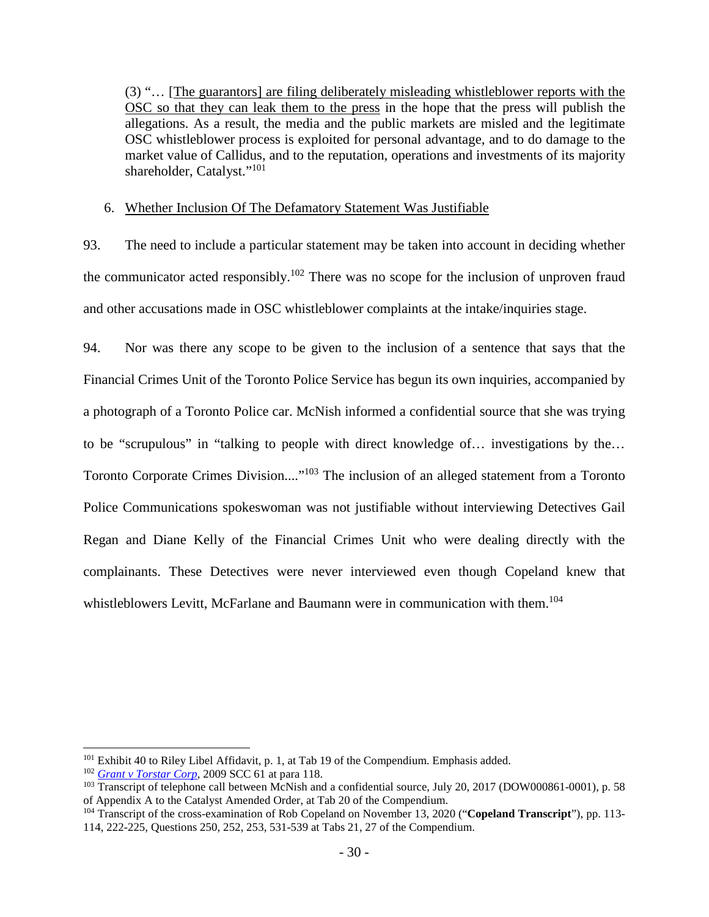(3) "… <u>[The guarantors] are filing deliberately misleading whistleblower reports with the OSC so that they can leak them to the press</u> in the hope that the press will publish the allegations. As a result, the media and the public markets are misled and the legitimate OSC whistleblower process is exploited for personal advantage, and to do damage to the market value of Callidus, and to the reputation, operations and investments of its majority shareholder, Catalyst."[101]

6. <u>Whether Inclusion Of The Defamatory Statement Was Justifiable</u>

93. The need to include a particular statement may be taken into account in deciding whether the communicator acted responsibly.[102] There was no scope for the inclusion of unproven fraud and other accusations made in OSC whistleblower complaints at the intake/inquiries stage.

94. Nor was there any scope to be given to the inclusion of a sentence that says that the Financial Crimes Unit of the Toronto Police Service has begun its own inquiries, accompanied by a photograph of a Toronto Police car. McNish informed a confidential source that she was trying to be "scrupulous" in "talking to people with direct knowledge of… investigations by the… Toronto Corporate Crimes Division...."[103] The inclusion of an alleged statement from a Toronto Police Communications spokeswoman was not justifiable without interviewing Detectives Gail Regan and Diane Kelly of the Financial Crimes Unit who were dealing directly with the complainants. These Detectives were never interviewed even though Copeland knew that whistleblowers Levitt, McFarlane and Baumann were in communication with them.[104]

---

[101] Exhibit 40 to Riley Libel Affidavit, p. 1, at Tab 19 of the Compendium. Emphasis added.

[102] *Grant v Torstar Corp*, 2009 SCC 61 at para 118.

[103] Transcript of telephone call between McNish and a confidential source, July 20, 2017 (DOW000861-0001), p. 58 of Appendix A to the Catalyst Amended Order, at Tab 20 of the Compendium.

[104] Transcript of the cross-examination of Rob Copeland on November 13, 2020 ("**Copeland Transcript**"), pp. 113-114, 222-225, Questions 250, 252, 253, 531-539 at Tabs 21, 27 of the Compendium.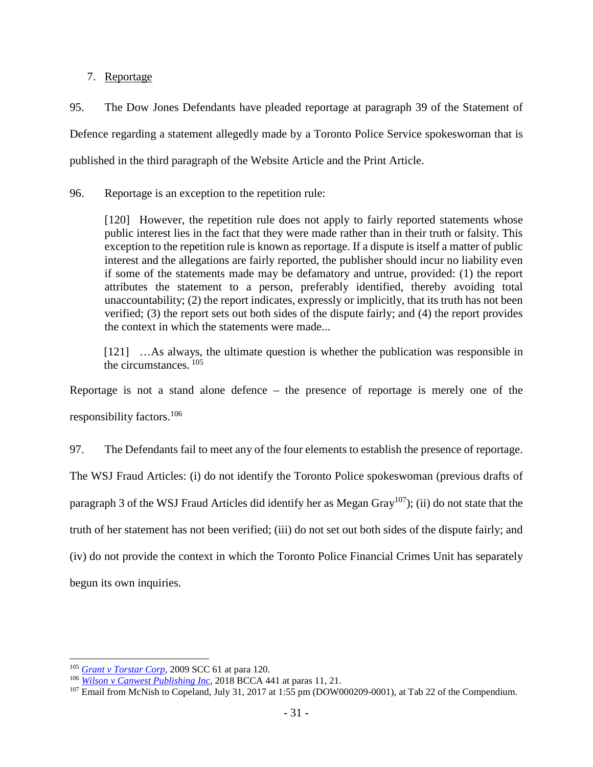7. Reportage

95. The Dow Jones Defendants have pleaded reportage at paragraph 39 of the Statement of Defence regarding a statement allegedly made by a Toronto Police Service spokeswoman that is published in the third paragraph of the Website Article and the Print Article.

96. Reportage is an exception to the repetition rule:

> [120] However, the repetition rule does not apply to fairly reported statements whose public interest lies in the fact that they were made rather than in their truth or falsity. This exception to the repetition rule is known as reportage. If a dispute is itself a matter of public interest and the allegations are fairly reported, the publisher should incur no liability even if some of the statements made may be defamatory and untrue, provided: (1) the report attributes the statement to a person, preferably identified, thereby avoiding total unaccountability; (2) the report indicates, expressly or implicitly, that its truth has not been verified; (3) the report sets out both sides of the dispute fairly; and (4) the report provides the context in which the statements were made...
>
> [121] …As always, the ultimate question is whether the publication was responsible in the circumstances. [105]

Reportage is not a stand alone defence – the presence of reportage is merely one of the responsibility factors.[106]

97. The Defendants fail to meet any of the four elements to establish the presence of reportage. The WSJ Fraud Articles: (i) do not identify the Toronto Police spokeswoman (previous drafts of paragraph 3 of the WSJ Fraud Articles did identify her as Megan Gray[107]); (ii) do not state that the truth of her statement has not been verified; (iii) do not set out both sides of the dispute fairly; and (iv) do not provide the context in which the Toronto Police Financial Crimes Unit has separately begun its own inquiries.

---

[105] *Grant v Torstar Corp*, 2009 SCC 61 at para 120.

[106] *Wilson v Canwest Publishing Inc*, 2018 BCCA 441 at paras 11, 21.

[107] Email from McNish to Copeland, July 31, 2017 at 1:55 pm (DOW000209-0001), at Tab 22 of the Compendium.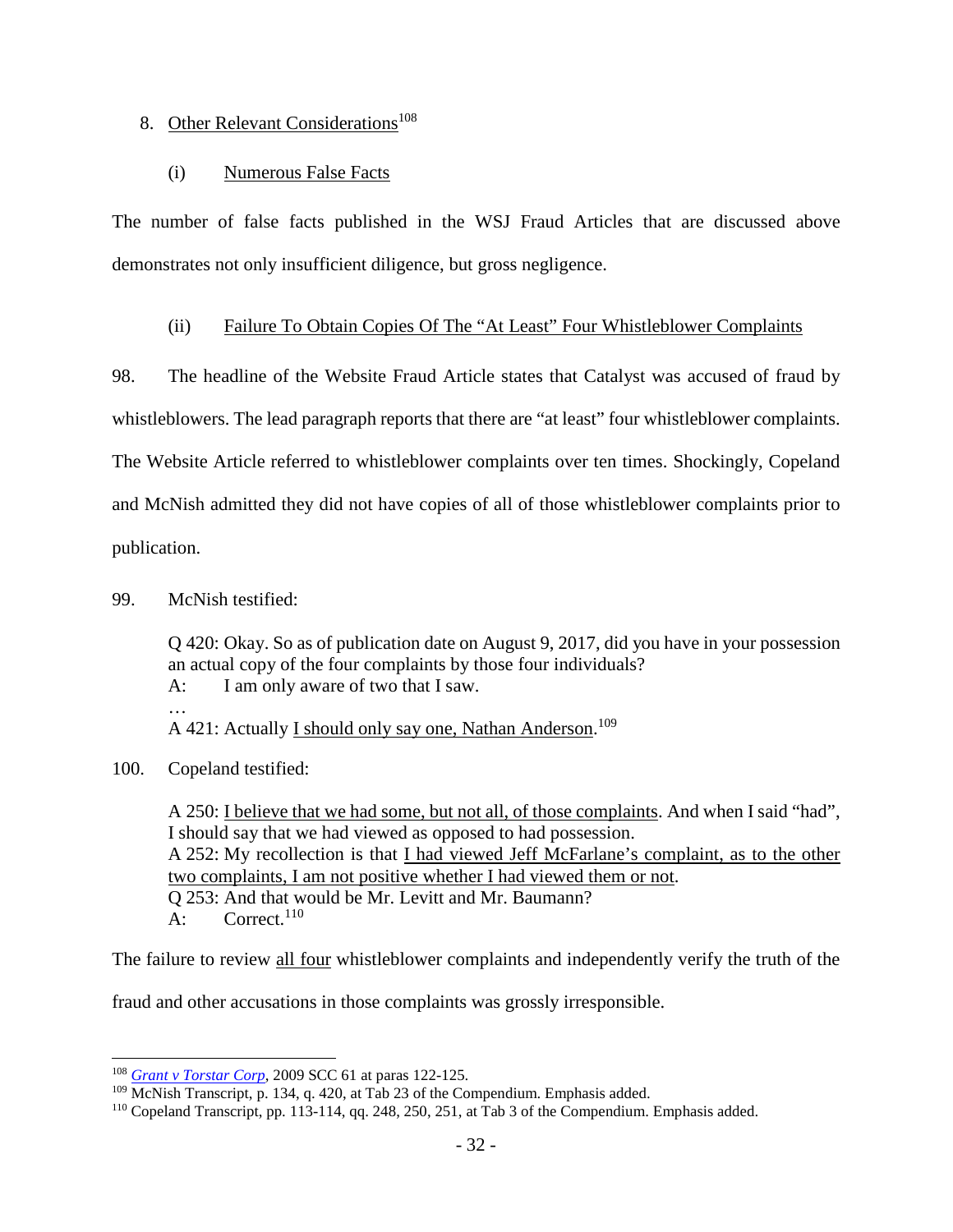8. Other Relevant Considerations[108]

(i) Numerous False Facts

The number of false facts published in the WSJ Fraud Articles that are discussed above demonstrates not only insufficient diligence, but gross negligence.

(ii) Failure To Obtain Copies Of The "At Least" Four Whistleblower Complaints

98. The headline of the Website Fraud Article states that Catalyst was accused of fraud by whistleblowers. The lead paragraph reports that there are "at least" four whistleblower complaints. The Website Article referred to whistleblower complaints over ten times. Shockingly, Copeland and McNish admitted they did not have copies of all of those whistleblower complaints prior to publication.

99. McNish testified:

> Q 420: Okay. So as of publication date on August 9, 2017, did you have in your possession an actual copy of the four complaints by those four individuals?
> A: I am only aware of two that I saw.
> …
> A 421: Actually <u>I should only say one, Nathan Anderson</u>.[109]

100. Copeland testified:

> A 250: <u>I believe that we had some, but not all, of those complaints</u>. And when I said "had", I should say that we had viewed as opposed to had possession.
> A 252: My recollection is that <u>I had viewed Jeff McFarlane's complaint, as to the other two complaints, I am not positive whether I had viewed them or not</u>.
> Q 253: And that would be Mr. Levitt and Mr. Baumann?
> A: Correct.[110]

The failure to review <u>all four</u> whistleblower complaints and independently verify the truth of the fraud and other accusations in those complaints was grossly irresponsible.

---

[108] *Grant v Torstar Corp*, 2009 SCC 61 at paras 122-125.

[109] McNish Transcript, p. 134, q. 420, at Tab 23 of the Compendium. Emphasis added.

[110] Copeland Transcript, pp. 113-114, qq. 248, 250, 251, at Tab 3 of the Compendium. Emphasis added.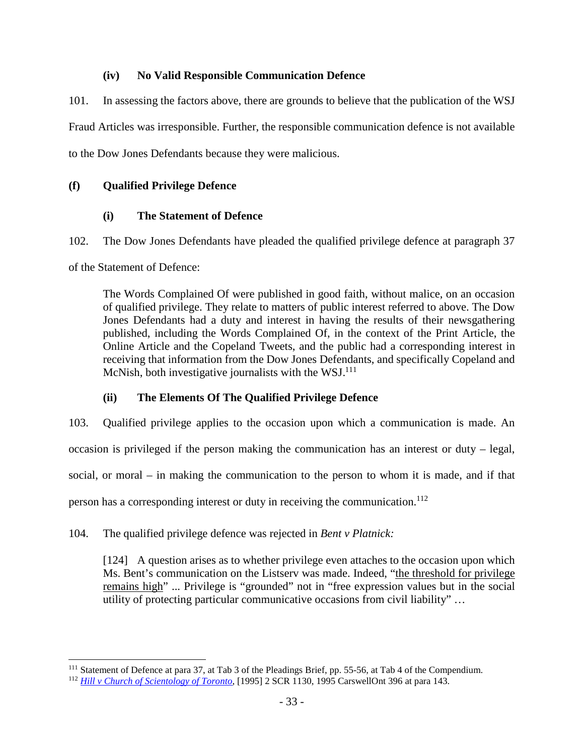### (iv) No Valid Responsible Communication Defence

101. In assessing the factors above, there are grounds to believe that the publication of the WSJ Fraud Articles was irresponsible. Further, the responsible communication defence is not available to the Dow Jones Defendants because they were malicious.

## (f) Qualified Privilege Defence

### (i) The Statement of Defence

102. The Dow Jones Defendants have pleaded the qualified privilege defence at paragraph 37 of the Statement of Defence:

> The Words Complained Of were published in good faith, without malice, on an occasion of qualified privilege. They relate to matters of public interest referred to above. The Dow Jones Defendants had a duty and interest in having the results of their newsgathering published, including the Words Complained Of, in the context of the Print Article, the Online Article and the Copeland Tweets, and the public had a corresponding interest in receiving that information from the Dow Jones Defendants, and specifically Copeland and McNish, both investigative journalists with the WSJ.[111]

### (ii) The Elements Of The Qualified Privilege Defence

103. Qualified privilege applies to the occasion upon which a communication is made. An occasion is privileged if the person making the communication has an interest or duty – legal, social, or moral – in making the communication to the person to whom it is made, and if that person has a corresponding interest or duty in receiving the communication.[112]

104. The qualified privilege defence was rejected in *Bent v Platnick:*

> [124] A question arises as to whether privilege even attaches to the occasion upon which Ms. Bent's communication on the Listserv was made. Indeed, "<u>the threshold for privilege remains high</u>" ... Privilege is "grounded" not in "free expression values but in the social utility of protecting particular communicative occasions from civil liability" …

---

[111] Statement of Defence at para 37, at Tab 3 of the Pleadings Brief, pp. 55-56, at Tab 4 of the Compendium.

[112] *Hill v Church of Scientology of Toronto*, [1995] 2 SCR 1130, 1995 CarswellOnt 396 at para 143.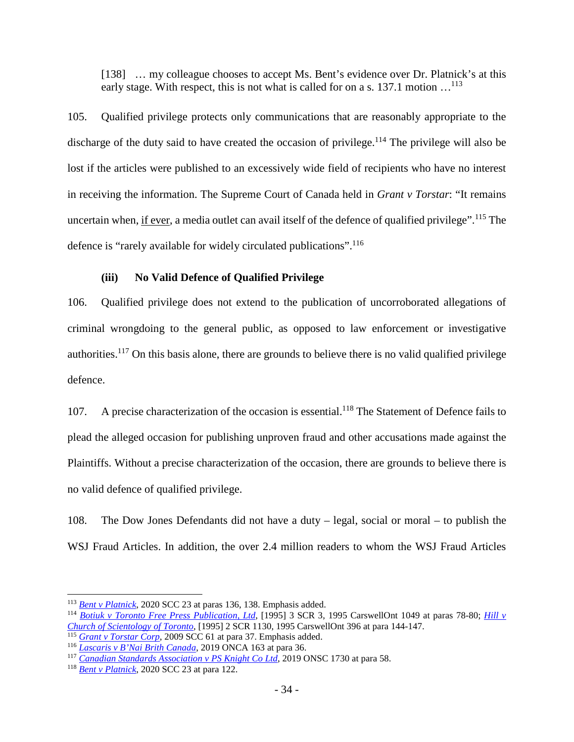> [138] … my colleague chooses to accept Ms. Bent's evidence over Dr. Platnick's at this early stage. With respect, this is not what is called for on a s. 137.1 motion …[113]

105. Qualified privilege protects only communications that are reasonably appropriate to the discharge of the duty said to have created the occasion of privilege.[114] The privilege will also be lost if the articles were published to an excessively wide field of recipients who have no interest in receiving the information. The Supreme Court of Canada held in *Grant v Torstar*: "It remains uncertain when, <u>if ever</u>, a media outlet can avail itself of the defence of qualified privilege".[115] The defence is "rarely available for widely circulated publications".[116]

#### (iii) No Valid Defence of Qualified Privilege

106. Qualified privilege does not extend to the publication of uncorroborated allegations of criminal wrongdoing to the general public, as opposed to law enforcement or investigative authorities.[117] On this basis alone, there are grounds to believe there is no valid qualified privilege defence.

107. A precise characterization of the occasion is essential.[118] The Statement of Defence fails to plead the alleged occasion for publishing unproven fraud and other accusations made against the Plaintiffs. Without a precise characterization of the occasion, there are grounds to believe there is no valid defence of qualified privilege.

108. The Dow Jones Defendants did not have a duty – legal, social or moral – to publish the WSJ Fraud Articles. In addition, the over 2.4 million readers to whom the WSJ Fraud Articles

---

[113] *Bent v Platnick*, 2020 SCC 23 at paras 136, 138. Emphasis added.

[114] *Botiuk v Toronto Free Press Publication, Ltd*, [1995] 3 SCR 3, 1995 CarswellOnt 1049 at paras 78-80; *Hill v Church of Scientology of Toronto*, [1995] 2 SCR 1130, 1995 CarswellOnt 396 at para 144-147.

[115] *Grant v Torstar Corp*, 2009 SCC 61 at para 37. Emphasis added.

[116] *Lascaris v B'Nai Brith Canada*, 2019 ONCA 163 at para 36.

[117] *Canadian Standards Association v PS Knight Co Ltd*, 2019 ONSC 1730 at para 58.

[118] *Bent v Platnick*, 2020 SCC 23 at para 122.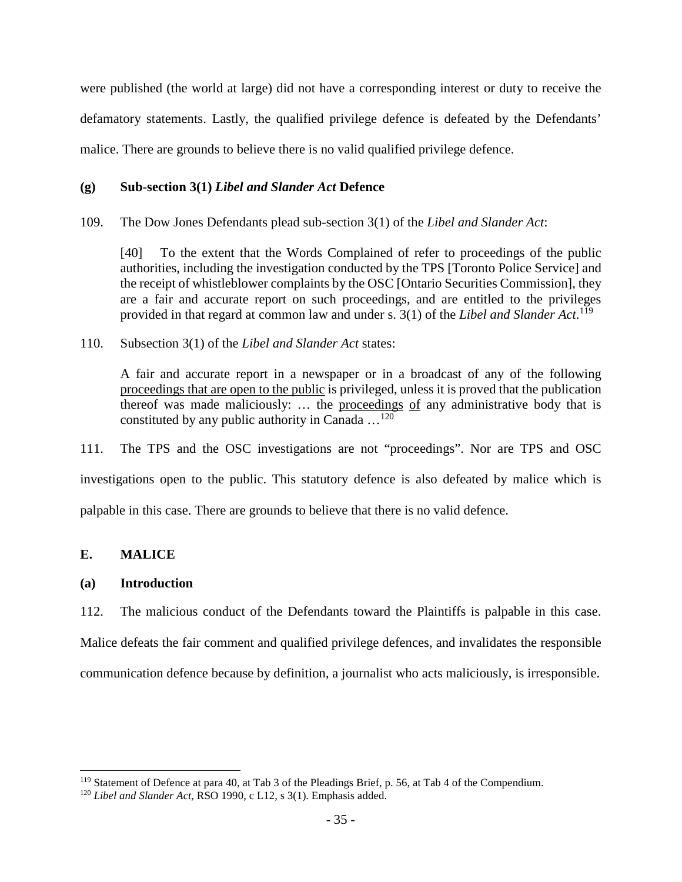were published (the world at large) did not have a corresponding interest or duty to receive the defamatory statements. Lastly, the qualified privilege defence is defeated by the Defendants' malice. There are grounds to believe there is no valid qualified privilege defence.

### (g) Sub-section 3(1) *Libel and Slander Act* Defence

109. The Dow Jones Defendants plead sub-section 3(1) of the *Libel and Slander Act*:

> [40] To the extent that the Words Complained of refer to proceedings of the public authorities, including the investigation conducted by the TPS [Toronto Police Service] and the receipt of whistleblower complaints by the OSC [Ontario Securities Commission], they are a fair and accurate report on such proceedings, and are entitled to the privileges provided in that regard at common law and under s. 3(1) of the *Libel and Slander Act*.[119]

110. Subsection 3(1) of the *Libel and Slander Act* states:

> A fair and accurate report in a newspaper or in a broadcast of any of the following <u>proceedings that are open to the public</u> is privileged, unless it is proved that the publication thereof was made maliciously: … the <u>proceedings</u> <u>of</u> any administrative body that is constituted by any public authority in Canada …[120]

111. The TPS and the OSC investigations are not "proceedings". Nor are TPS and OSC investigations open to the public. This statutory defence is also defeated by malice which is palpable in this case. There are grounds to believe that there is no valid defence.

## E. MALICE

### (a) Introduction

112. The malicious conduct of the Defendants toward the Plaintiffs is palpable in this case. Malice defeats the fair comment and qualified privilege defences, and invalidates the responsible communication defence because by definition, a journalist who acts maliciously, is irresponsible.

---

[119] Statement of Defence at para 40, at Tab 3 of the Pleadings Brief, p. 56, at Tab 4 of the Compendium.

[120] *Libel and Slander Act*, RSO 1990, c L12, s 3(1). Emphasis added.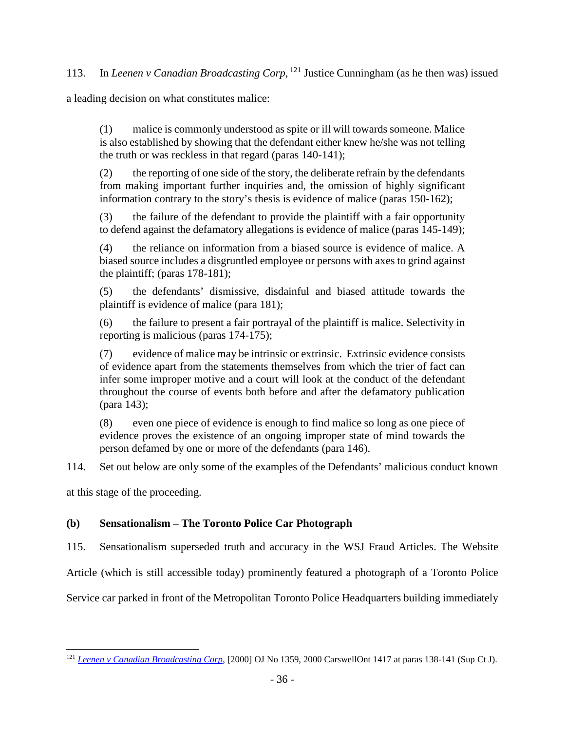113. In *Leenen v Canadian Broadcasting Corp*,[121] Justice Cunningham (as he then was) issued a leading decision on what constitutes malice:

> (1) malice is commonly understood as spite or ill will towards someone. Malice is also established by showing that the defendant either knew he/she was not telling the truth or was reckless in that regard (paras 140-141);
>
> (2) the reporting of one side of the story, the deliberate refrain by the defendants from making important further inquiries and, the omission of highly significant information contrary to the story's thesis is evidence of malice (paras 150-162);
>
> (3) the failure of the defendant to provide the plaintiff with a fair opportunity to defend against the defamatory allegations is evidence of malice (paras 145-149);
>
> (4) the reliance on information from a biased source is evidence of malice. A biased source includes a disgruntled employee or persons with axes to grind against the plaintiff; (paras 178-181);
>
> (5) the defendants' dismissive, disdainful and biased attitude towards the plaintiff is evidence of malice (para 181);
>
> (6) the failure to present a fair portrayal of the plaintiff is malice. Selectivity in reporting is malicious (paras 174-175);
>
> (7) evidence of malice may be intrinsic or extrinsic. Extrinsic evidence consists of evidence apart from the statements themselves from which the trier of fact can infer some improper motive and a court will look at the conduct of the defendant throughout the course of events both before and after the defamatory publication (para 143);
>
> (8) even one piece of evidence is enough to find malice so long as one piece of evidence proves the existence of an ongoing improper state of mind towards the person defamed by one or more of the defendants (para 146).

114. Set out below are only some of the examples of the Defendants' malicious conduct known at this stage of the proceeding.

### (b) Sensationalism – The Toronto Police Car Photograph

115. Sensationalism superseded truth and accuracy in the WSJ Fraud Articles. The Website Article (which is still accessible today) prominently featured a photograph of a Toronto Police Service car parked in front of the Metropolitan Toronto Police Headquarters building immediately

[121] *Leenen v Canadian Broadcasting Corp*, [2000] OJ No 1359, 2000 CarswellOnt 1417 at paras 138-141 (Sup Ct J).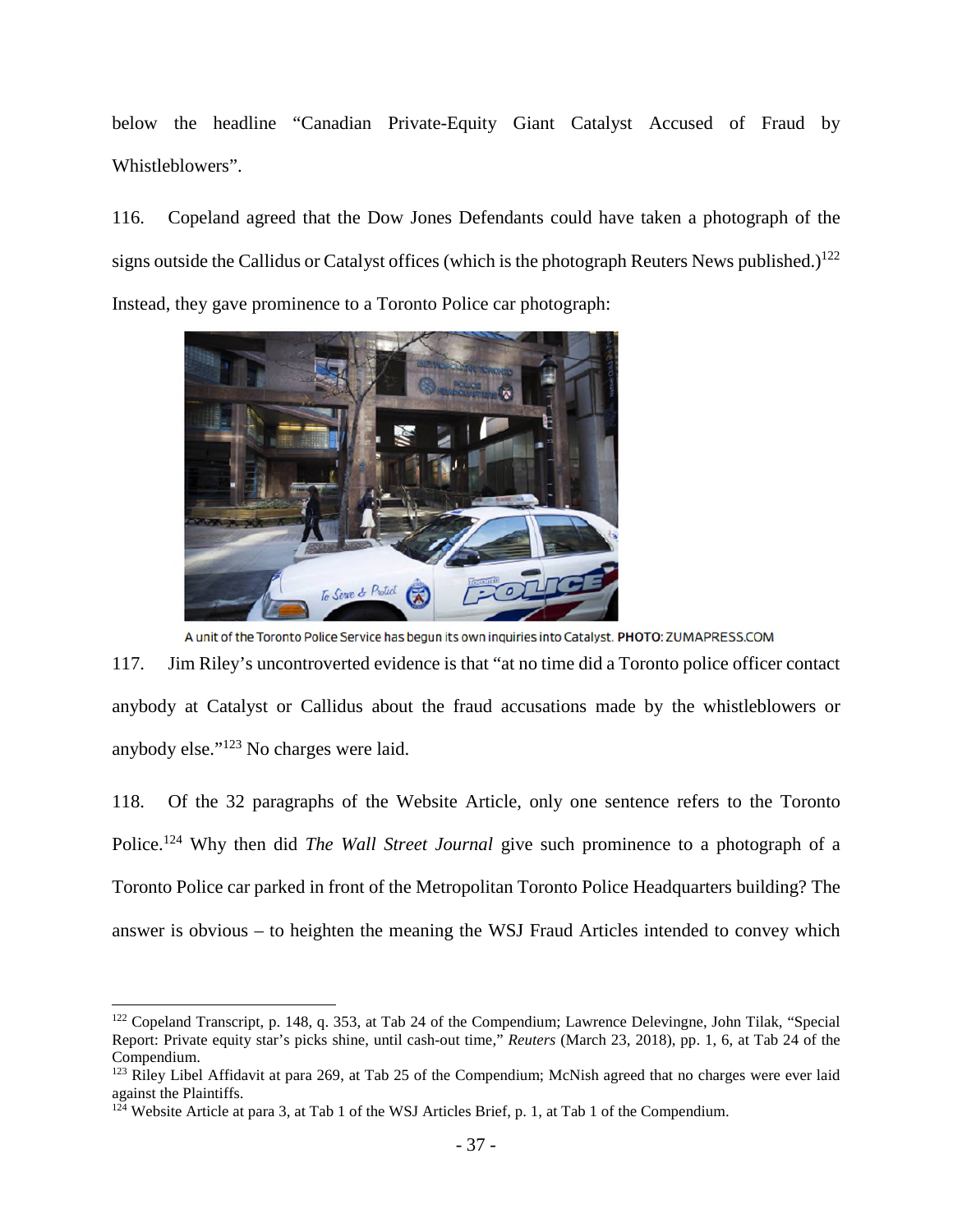below the headline "Canadian Private-Equity Giant Catalyst Accused of Fraud by Whistleblowers".

116. Copeland agreed that the Dow Jones Defendants could have taken a photograph of the signs outside the Callidus or Catalyst offices (which is the photograph Reuters News published.)[122] Instead, they gave prominence to a Toronto Police car photograph:

A unit of the Toronto Police Service has begun its own inquiries into Catalyst. **PHOTO**: ZUMAPRESS.COM

117. Jim Riley's uncontroverted evidence is that "at no time did a Toronto police officer contact anybody at Catalyst or Callidus about the fraud accusations made by the whistleblowers or anybody else."[123] No charges were laid.

118. Of the 32 paragraphs of the Website Article, only one sentence refers to the Toronto Police.[124] Why then did *The Wall Street Journal* give such prominence to a photograph of a Toronto Police car parked in front of the Metropolitan Toronto Police Headquarters building? The answer is obvious – to heighten the meaning the WSJ Fraud Articles intended to convey which

[122] Copeland Transcript, p. 148, q. 353, at Tab 24 of the Compendium; Lawrence Delevingne, John Tilak, "Special Report: Private equity star's picks shine, until cash-out time," *Reuters* (March 23, 2018), pp. 1, 6, at Tab 24 of the Compendium.

[123] Riley Libel Affidavit at para 269, at Tab 25 of the Compendium; McNish agreed that no charges were ever laid against the Plaintiffs.

[124] Website Article at para 3, at Tab 1 of the WSJ Articles Brief, p. 1, at Tab 1 of the Compendium.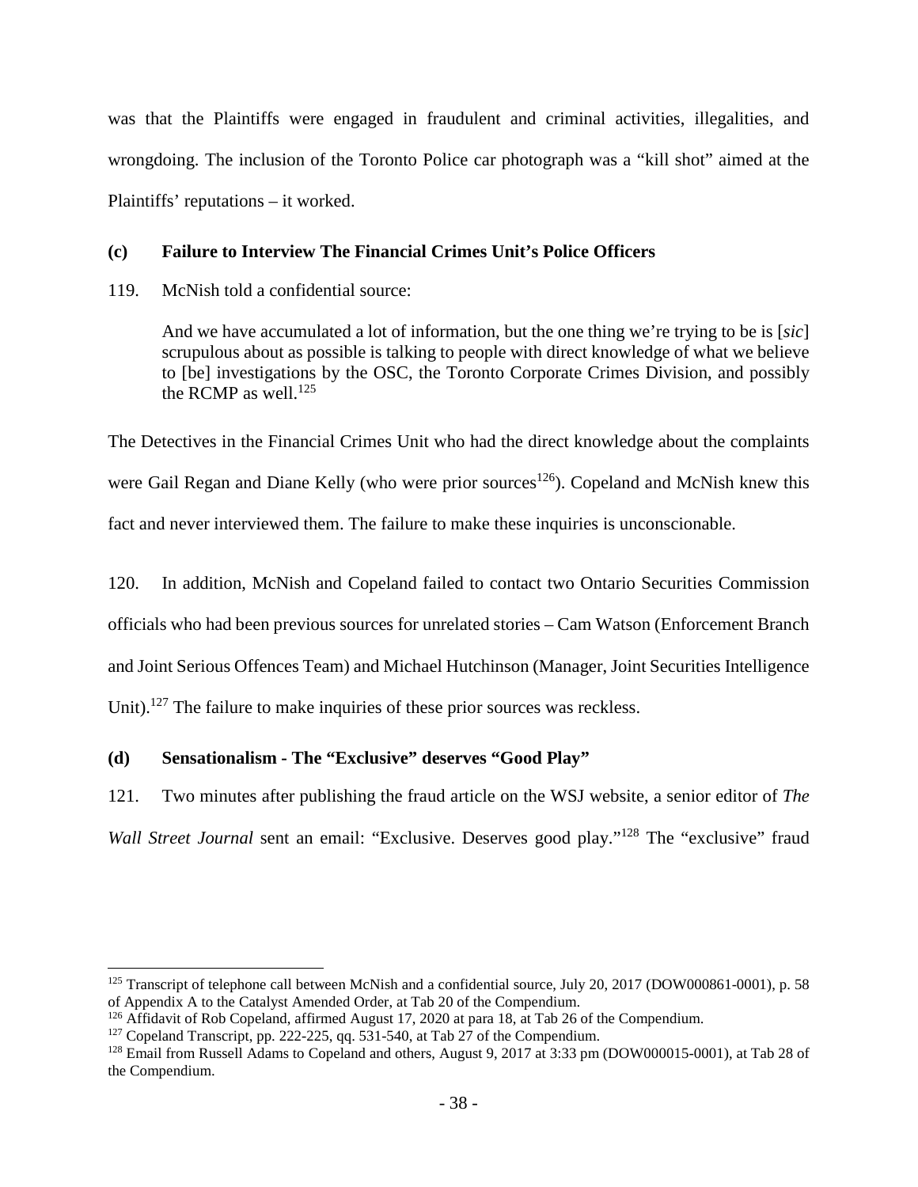was that the Plaintiffs were engaged in fraudulent and criminal activities, illegalities, and wrongdoing. The inclusion of the Toronto Police car photograph was a "kill shot" aimed at the Plaintiffs' reputations – it worked.

### (c) Failure to Interview The Financial Crimes Unit's Police Officers

119. McNish told a confidential source:

> And we have accumulated a lot of information, but the one thing we're trying to be is [*sic*] scrupulous about as possible is talking to people with direct knowledge of what we believe to [be] investigations by the OSC, the Toronto Corporate Crimes Division, and possibly the RCMP as well.[125]

The Detectives in the Financial Crimes Unit who had the direct knowledge about the complaints were Gail Regan and Diane Kelly (who were prior sources[126]). Copeland and McNish knew this fact and never interviewed them. The failure to make these inquiries is unconscionable.

120. In addition, McNish and Copeland failed to contact two Ontario Securities Commission officials who had been previous sources for unrelated stories – Cam Watson (Enforcement Branch and Joint Serious Offences Team) and Michael Hutchinson (Manager, Joint Securities Intelligence Unit).[127] The failure to make inquiries of these prior sources was reckless.

### (d) Sensationalism - The "Exclusive" deserves "Good Play"

121. Two minutes after publishing the fraud article on the WSJ website, a senior editor of *The Wall Street Journal* sent an email: "Exclusive. Deserves good play."[128] The "exclusive" fraud

---

[125] Transcript of telephone call between McNish and a confidential source, July 20, 2017 (DOW000861-0001), p. 58 of Appendix A to the Catalyst Amended Order, at Tab 20 of the Compendium.

[126] Affidavit of Rob Copeland, affirmed August 17, 2020 at para 18, at Tab 26 of the Compendium.

[127] Copeland Transcript, pp. 222-225, qq. 531-540, at Tab 27 of the Compendium.

[128] Email from Russell Adams to Copeland and others, August 9, 2017 at 3:33 pm (DOW000015-0001), at Tab 28 of the Compendium.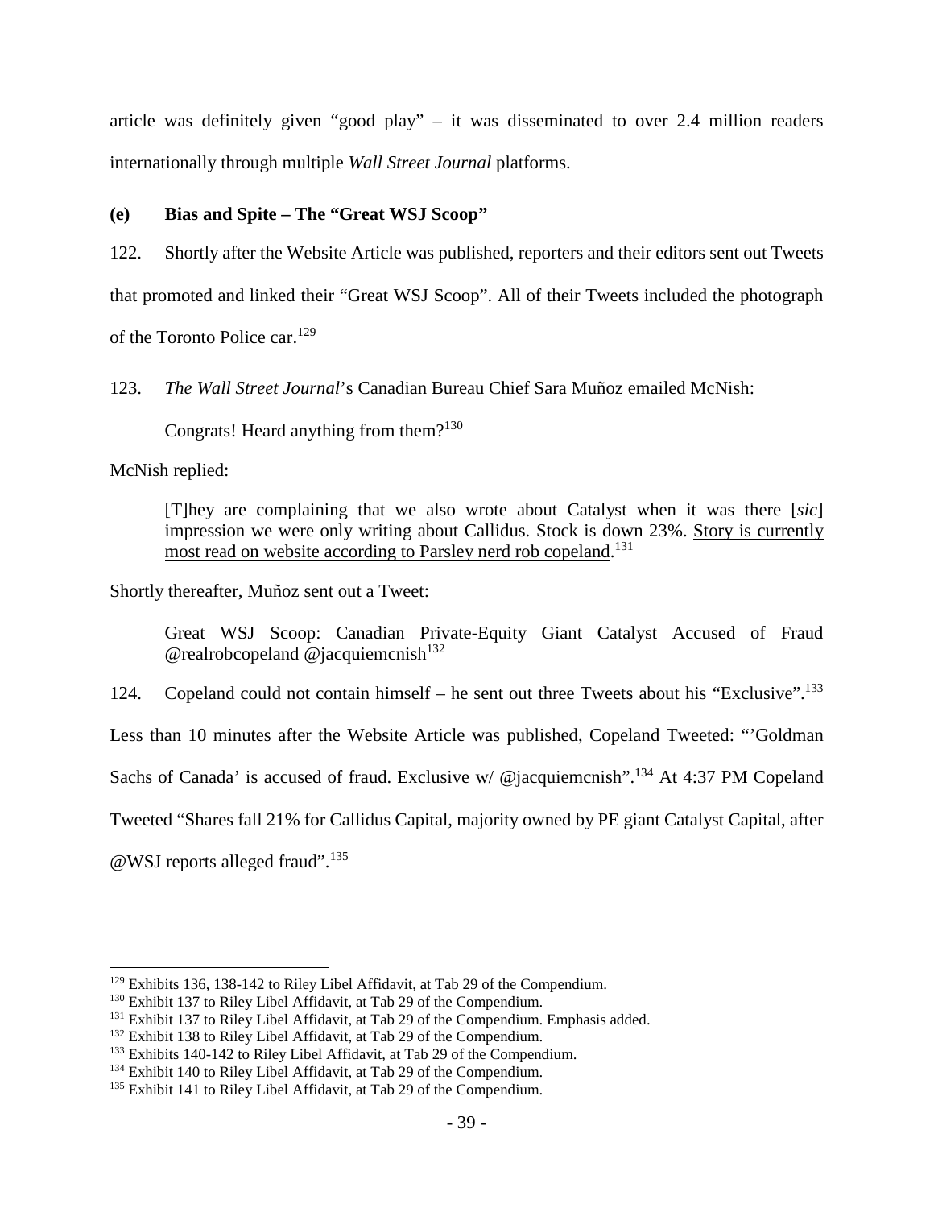article was definitely given "good play" – it was disseminated to over 2.4 million readers internationally through multiple *Wall Street Journal* platforms.

### (e) Bias and Spite – The "Great WSJ Scoop"

122. Shortly after the Website Article was published, reporters and their editors sent out Tweets that promoted and linked their "Great WSJ Scoop". All of their Tweets included the photograph of the Toronto Police car.[129]

123. *The Wall Street Journal*'s Canadian Bureau Chief Sara Muñoz emailed McNish:

> Congrats! Heard anything from them?[130]

McNish replied:

> [T]hey are complaining that we also wrote about Catalyst when it was there [*sic*] impression we were only writing about Callidus. Stock is down 23%. <u>Story is currently most read on website according to Parsley nerd rob copeland</u>.[131]

Shortly thereafter, Muñoz sent out a Tweet:

> Great WSJ Scoop: Canadian Private-Equity Giant Catalyst Accused of Fraud @realrobcopeland @jacquiemcnish[132]

124. Copeland could not contain himself – he sent out three Tweets about his "Exclusive".[133] Less than 10 minutes after the Website Article was published, Copeland Tweeted: "'Goldman Sachs of Canada' is accused of fraud. Exclusive w/ @jacquiemcnish".[134] At 4:37 PM Copeland Tweeted "Shares fall 21% for Callidus Capital, majority owned by PE giant Catalyst Capital, after @WSJ reports alleged fraud".[135]

---

[129] Exhibits 136, 138-142 to Riley Libel Affidavit, at Tab 29 of the Compendium.

[130] Exhibit 137 to Riley Libel Affidavit, at Tab 29 of the Compendium.

[131] Exhibit 137 to Riley Libel Affidavit, at Tab 29 of the Compendium. Emphasis added.

[132] Exhibit 138 to Riley Libel Affidavit, at Tab 29 of the Compendium.

[133] Exhibits 140-142 to Riley Libel Affidavit, at Tab 29 of the Compendium.

[134] Exhibit 140 to Riley Libel Affidavit, at Tab 29 of the Compendium.

[135] Exhibit 141 to Riley Libel Affidavit, at Tab 29 of the Compendium.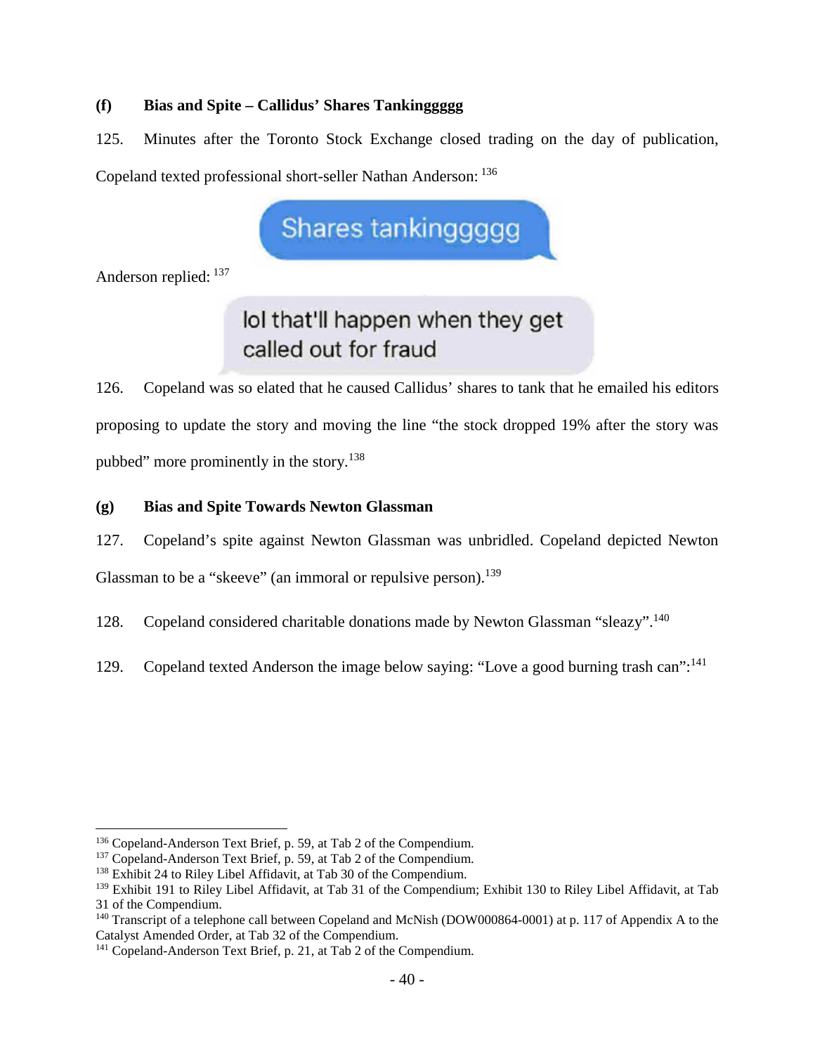### (f) Bias and Spite – Callidus' Shares Tankinggggg

125. Minutes after the Toronto Stock Exchange closed trading on the day of publication, Copeland texted professional short-seller Nathan Anderson: [136]

Shares tankinggggg

Anderson replied: [137]

lol that'll happen when they get called out for fraud

126. Copeland was so elated that he caused Callidus' shares to tank that he emailed his editors proposing to update the story and moving the line "the stock dropped 19% after the story was pubbed" more prominently in the story.[138]

### (g) Bias and Spite Towards Newton Glassman

127. Copeland's spite against Newton Glassman was unbridled. Copeland depicted Newton Glassman to be a "skeeve" (an immoral or repulsive person).[139]

128. Copeland considered charitable donations made by Newton Glassman "sleazy".[140]

129. Copeland texted Anderson the image below saying: "Love a good burning trash can":[141]

---

[136] Copeland-Anderson Text Brief, p. 59, at Tab 2 of the Compendium.

[137] Copeland-Anderson Text Brief, p. 59, at Tab 2 of the Compendium.

[138] Exhibit 24 to Riley Libel Affidavit, at Tab 30 of the Compendium.

[139] Exhibit 191 to Riley Libel Affidavit, at Tab 31 of the Compendium; Exhibit 130 to Riley Libel Affidavit, at Tab 31 of the Compendium.

[140] Transcript of a telephone call between Copeland and McNish (DOW000864-0001) at p. 117 of Appendix A to the Catalyst Amended Order, at Tab 32 of the Compendium.

[141] Copeland-Anderson Text Brief, p. 21, at Tab 2 of the Compendium.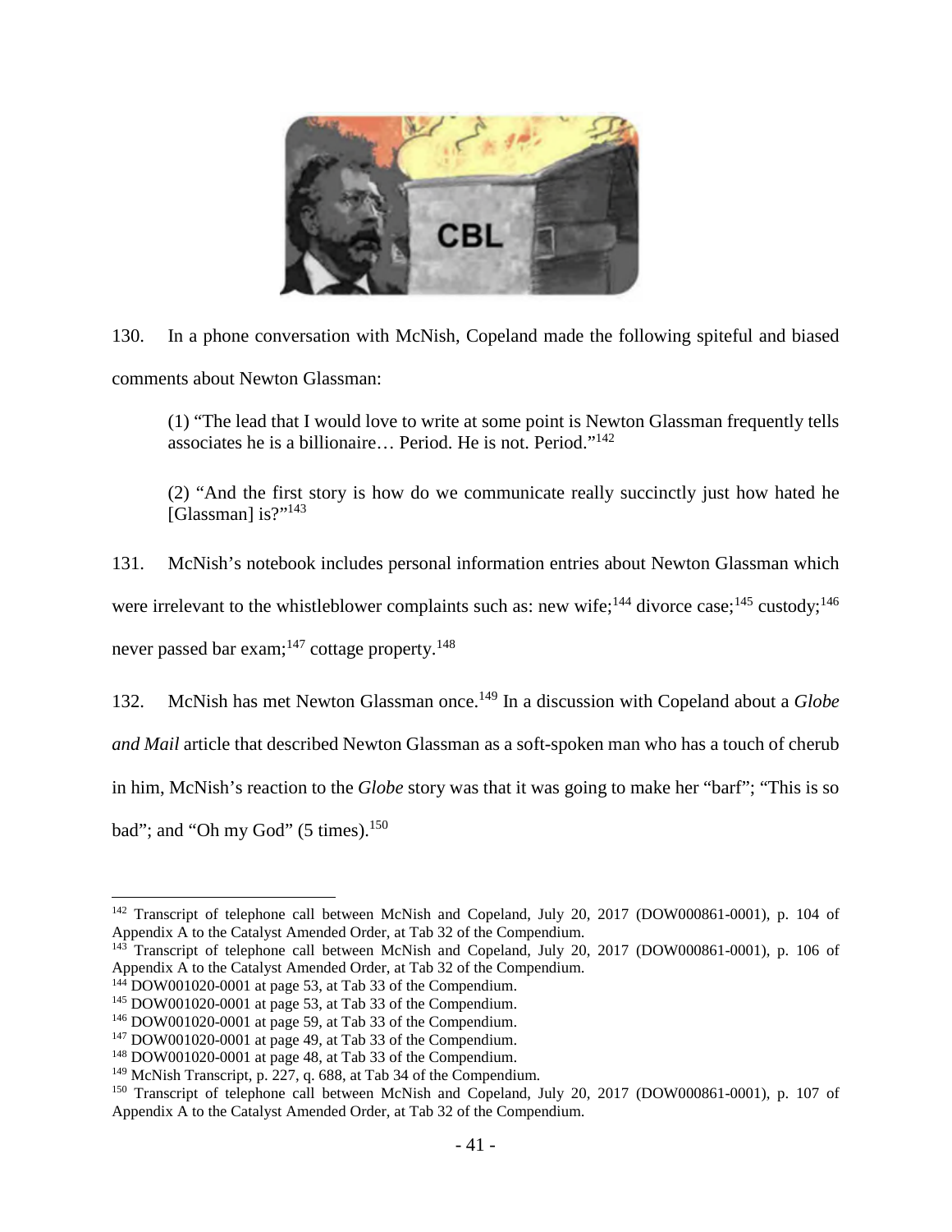130. In a phone conversation with McNish, Copeland made the following spiteful and biased comments about Newton Glassman:

> (1) "The lead that I would love to write at some point is Newton Glassman frequently tells associates he is a billionaire… Period. He is not. Period."[142]
>
> (2) "And the first story is how do we communicate really succinctly just how hated he [Glassman] is?"[143]

131. McNish's notebook includes personal information entries about Newton Glassman which were irrelevant to the whistleblower complaints such as: new wife;[144] divorce case;[145] custody;[146] never passed bar exam;[147] cottage property.[148]

132. McNish has met Newton Glassman once.[149] In a discussion with Copeland about a *Globe and Mail* article that described Newton Glassman as a soft-spoken man who has a touch of cherub in him, McNish's reaction to the *Globe* story was that it was going to make her "barf"; "This is so bad"; and "Oh my God" (5 times).[150]

---

[142] Transcript of telephone call between McNish and Copeland, July 20, 2017 (DOW000861-0001), p. 104 of Appendix A to the Catalyst Amended Order, at Tab 32 of the Compendium.

[143] Transcript of telephone call between McNish and Copeland, July 20, 2017 (DOW000861-0001), p. 106 of Appendix A to the Catalyst Amended Order, at Tab 32 of the Compendium.

[144] DOW001020-0001 at page 53, at Tab 33 of the Compendium.

[145] DOW001020-0001 at page 53, at Tab 33 of the Compendium.

[146] DOW001020-0001 at page 59, at Tab 33 of the Compendium.

[147] DOW001020-0001 at page 49, at Tab 33 of the Compendium.

[148] DOW001020-0001 at page 48, at Tab 33 of the Compendium.

[149] McNish Transcript, p. 227, q. 688, at Tab 34 of the Compendium.

[150] Transcript of telephone call between McNish and Copeland, July 20, 2017 (DOW000861-0001), p. 107 of Appendix A to the Catalyst Amended Order, at Tab 32 of the Compendium.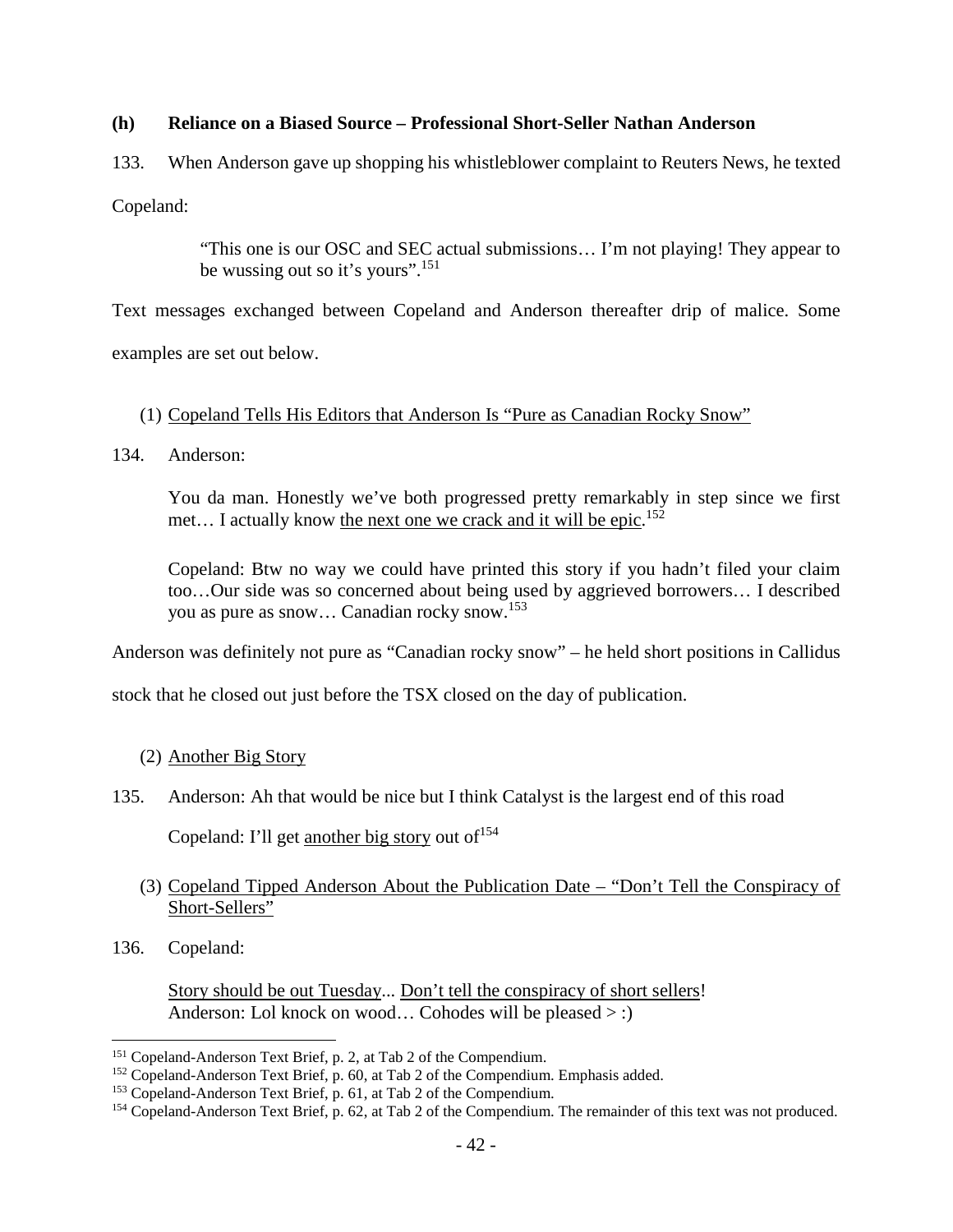**(h) Reliance on a Biased Source – Professional Short-Seller Nathan Anderson**

133. When Anderson gave up shopping his whistleblower complaint to Reuters News, he texted Copeland:

> "This one is our OSC and SEC actual submissions… I'm not playing! They appear to be wussing out so it's yours".[151]

Text messages exchanged between Copeland and Anderson thereafter drip of malice. Some examples are set out below.

(1) Copeland Tells His Editors that Anderson Is "Pure as Canadian Rocky Snow"

134. Anderson:

> You da man. Honestly we've both progressed pretty remarkably in step since we first met… I actually know the next one we crack and it will be epic.[152]
>
> Copeland: Btw no way we could have printed this story if you hadn't filed your claim too…Our side was so concerned about being used by aggrieved borrowers… I described you as pure as snow… Canadian rocky snow.[153]

Anderson was definitely not pure as "Canadian rocky snow" – he held short positions in Callidus stock that he closed out just before the TSX closed on the day of publication.

(2) Another Big Story

135. Anderson: Ah that would be nice but I think Catalyst is the largest end of this road

> Copeland: I'll get another big story out of[154]

(3) Copeland Tipped Anderson About the Publication Date – "Don't Tell the Conspiracy of Short-Sellers"

136. Copeland:

> Story should be out Tuesday... Don't tell the conspiracy of short sellers!
> Anderson: Lol knock on wood… Cohodes will be pleased > :)

---

[151] Copeland-Anderson Text Brief, p. 2, at Tab 2 of the Compendium.

[152] Copeland-Anderson Text Brief, p. 60, at Tab 2 of the Compendium. Emphasis added.

[153] Copeland-Anderson Text Brief, p. 61, at Tab 2 of the Compendium.

[154] Copeland-Anderson Text Brief, p. 62, at Tab 2 of the Compendium. The remainder of this text was not produced.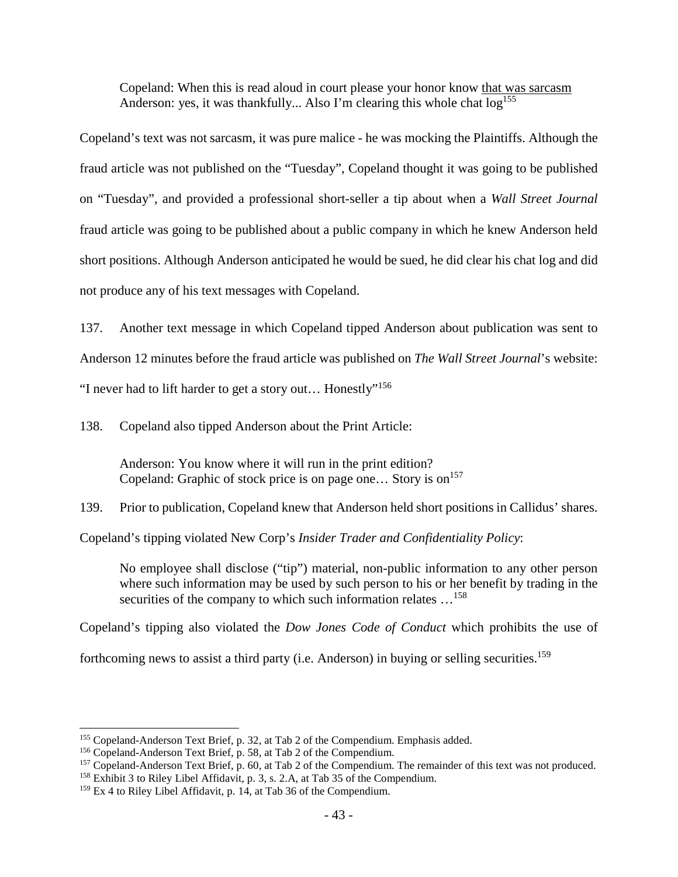> Copeland: When this is read aloud in court please your honor know <u>that was sarcasm</u>
> Anderson: yes, it was thankfully... Also I'm clearing this whole chat log[155]

Copeland's text was not sarcasm, it was pure malice - he was mocking the Plaintiffs. Although the fraud article was not published on the "Tuesday", Copeland thought it was going to be published on "Tuesday", and provided a professional short-seller a tip about when a *Wall Street Journal* fraud article was going to be published about a public company in which he knew Anderson held short positions. Although Anderson anticipated he would be sued, he did clear his chat log and did not produce any of his text messages with Copeland.

137. Another text message in which Copeland tipped Anderson about publication was sent to Anderson 12 minutes before the fraud article was published on *The Wall Street Journal*'s website: "I never had to lift harder to get a story out… Honestly"[156]

138. Copeland also tipped Anderson about the Print Article:

> Anderson: You know where it will run in the print edition?
> Copeland: Graphic of stock price is on page one… Story is on[157]

139. Prior to publication, Copeland knew that Anderson held short positions in Callidus' shares. Copeland's tipping violated New Corp's *Insider Trader and Confidentiality Policy*:

> No employee shall disclose ("tip") material, non-public information to any other person where such information may be used by such person to his or her benefit by trading in the securities of the company to which such information relates …[158]

Copeland's tipping also violated the *Dow Jones Code of Conduct* which prohibits the use of forthcoming news to assist a third party (i.e. Anderson) in buying or selling securities.[159]

---

[155] Copeland-Anderson Text Brief, p. 32, at Tab 2 of the Compendium. Emphasis added.
[156] Copeland-Anderson Text Brief, p. 58, at Tab 2 of the Compendium.
[157] Copeland-Anderson Text Brief, p. 60, at Tab 2 of the Compendium. The remainder of this text was not produced.
[158] Exhibit 3 to Riley Libel Affidavit, p. 3, s. 2.A, at Tab 35 of the Compendium.
[159] Ex 4 to Riley Libel Affidavit, p. 14, at Tab 36 of the Compendium.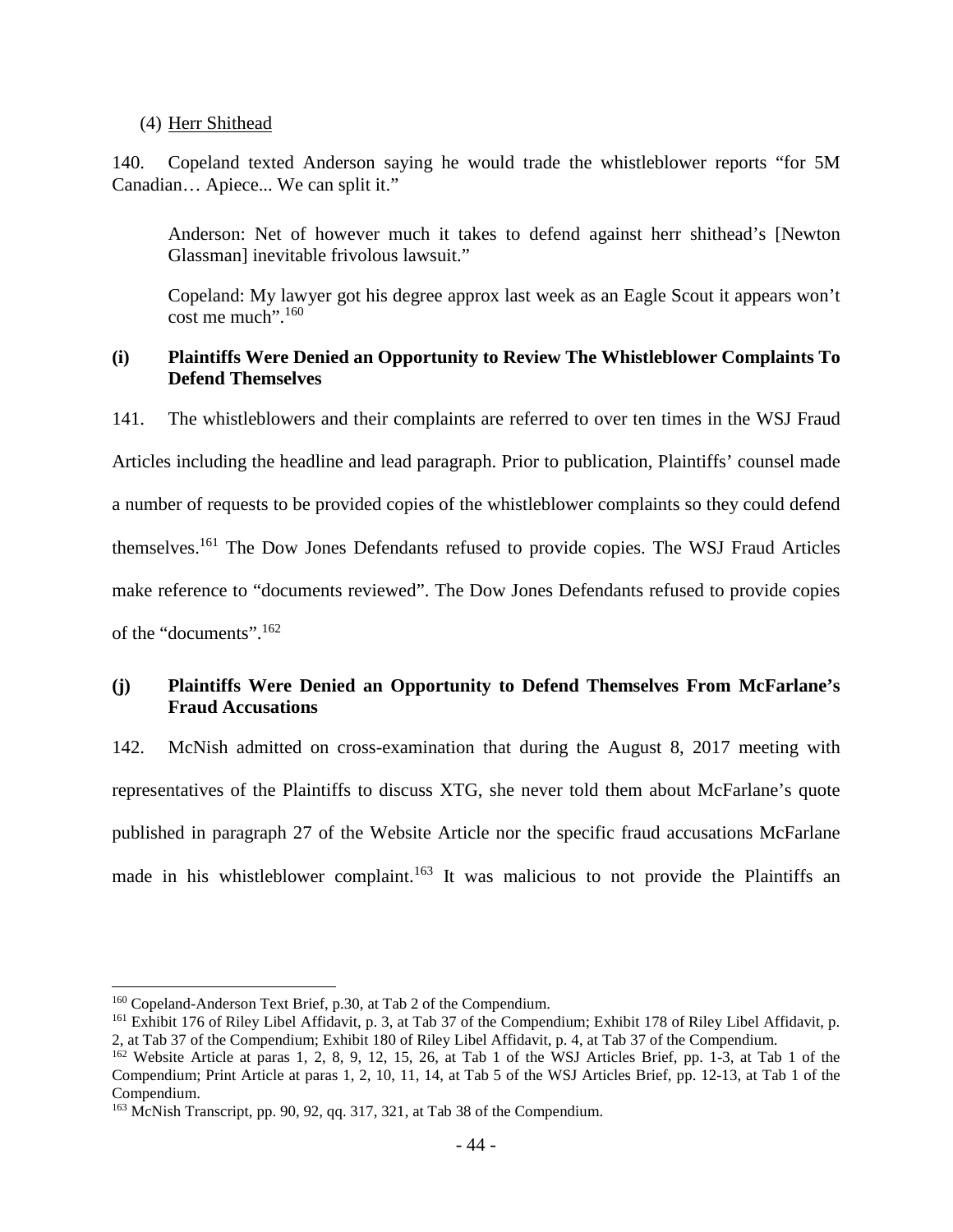(4) Herr Shithead

140. Copeland texted Anderson saying he would trade the whistleblower reports "for 5M Canadian… Apiece... We can split it."

> Anderson: Net of however much it takes to defend against herr shithead's [Newton Glassman] inevitable frivolous lawsuit."
>
> Copeland: My lawyer got his degree approx last week as an Eagle Scout it appears won't cost me much".[160]

### (i) Plaintiffs Were Denied an Opportunity to Review The Whistleblower Complaints To Defend Themselves

141. The whistleblowers and their complaints are referred to over ten times in the WSJ Fraud Articles including the headline and lead paragraph. Prior to publication, Plaintiffs' counsel made a number of requests to be provided copies of the whistleblower complaints so they could defend themselves.[161] The Dow Jones Defendants refused to provide copies. The WSJ Fraud Articles make reference to "documents reviewed". The Dow Jones Defendants refused to provide copies of the "documents".[162]

### (j) Plaintiffs Were Denied an Opportunity to Defend Themselves From McFarlane's Fraud Accusations

142. McNish admitted on cross-examination that during the August 8, 2017 meeting with representatives of the Plaintiffs to discuss XTG, she never told them about McFarlane's quote published in paragraph 27 of the Website Article nor the specific fraud accusations McFarlane made in his whistleblower complaint.[163] It was malicious to not provide the Plaintiffs an

---

[160] Copeland-Anderson Text Brief, p.30, at Tab 2 of the Compendium.

[161] Exhibit 176 of Riley Libel Affidavit, p. 3, at Tab 37 of the Compendium; Exhibit 178 of Riley Libel Affidavit, p. 2, at Tab 37 of the Compendium; Exhibit 180 of Riley Libel Affidavit, p. 4, at Tab 37 of the Compendium.

[162] Website Article at paras 1, 2, 8, 9, 12, 15, 26, at Tab 1 of the WSJ Articles Brief, pp. 1-3, at Tab 1 of the Compendium; Print Article at paras 1, 2, 10, 11, 14, at Tab 5 of the WSJ Articles Brief, pp. 12-13, at Tab 1 of the Compendium.

[163] McNish Transcript, pp. 90, 92, qq. 317, 321, at Tab 38 of the Compendium.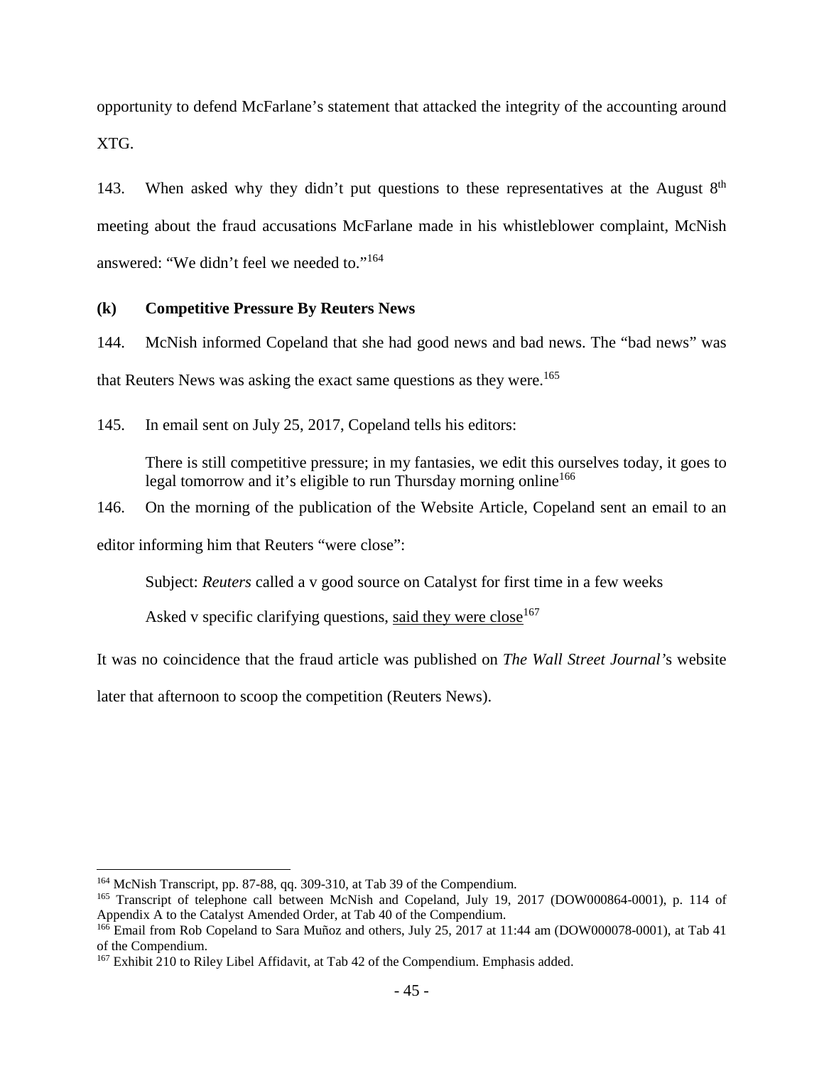opportunity to defend McFarlane's statement that attacked the integrity of the accounting around XTG.

143. When asked why they didn't put questions to these representatives at the August 8th meeting about the fraud accusations McFarlane made in his whistleblower complaint, McNish answered: "We didn't feel we needed to."[164]

**(k) Competitive Pressure By Reuters News**

144. McNish informed Copeland that she had good news and bad news. The "bad news" was that Reuters News was asking the exact same questions as they were.[165]

145. In email sent on July 25, 2017, Copeland tells his editors:

> There is still competitive pressure; in my fantasies, we edit this ourselves today, it goes to legal tomorrow and it's eligible to run Thursday morning online[166]

146. On the morning of the publication of the Website Article, Copeland sent an email to an editor informing him that Reuters "were close":

> Subject: *Reuters* called a v good source on Catalyst for first time in a few weeks
>
> Asked v specific clarifying questions, <u>said they were close</u>[167]

It was no coincidence that the fraud article was published on *The Wall Street Journal*'s website later that afternoon to scoop the competition (Reuters News).

---

[164] McNish Transcript, pp. 87-88, qq. 309-310, at Tab 39 of the Compendium.

[165] Transcript of telephone call between McNish and Copeland, July 19, 2017 (DOW000864-0001), p. 114 of Appendix A to the Catalyst Amended Order, at Tab 40 of the Compendium.

[166] Email from Rob Copeland to Sara Muñoz and others, July 25, 2017 at 11:44 am (DOW000078-0001), at Tab 41 of the Compendium.

[167] Exhibit 210 to Riley Libel Affidavit, at Tab 42 of the Compendium. Emphasis added.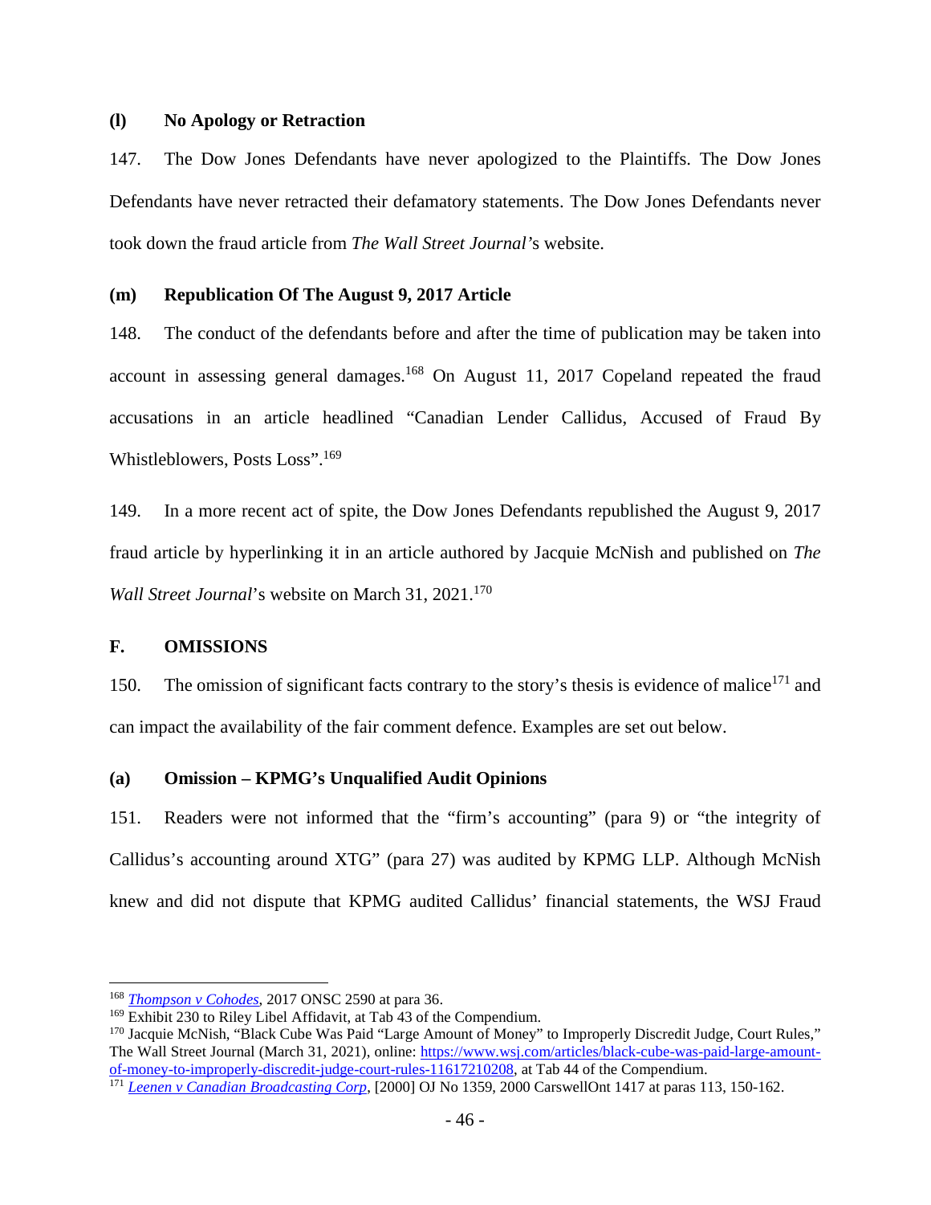### (l) No Apology or Retraction

147. The Dow Jones Defendants have never apologized to the Plaintiffs. The Dow Jones Defendants have never retracted their defamatory statements. The Dow Jones Defendants never took down the fraud article from *The Wall Street Journal*'s website.

### (m) Republication Of The August 9, 2017 Article

148. The conduct of the defendants before and after the time of publication may be taken into account in assessing general damages.[168] On August 11, 2017 Copeland repeated the fraud accusations in an article headlined "Canadian Lender Callidus, Accused of Fraud By Whistleblowers, Posts Loss".[169]

149. In a more recent act of spite, the Dow Jones Defendants republished the August 9, 2017 fraud article by hyperlinking it in an article authored by Jacquie McNish and published on *The Wall Street Journal*'s website on March 31, 2021.[170]

## F. OMISSIONS

150. The omission of significant facts contrary to the story's thesis is evidence of malice[171] and can impact the availability of the fair comment defence. Examples are set out below.

### (a) Omission – KPMG's Unqualified Audit Opinions

151. Readers were not informed that the "firm's accounting" (para 9) or "the integrity of Callidus's accounting around XTG" (para 27) was audited by KPMG LLP. Although McNish knew and did not dispute that KPMG audited Callidus' financial statements, the WSJ Fraud

---

[168] *Thompson v Cohodes*, 2017 ONSC 2590 at para 36.

[169] Exhibit 230 to Riley Libel Affidavit, at Tab 43 of the Compendium.

[170] Jacquie McNish, "Black Cube Was Paid "Large Amount of Money" to Improperly Discredit Judge, Court Rules," The Wall Street Journal (March 31, 2021), online: https://www.wsj.com/articles/black-cube-was-paid-large-amount-of-money-to-improperly-discredit-judge-court-rules-11617210208, at Tab 44 of the Compendium.

[171] *Leenen v Canadian Broadcasting Corp*, [2000] OJ No 1359, 2000 CarswellOnt 1417 at paras 113, 150-162.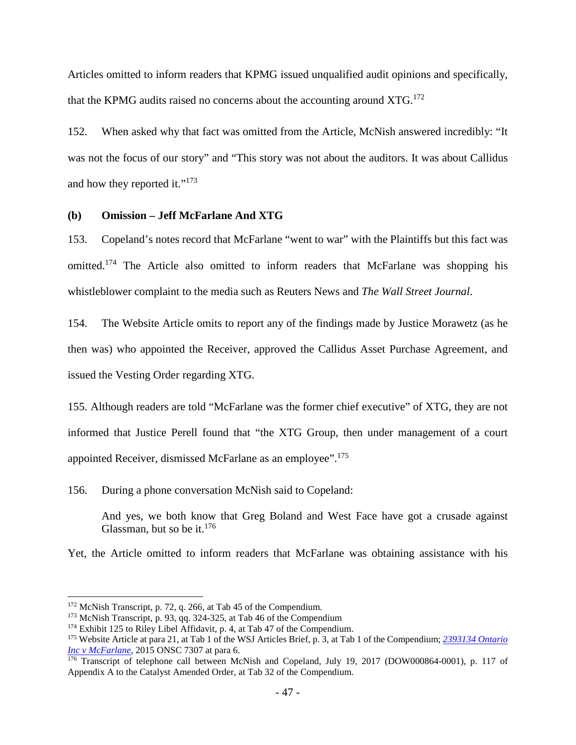Articles omitted to inform readers that KPMG issued unqualified audit opinions and specifically, that the KPMG audits raised no concerns about the accounting around XTG.[172]

152. When asked why that fact was omitted from the Article, McNish answered incredibly: "It was not the focus of our story" and "This story was not about the auditors. It was about Callidus and how they reported it."[173]

**(b) Omission – Jeff McFarlane And XTG**

153. Copeland's notes record that McFarlane "went to war" with the Plaintiffs but this fact was omitted.[174] The Article also omitted to inform readers that McFarlane was shopping his whistleblower complaint to the media such as Reuters News and *The Wall Street Journal*.

154. The Website Article omits to report any of the findings made by Justice Morawetz (as he then was) who appointed the Receiver, approved the Callidus Asset Purchase Agreement, and issued the Vesting Order regarding XTG.

155. Although readers are told "McFarlane was the former chief executive" of XTG, they are not informed that Justice Perell found that "the XTG Group, then under management of a court appointed Receiver, dismissed McFarlane as an employee".[175]

156. During a phone conversation McNish said to Copeland:

> And yes, we both know that Greg Boland and West Face have got a crusade against Glassman, but so be it.[176]

Yet, the Article omitted to inform readers that McFarlane was obtaining assistance with his

---

[172] McNish Transcript, p. 72, q. 266, at Tab 45 of the Compendium.

[173] McNish Transcript, p. 93, qq. 324-325, at Tab 46 of the Compendium

[174] Exhibit 125 to Riley Libel Affidavit, p. 4, at Tab 47 of the Compendium.

[175] Website Article at para 21, at Tab 1 of the WSJ Articles Brief, p. 3, at Tab 1 of the Compendium; *2393134 Ontario Inc v McFarlane*, 2015 ONSC 7307 at para 6.

[176] Transcript of telephone call between McNish and Copeland, July 19, 2017 (DOW000864-0001), p. 117 of Appendix A to the Catalyst Amended Order, at Tab 32 of the Compendium.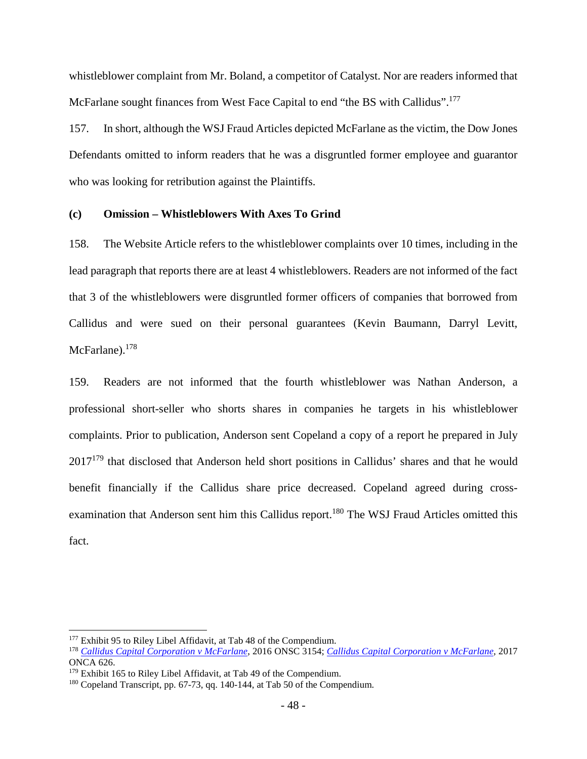whistleblower complaint from Mr. Boland, a competitor of Catalyst. Nor are readers informed that McFarlane sought finances from West Face Capital to end "the BS with Callidus".[177]

157. In short, although the WSJ Fraud Articles depicted McFarlane as the victim, the Dow Jones Defendants omitted to inform readers that he was a disgruntled former employee and guarantor who was looking for retribution against the Plaintiffs.

### (c) Omission – Whistleblowers With Axes To Grind

158. The Website Article refers to the whistleblower complaints over 10 times, including in the lead paragraph that reports there are at least 4 whistleblowers. Readers are not informed of the fact that 3 of the whistleblowers were disgruntled former officers of companies that borrowed from Callidus and were sued on their personal guarantees (Kevin Baumann, Darryl Levitt, McFarlane).[178]

159. Readers are not informed that the fourth whistleblower was Nathan Anderson, a professional short-seller who shorts shares in companies he targets in his whistleblower complaints. Prior to publication, Anderson sent Copeland a copy of a report he prepared in July 2017[179] that disclosed that Anderson held short positions in Callidus' shares and that he would benefit financially if the Callidus share price decreased. Copeland agreed during cross-examination that Anderson sent him this Callidus report.[180] The WSJ Fraud Articles omitted this fact.

---

[177] Exhibit 95 to Riley Libel Affidavit, at Tab 48 of the Compendium.

[178] *Callidus Capital Corporation v McFarlane*, 2016 ONSC 3154; *Callidus Capital Corporation v McFarlane*, 2017 ONCA 626.

[179] Exhibit 165 to Riley Libel Affidavit, at Tab 49 of the Compendium.

[180] Copeland Transcript, pp. 67-73, qq. 140-144, at Tab 50 of the Compendium.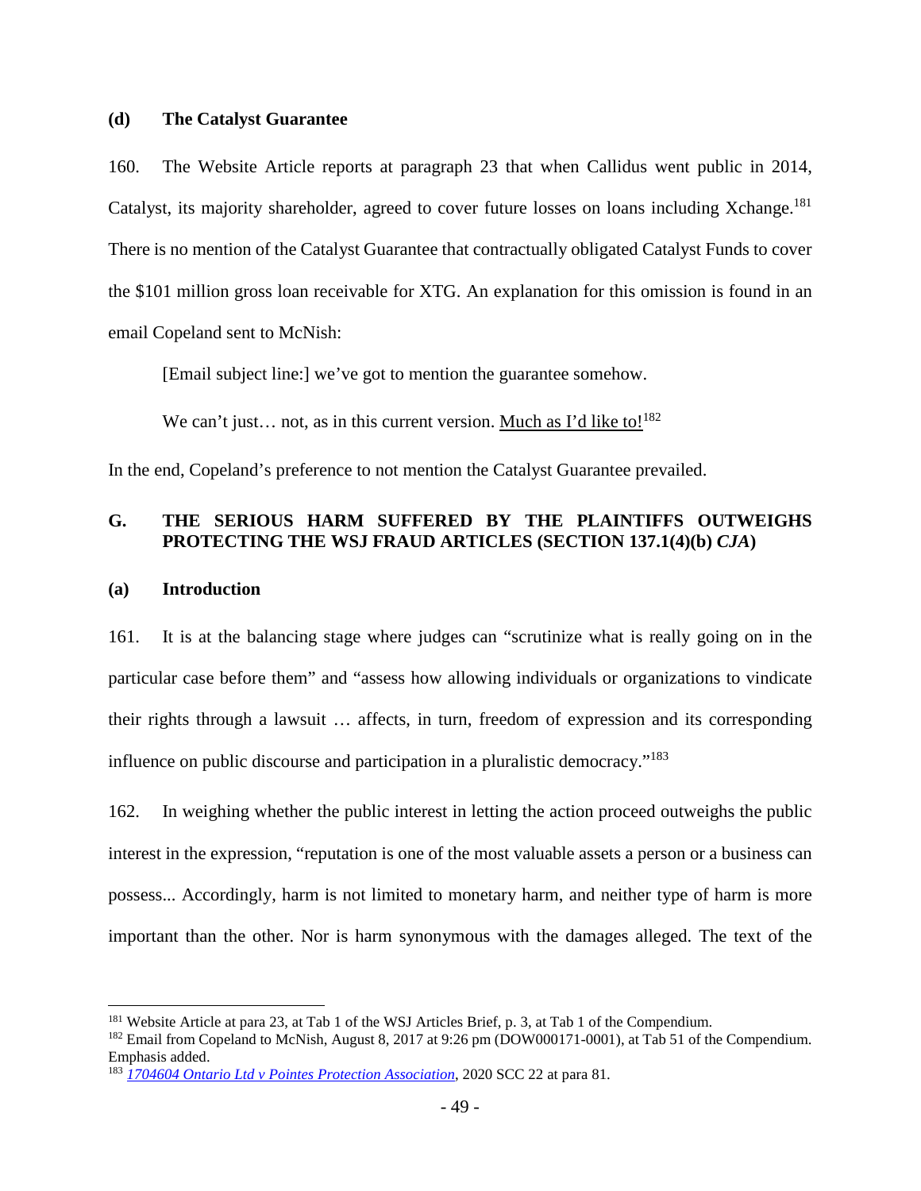### (d) The Catalyst Guarantee

160. The Website Article reports at paragraph 23 that when Callidus went public in 2014, Catalyst, its majority shareholder, agreed to cover future losses on loans including Xchange.[181] There is no mention of the Catalyst Guarantee that contractually obligated Catalyst Funds to cover the $101 million gross loan receivable for XTG. An explanation for this omission is found in an email Copeland sent to McNish:

> [Email subject line:] we've got to mention the guarantee somehow.
>
> We can't just… not, as in this current version. <u>Much as I'd like to!</u>[182]

In the end, Copeland's preference to not mention the Catalyst Guarantee prevailed.

## G. THE SERIOUS HARM SUFFERED BY THE PLAINTIFFS OUTWEIGHS PROTECTING THE WSJ FRAUD ARTICLES (SECTION 137.1(4)(b) *CJA*)

### (a) Introduction

161. It is at the balancing stage where judges can "scrutinize what is really going on in the particular case before them" and "assess how allowing individuals or organizations to vindicate their rights through a lawsuit … affects, in turn, freedom of expression and its corresponding influence on public discourse and participation in a pluralistic democracy."[183]

162. In weighing whether the public interest in letting the action proceed outweighs the public interest in the expression, "reputation is one of the most valuable assets a person or a business can possess... Accordingly, harm is not limited to monetary harm, and neither type of harm is more important than the other. Nor is harm synonymous with the damages alleged. The text of the

---

[181] Website Article at para 23, at Tab 1 of the WSJ Articles Brief, p. 3, at Tab 1 of the Compendium.

[182] Email from Copeland to McNish, August 8, 2017 at 9:26 pm (DOW000171-0001), at Tab 51 of the Compendium. Emphasis added.

[183] *1704604 Ontario Ltd v Pointes Protection Association*, 2020 SCC 22 at para 81.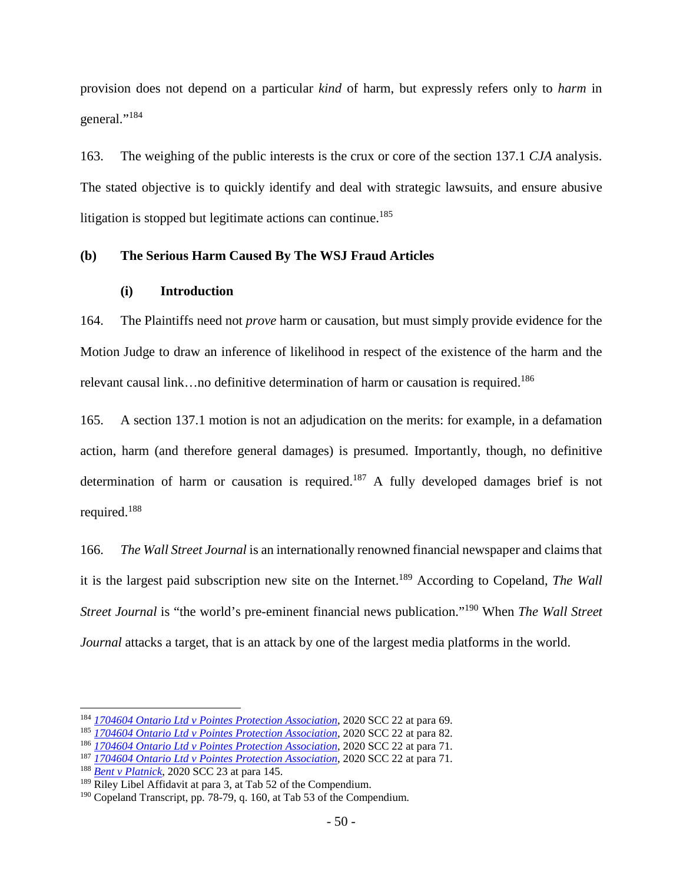provision does not depend on a particular *kind* of harm, but expressly refers only to *harm* in general."[184]

163. The weighing of the public interests is the crux or core of the section 137.1 *CJA* analysis. The stated objective is to quickly identify and deal with strategic lawsuits, and ensure abusive litigation is stopped but legitimate actions can continue.[185]

### (b) The Serious Harm Caused By The WSJ Fraud Articles

#### (i) Introduction

164. The Plaintiffs need not *prove* harm or causation, but must simply provide evidence for the Motion Judge to draw an inference of likelihood in respect of the existence of the harm and the relevant causal link…no definitive determination of harm or causation is required.[186]

165. A section 137.1 motion is not an adjudication on the merits: for example, in a defamation action, harm (and therefore general damages) is presumed. Importantly, though, no definitive determination of harm or causation is required.[187] A fully developed damages brief is not required.[188]

166. *The Wall Street Journal* is an internationally renowned financial newspaper and claims that it is the largest paid subscription new site on the Internet.[189] According to Copeland, *The Wall Street Journal* is "the world's pre-eminent financial news publication."[190] When *The Wall Street Journal* attacks a target, that is an attack by one of the largest media platforms in the world.

---

[184] *1704604 Ontario Ltd v Pointes Protection Association*, 2020 SCC 22 at para 69.
[185] *1704604 Ontario Ltd v Pointes Protection Association*, 2020 SCC 22 at para 82.
[186] *1704604 Ontario Ltd v Pointes Protection Association*, 2020 SCC 22 at para 71.
[187] *1704604 Ontario Ltd v Pointes Protection Association*, 2020 SCC 22 at para 71.
[188] *Bent v Platnick*, 2020 SCC 23 at para 145.
[189] Riley Libel Affidavit at para 3, at Tab 52 of the Compendium.
[190] Copeland Transcript, pp. 78-79, q. 160, at Tab 53 of the Compendium.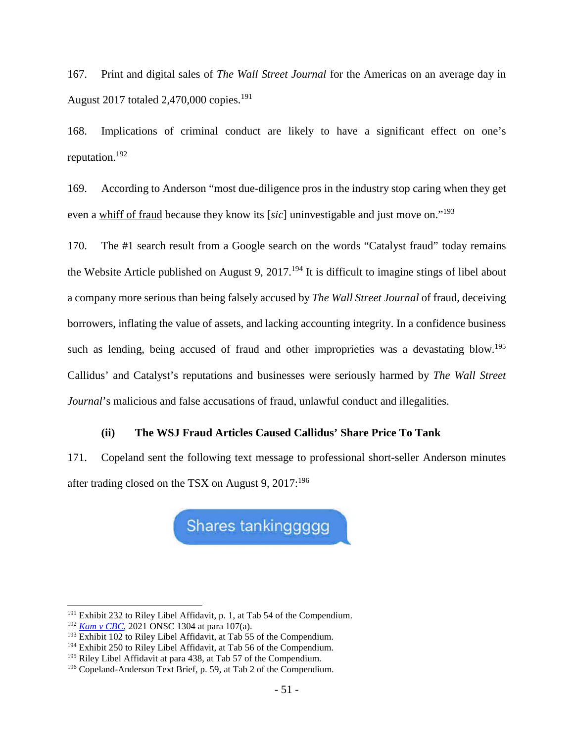167. Print and digital sales of *The Wall Street Journal* for the Americas on an average day in August 2017 totaled 2,470,000 copies.[191]

168. Implications of criminal conduct are likely to have a significant effect on one's reputation.[192]

169. According to Anderson "most due-diligence pros in the industry stop caring when they get even a <u>whiff of fraud</u> because they know its [*sic*] uninvestigable and just move on."[193]

170. The #1 search result from a Google search on the words "Catalyst fraud" today remains the Website Article published on August 9, 2017.[194] It is difficult to imagine stings of libel about a company more serious than being falsely accused by *The Wall Street Journal* of fraud, deceiving borrowers, inflating the value of assets, and lacking accounting integrity. In a confidence business such as lending, being accused of fraud and other improprieties was a devastating blow.[195] Callidus' and Catalyst's reputations and businesses were seriously harmed by *The Wall Street Journal*'s malicious and false accusations of fraud, unlawful conduct and illegalities.

#### (ii) The WSJ Fraud Articles Caused Callidus' Share Price To Tank

171. Copeland sent the following text message to professional short-seller Anderson minutes after trading closed on the TSX on August 9, 2017:[196]

> Shares tankingggggg

---

[191] Exhibit 232 to Riley Libel Affidavit, p. 1, at Tab 54 of the Compendium.

[192] *Kam v CBC*, 2021 ONSC 1304 at para 107(a).

[193] Exhibit 102 to Riley Libel Affidavit, at Tab 55 of the Compendium.

[194] Exhibit 250 to Riley Libel Affidavit, at Tab 56 of the Compendium.

[195] Riley Libel Affidavit at para 438, at Tab 57 of the Compendium.

[196] Copeland-Anderson Text Brief, p. 59, at Tab 2 of the Compendium.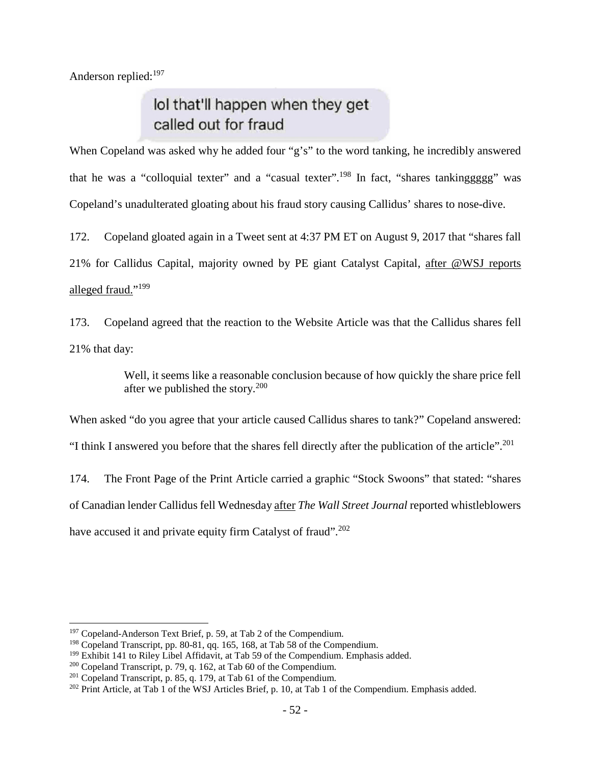Anderson replied:[197]

> lol that'll happen when they get called out for fraud

When Copeland was asked why he added four "g's" to the word tanking, he incredibly answered that he was a "colloquial texter" and a "casual texter".[198] In fact, "shares tankinggggg" was Copeland's unadulterated gloating about his fraud story causing Callidus' shares to nose-dive.

172. Copeland gloated again in a Tweet sent at 4:37 PM ET on August 9, 2017 that "shares fall 21% for Callidus Capital, majority owned by PE giant Catalyst Capital, after @WSJ reports alleged fraud."[199]

173. Copeland agreed that the reaction to the Website Article was that the Callidus shares fell 21% that day:

> Well, it seems like a reasonable conclusion because of how quickly the share price fell after we published the story.[200]

When asked "do you agree that your article caused Callidus shares to tank?" Copeland answered: "I think I answered you before that the shares fell directly after the publication of the article".[201]

174. The Front Page of the Print Article carried a graphic "Stock Swoons" that stated: "shares of Canadian lender Callidus fell Wednesday after *The Wall Street Journal* reported whistleblowers have accused it and private equity firm Catalyst of fraud".[202]

---

[197] Copeland-Anderson Text Brief, p. 59, at Tab 2 of the Compendium.
[198] Copeland Transcript, pp. 80-81, qq. 165, 168, at Tab 58 of the Compendium.
[199] Exhibit 141 to Riley Libel Affidavit, at Tab 59 of the Compendium. Emphasis added.
[200] Copeland Transcript, p. 79, q. 162, at Tab 60 of the Compendium.
[201] Copeland Transcript, p. 85, q. 179, at Tab 61 of the Compendium.
[202] Print Article, at Tab 1 of the WSJ Articles Brief, p. 10, at Tab 1 of the Compendium. Emphasis added.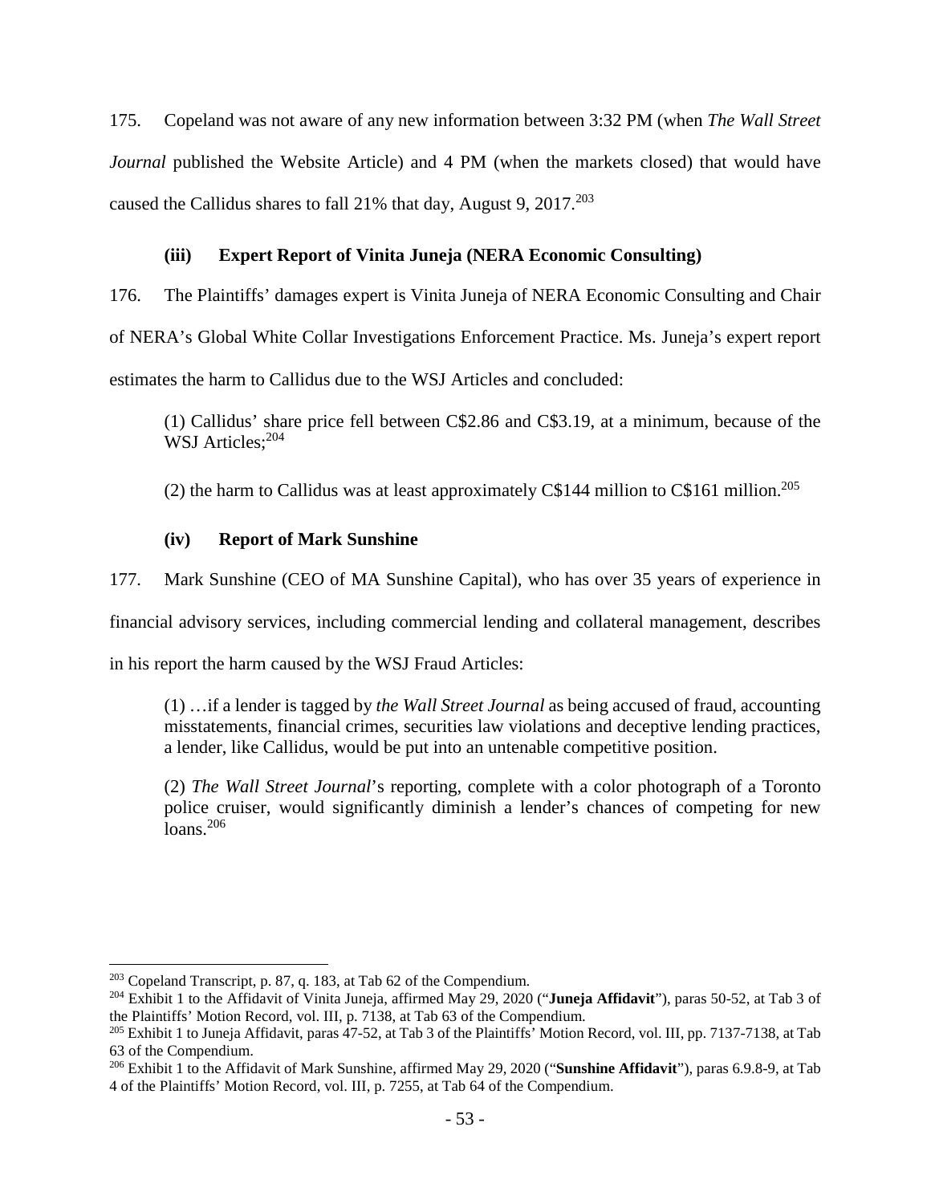175. Copeland was not aware of any new information between 3:32 PM (when *The Wall Street Journal* published the Website Article) and 4 PM (when the markets closed) that would have caused the Callidus shares to fall 21% that day, August 9, 2017.[203]

#### (iii) Expert Report of Vinita Juneja (NERA Economic Consulting)

176. The Plaintiffs' damages expert is Vinita Juneja of NERA Economic Consulting and Chair of NERA's Global White Collar Investigations Enforcement Practice. Ms. Juneja's expert report estimates the harm to Callidus due to the WSJ Articles and concluded:

> (1) Callidus' share price fell between C$2.86 and C$3.19, at a minimum, because of the WSJ Articles;[204]
>
> (2) the harm to Callidus was at least approximately C$144 million to C$161 million.[205]

#### (iv) Report of Mark Sunshine

177. Mark Sunshine (CEO of MA Sunshine Capital), who has over 35 years of experience in financial advisory services, including commercial lending and collateral management, describes in his report the harm caused by the WSJ Fraud Articles:

> (1) …if a lender is tagged by *the Wall Street Journal* as being accused of fraud, accounting misstatements, financial crimes, securities law violations and deceptive lending practices, a lender, like Callidus, would be put into an untenable competitive position.
>
> (2) *The Wall Street Journal*'s reporting, complete with a color photograph of a Toronto police cruiser, would significantly diminish a lender's chances of competing for new loans.[206]

---

[203] Copeland Transcript, p. 87, q. 183, at Tab 62 of the Compendium.

[204] Exhibit 1 to the Affidavit of Vinita Juneja, affirmed May 29, 2020 ("**Juneja Affidavit**"), paras 50-52, at Tab 3 of the Plaintiffs' Motion Record, vol. III, p. 7138, at Tab 63 of the Compendium.

[205] Exhibit 1 to Juneja Affidavit, paras 47-52, at Tab 3 of the Plaintiffs' Motion Record, vol. III, pp. 7137-7138, at Tab 63 of the Compendium.

[206] Exhibit 1 to the Affidavit of Mark Sunshine, affirmed May 29, 2020 ("**Sunshine Affidavit**"), paras 6.9.8-9, at Tab 4 of the Plaintiffs' Motion Record, vol. III, p. 7255, at Tab 64 of the Compendium.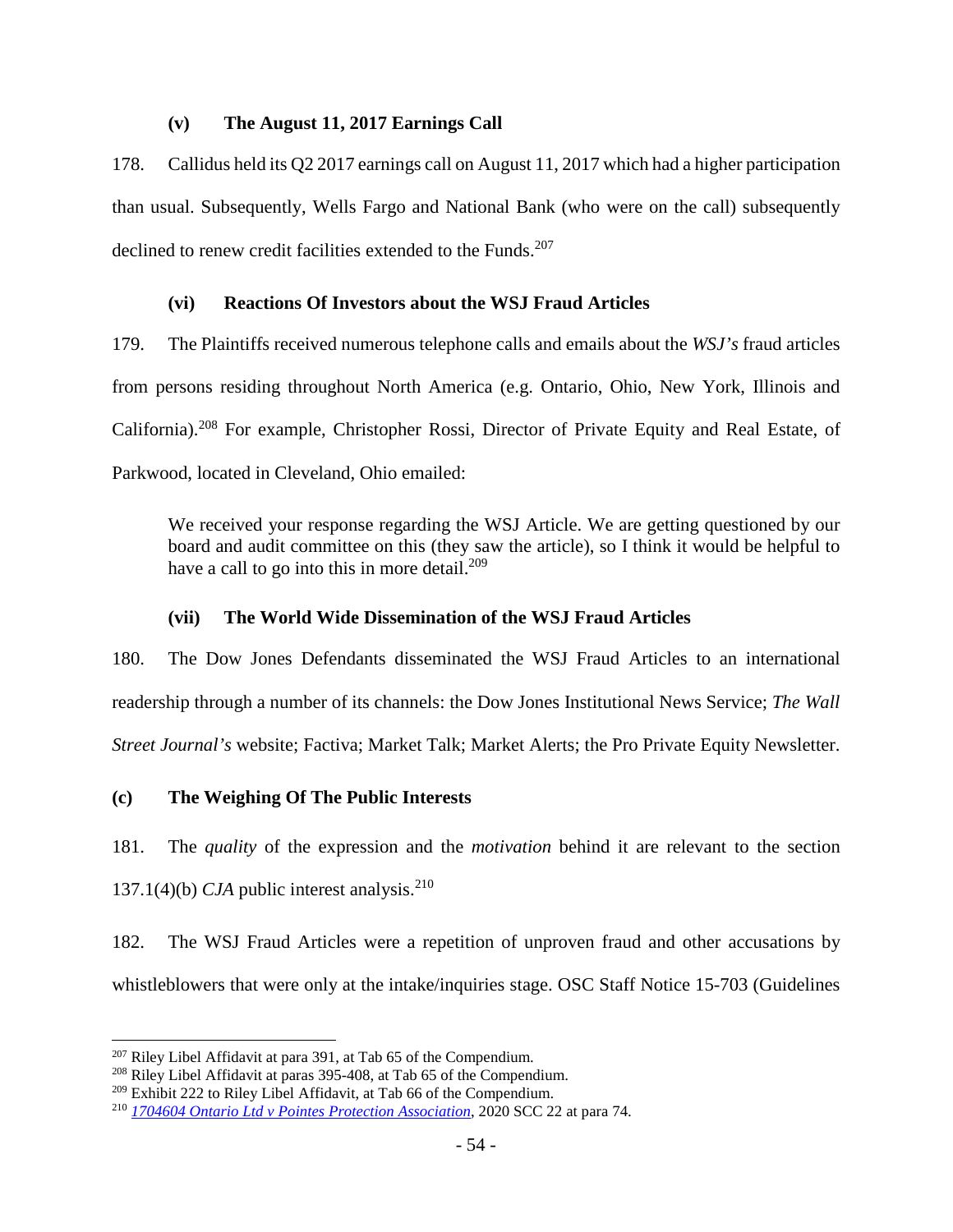#### (v) The August 11, 2017 Earnings Call

178. Callidus held its Q2 2017 earnings call on August 11, 2017 which had a higher participation than usual. Subsequently, Wells Fargo and National Bank (who were on the call) subsequently declined to renew credit facilities extended to the Funds.[207]

#### (vi) Reactions Of Investors about the WSJ Fraud Articles

179. The Plaintiffs received numerous telephone calls and emails about the *WSJ's* fraud articles from persons residing throughout North America (e.g. Ontario, Ohio, New York, Illinois and California).[208] For example, Christopher Rossi, Director of Private Equity and Real Estate, of Parkwood, located in Cleveland, Ohio emailed:

> We received your response regarding the WSJ Article. We are getting questioned by our board and audit committee on this (they saw the article), so I think it would be helpful to have a call to go into this in more detail.[209]

#### (vii) The World Wide Dissemination of the WSJ Fraud Articles

180. The Dow Jones Defendants disseminated the WSJ Fraud Articles to an international readership through a number of its channels: the Dow Jones Institutional News Service; *The Wall Street Journal's* website; Factiva; Market Talk; Market Alerts; the Pro Private Equity Newsletter.

### (c) The Weighing Of The Public Interests

181. The *quality* of the expression and the *motivation* behind it are relevant to the section 137.1(4)(b) *CJA* public interest analysis.[210]

182. The WSJ Fraud Articles were a repetition of unproven fraud and other accusations by whistleblowers that were only at the intake/inquiries stage. OSC Staff Notice 15-703 (Guidelines

---

[207] Riley Libel Affidavit at para 391, at Tab 65 of the Compendium.

[208] Riley Libel Affidavit at paras 395-408, at Tab 65 of the Compendium.

[209] Exhibit 222 to Riley Libel Affidavit, at Tab 66 of the Compendium.

[210] *1704604 Ontario Ltd v Pointes Protection Association*, 2020 SCC 22 at para 74.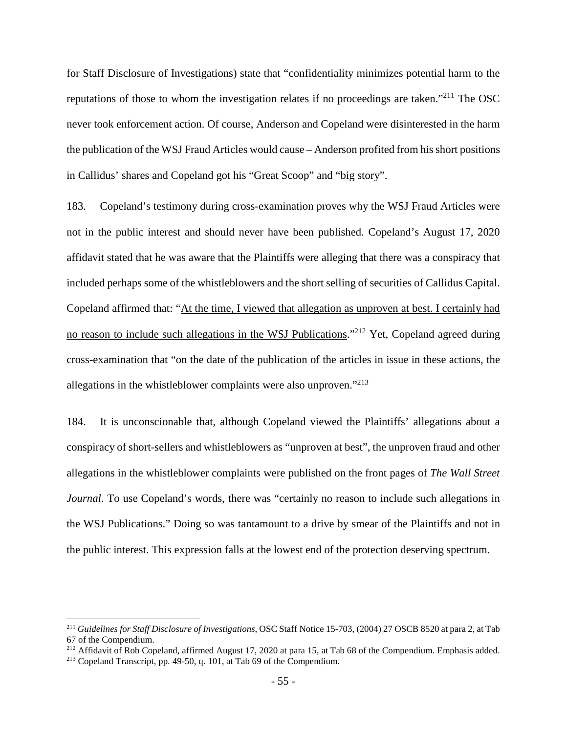for Staff Disclosure of Investigations) state that "confidentiality minimizes potential harm to the reputations of those to whom the investigation relates if no proceedings are taken."[211] The OSC never took enforcement action. Of course, Anderson and Copeland were disinterested in the harm the publication of the WSJ Fraud Articles would cause – Anderson profited from his short positions in Callidus' shares and Copeland got his "Great Scoop" and "big story".

183. Copeland's testimony during cross-examination proves why the WSJ Fraud Articles were not in the public interest and should never have been published. Copeland's August 17, 2020 affidavit stated that he was aware that the Plaintiffs were alleging that there was a conspiracy that included perhaps some of the whistleblowers and the short selling of securities of Callidus Capital. Copeland affirmed that: "<u>At the time, I viewed that allegation as unproven at best. I certainly had no reason to include such allegations in the WSJ Publications</u>."[212] Yet, Copeland agreed during cross-examination that "on the date of the publication of the articles in issue in these actions, the allegations in the whistleblower complaints were also unproven."[213]

184. It is unconscionable that, although Copeland viewed the Plaintiffs' allegations about a conspiracy of short-sellers and whistleblowers as "unproven at best", the unproven fraud and other allegations in the whistleblower complaints were published on the front pages of *The Wall Street Journal*. To use Copeland's words, there was "certainly no reason to include such allegations in the WSJ Publications." Doing so was tantamount to a drive by smear of the Plaintiffs and not in the public interest. This expression falls at the lowest end of the protection deserving spectrum.

---

[211] *Guidelines for Staff Disclosure of Investigations*, OSC Staff Notice 15-703, (2004) 27 OSCB 8520 at para 2, at Tab 67 of the Compendium.

[212] Affidavit of Rob Copeland, affirmed August 17, 2020 at para 15, at Tab 68 of the Compendium. Emphasis added.

[213] Copeland Transcript, pp. 49-50, q. 101, at Tab 69 of the Compendium.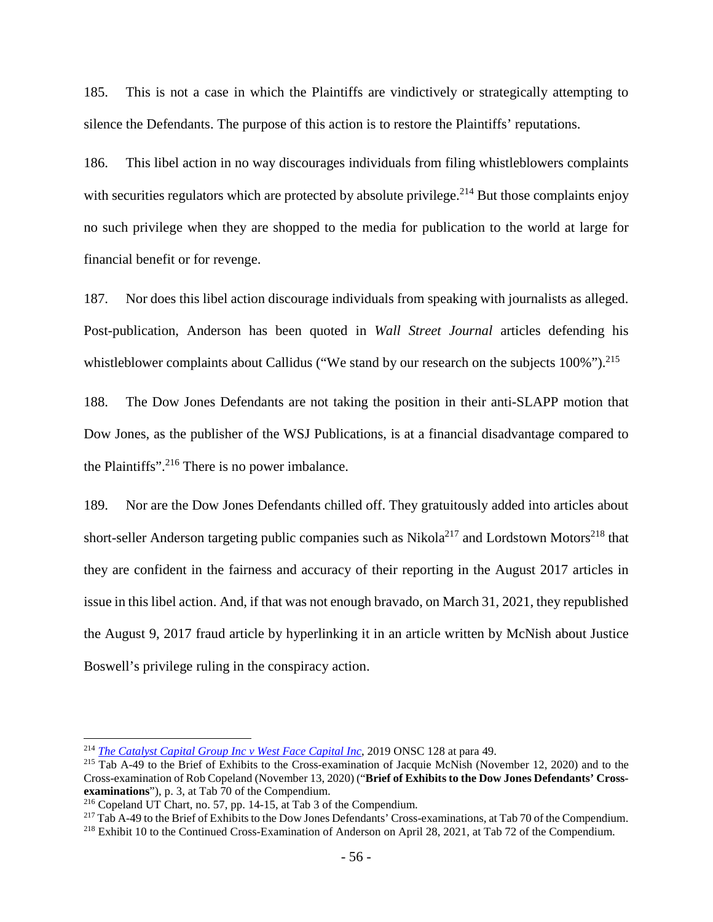185. This is not a case in which the Plaintiffs are vindictively or strategically attempting to silence the Defendants. The purpose of this action is to restore the Plaintiffs' reputations.

186. This libel action in no way discourages individuals from filing whistleblowers complaints with securities regulators which are protected by absolute privilege.[214] But those complaints enjoy no such privilege when they are shopped to the media for publication to the world at large for financial benefit or for revenge.

187. Nor does this libel action discourage individuals from speaking with journalists as alleged. Post-publication, Anderson has been quoted in *Wall Street Journal* articles defending his whistleblower complaints about Callidus ("We stand by our research on the subjects 100%").[215]

188. The Dow Jones Defendants are not taking the position in their anti-SLAPP motion that Dow Jones, as the publisher of the WSJ Publications, is at a financial disadvantage compared to the Plaintiffs".[216] There is no power imbalance.

189. Nor are the Dow Jones Defendants chilled off. They gratuitously added into articles about short-seller Anderson targeting public companies such as Nikola[217] and Lordstown Motors[218] that they are confident in the fairness and accuracy of their reporting in the August 2017 articles in issue in this libel action. And, if that was not enough bravado, on March 31, 2021, they republished the August 9, 2017 fraud article by hyperlinking it in an article written by McNish about Justice Boswell's privilege ruling in the conspiracy action.

---

[214] *The Catalyst Capital Group Inc v West Face Capital Inc*, 2019 ONSC 128 at para 49.

[215] Tab A-49 to the Brief of Exhibits to the Cross-examination of Jacquie McNish (November 12, 2020) and to the Cross-examination of Rob Copeland (November 13, 2020) ("**Brief of Exhibits to the Dow Jones Defendants' Cross-examinations**"), p. 3, at Tab 70 of the Compendium.

[216] Copeland UT Chart, no. 57, pp. 14-15, at Tab 3 of the Compendium.

[217] Tab A-49 to the Brief of Exhibits to the Dow Jones Defendants' Cross-examinations, at Tab 70 of the Compendium.

[218] Exhibit 10 to the Continued Cross-Examination of Anderson on April 28, 2021, at Tab 72 of the Compendium.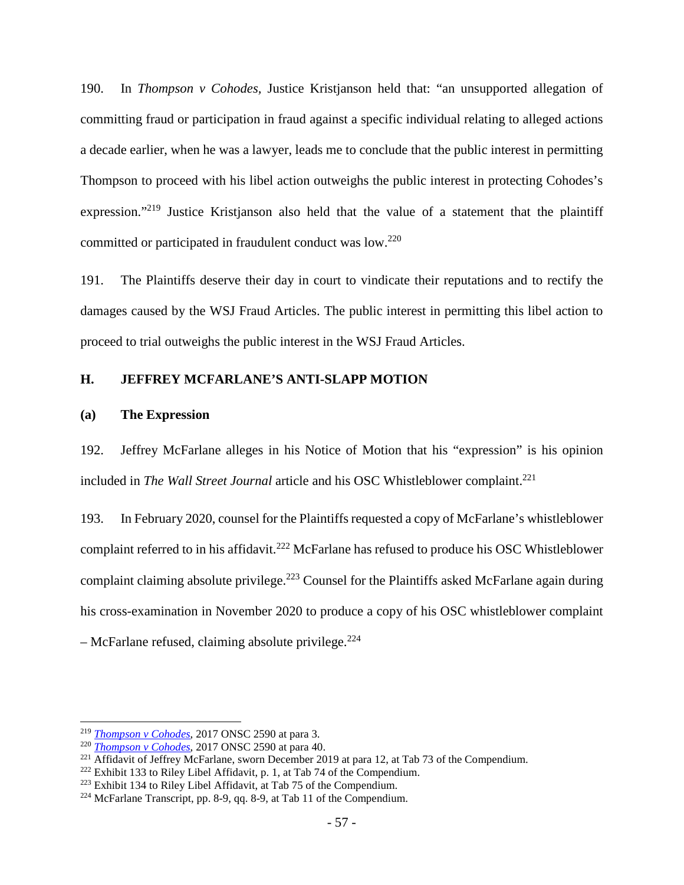190. In *Thompson v Cohodes*, Justice Kristjanson held that: "an unsupported allegation of committing fraud or participation in fraud against a specific individual relating to alleged actions a decade earlier, when he was a lawyer, leads me to conclude that the public interest in permitting Thompson to proceed with his libel action outweighs the public interest in protecting Cohodes's expression."[219] Justice Kristjanson also held that the value of a statement that the plaintiff committed or participated in fraudulent conduct was low.[220]

191. The Plaintiffs deserve their day in court to vindicate their reputations and to rectify the damages caused by the WSJ Fraud Articles. The public interest in permitting this libel action to proceed to trial outweighs the public interest in the WSJ Fraud Articles.

## H. JEFFREY MCFARLANE'S ANTI-SLAPP MOTION

### (a) The Expression

192. Jeffrey McFarlane alleges in his Notice of Motion that his "expression" is his opinion included in *The Wall Street Journal* article and his OSC Whistleblower complaint.[221]

193. In February 2020, counsel for the Plaintiffs requested a copy of McFarlane's whistleblower complaint referred to in his affidavit.[222] McFarlane has refused to produce his OSC Whistleblower complaint claiming absolute privilege.[223] Counsel for the Plaintiffs asked McFarlane again during his cross-examination in November 2020 to produce a copy of his OSC whistleblower complaint – McFarlane refused, claiming absolute privilege.[224]

---

[219] *Thompson v Cohodes*, 2017 ONSC 2590 at para 3.
[220] *Thompson v Cohodes*, 2017 ONSC 2590 at para 40.
[221] Affidavit of Jeffrey McFarlane, sworn December 2019 at para 12, at Tab 73 of the Compendium.
[222] Exhibit 133 to Riley Libel Affidavit, p. 1, at Tab 74 of the Compendium.
[223] Exhibit 134 to Riley Libel Affidavit, at Tab 75 of the Compendium.
[224] McFarlane Transcript, pp. 8-9, qq. 8-9, at Tab 11 of the Compendium.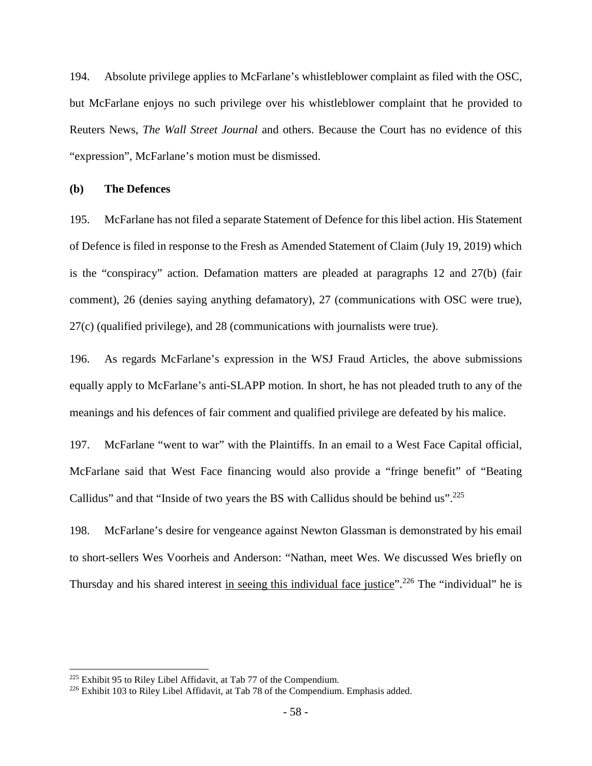194. Absolute privilege applies to McFarlane's whistleblower complaint as filed with the OSC, but McFarlane enjoys no such privilege over his whistleblower complaint that he provided to Reuters News, *The Wall Street Journal* and others. Because the Court has no evidence of this "expression", McFarlane's motion must be dismissed.

**(b) The Defences**

195. McFarlane has not filed a separate Statement of Defence for this libel action. His Statement of Defence is filed in response to the Fresh as Amended Statement of Claim (July 19, 2019) which is the "conspiracy" action. Defamation matters are pleaded at paragraphs 12 and 27(b) (fair comment), 26 (denies saying anything defamatory), 27 (communications with OSC were true), 27(c) (qualified privilege), and 28 (communications with journalists were true).

196. As regards McFarlane's expression in the WSJ Fraud Articles, the above submissions equally apply to McFarlane's anti-SLAPP motion. In short, he has not pleaded truth to any of the meanings and his defences of fair comment and qualified privilege are defeated by his malice.

197. McFarlane "went to war" with the Plaintiffs. In an email to a West Face Capital official, McFarlane said that West Face financing would also provide a "fringe benefit" of "Beating Callidus" and that "Inside of two years the BS with Callidus should be behind us".[225]

198. McFarlane's desire for vengeance against Newton Glassman is demonstrated by his email to short-sellers Wes Voorheis and Anderson: "Nathan, meet Wes. We discussed Wes briefly on Thursday and his shared interest <u>in seeing this individual face justice</u>".[226] The "individual" he is

---

[225] Exhibit 95 to Riley Libel Affidavit, at Tab 77 of the Compendium.

[226] Exhibit 103 to Riley Libel Affidavit, at Tab 78 of the Compendium. Emphasis added.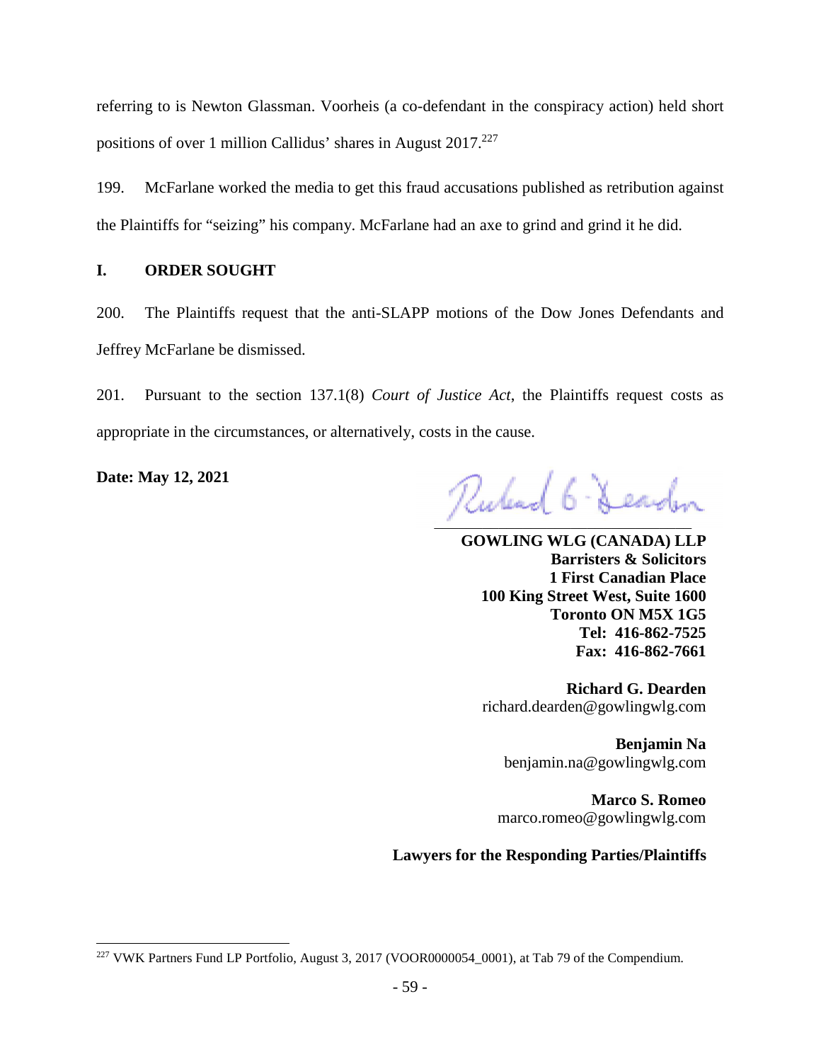referring to is Newton Glassman. Voorheis (a co-defendant in the conspiracy action) held short positions of over 1 million Callidus' shares in August 2017.[227]

199. McFarlane worked the media to get this fraud accusations published as retribution against the Plaintiffs for "seizing" his company. McFarlane had an axe to grind and grind it he did.

## I. ORDER SOUGHT

200. The Plaintiffs request that the anti-SLAPP motions of the Dow Jones Defendants and Jeffrey McFarlane be dismissed.

201. Pursuant to the section 137.1(8) *Court of Justice Act*, the Plaintiffs request costs as appropriate in the circumstances, or alternatively, costs in the cause.

**Date: May 12, 2021**

**GOWLING WLG (CANADA) LLP**
**Barristers & Solicitors**
**1 First Canadian Place**
**100 King Street West, Suite 1600**
**Toronto ON M5X 1G5**
**Tel: 416-862-7525**
**Fax: 416-862-7661**

**Richard G. Dearden**
richard.dearden@gowlingwlg.com

**Benjamin Na**
benjamin.na@gowlingwlg.com

**Marco S. Romeo**
marco.romeo@gowlingwlg.com

**Lawyers for the Responding Parties/Plaintiffs**

---

[227] VWK Partners Fund LP Portfolio, August 3, 2017 (VOOR0000054_0001), at Tab 79 of the Compendium.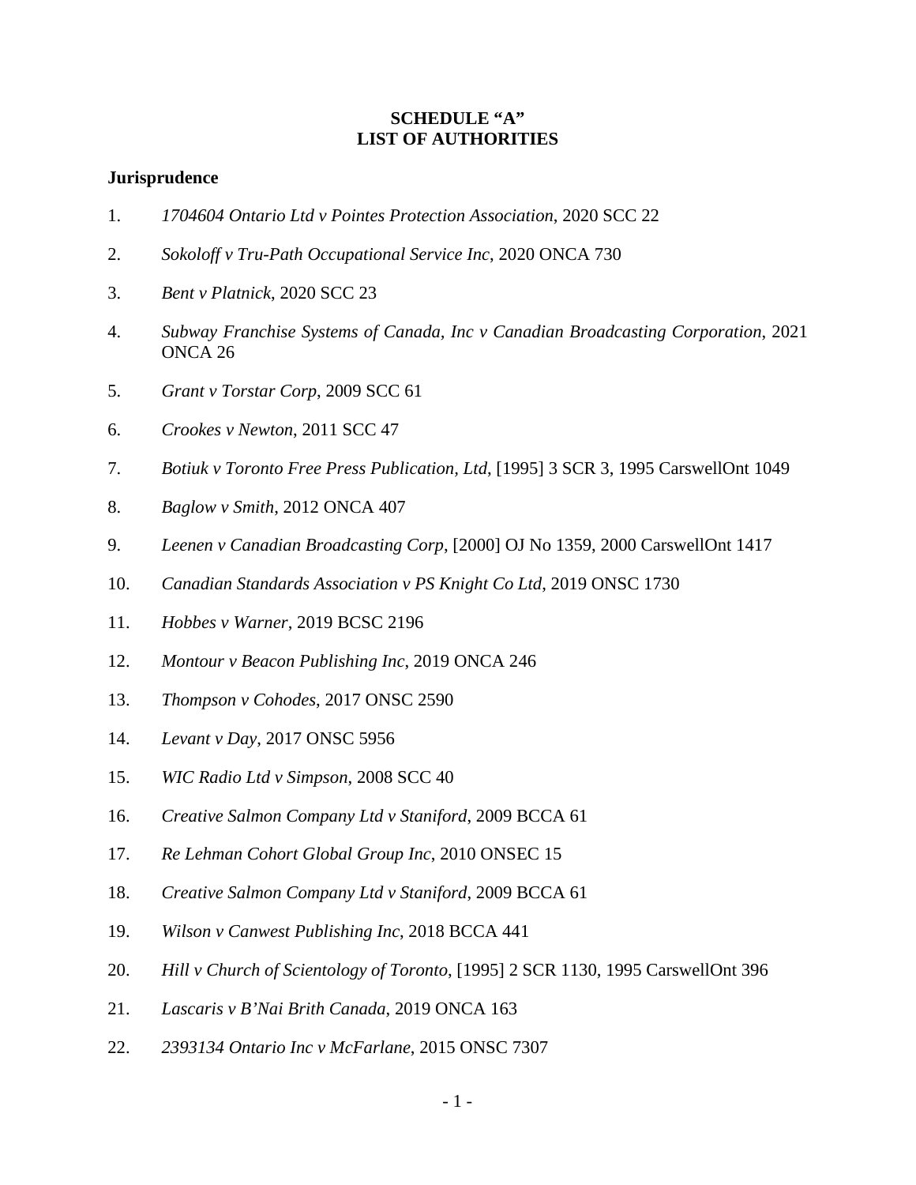**SCHEDULE "A"**
**LIST OF AUTHORITIES**

**Jurisprudence**

1. *1704604 Ontario Ltd v Pointes Protection Association*, 2020 SCC 22
2. *Sokoloff v Tru-Path Occupational Service Inc*, 2020 ONCA 730
3. *Bent v Platnick*, 2020 SCC 23
4. *Subway Franchise Systems of Canada, Inc v Canadian Broadcasting Corporation*, 2021 ONCA 26
5. *Grant v Torstar Corp*, 2009 SCC 61
6. *Crookes v Newton*, 2011 SCC 47
7. *Botiuk v Toronto Free Press Publication, Ltd*, [1995] 3 SCR 3, 1995 CarswellOnt 1049
8. *Baglow v Smith*, 2012 ONCA 407
9. *Leenen v Canadian Broadcasting Corp*, [2000] OJ No 1359, 2000 CarswellOnt 1417
10. *Canadian Standards Association v PS Knight Co Ltd*, 2019 ONSC 1730
11. *Hobbes v Warner*, 2019 BCSC 2196
12. *Montour v Beacon Publishing Inc*, 2019 ONCA 246
13. *Thompson v Cohodes*, 2017 ONSC 2590
14. *Levant v Day*, 2017 ONSC 5956
15. *WIC Radio Ltd v Simpson*, 2008 SCC 40
16. *Creative Salmon Company Ltd v Staniford*, 2009 BCCA 61
17. *Re Lehman Cohort Global Group Inc*, 2010 ONSEC 15
18. *Creative Salmon Company Ltd v Staniford*, 2009 BCCA 61
19. *Wilson v Canwest Publishing Inc*, 2018 BCCA 441
20. *Hill v Church of Scientology of Toronto*, [1995] 2 SCR 1130, 1995 CarswellOnt 396
21. *Lascaris v B'Nai Brith Canada*, 2019 ONCA 163
22. *2393134 Ontario Inc v McFarlane*, 2015 ONSC 7307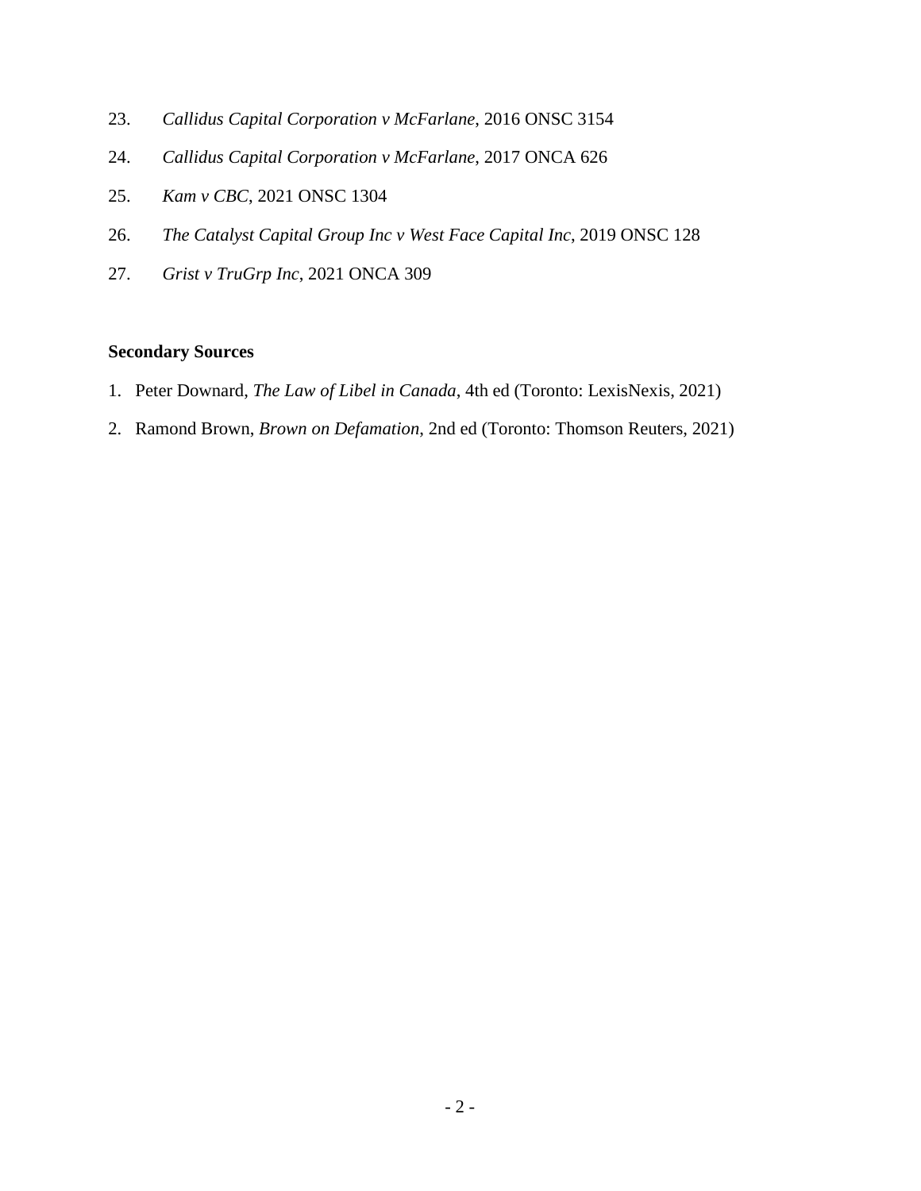23. *Callidus Capital Corporation v McFarlane*, 2016 ONSC 3154

24. *Callidus Capital Corporation v McFarlane*, 2017 ONCA 626

25. *Kam v CBC*, 2021 ONSC 1304

26. *The Catalyst Capital Group Inc v West Face Capital Inc*, 2019 ONSC 128

27. *Grist v TruGrp Inc*, 2021 ONCA 309

**Secondary Sources**

1. Peter Downard, *The Law of Libel in Canada*, 4th ed (Toronto: LexisNexis, 2021)
2. Ramond Brown, *Brown on Defamation*, 2nd ed (Toronto: Thomson Reuters, 2021)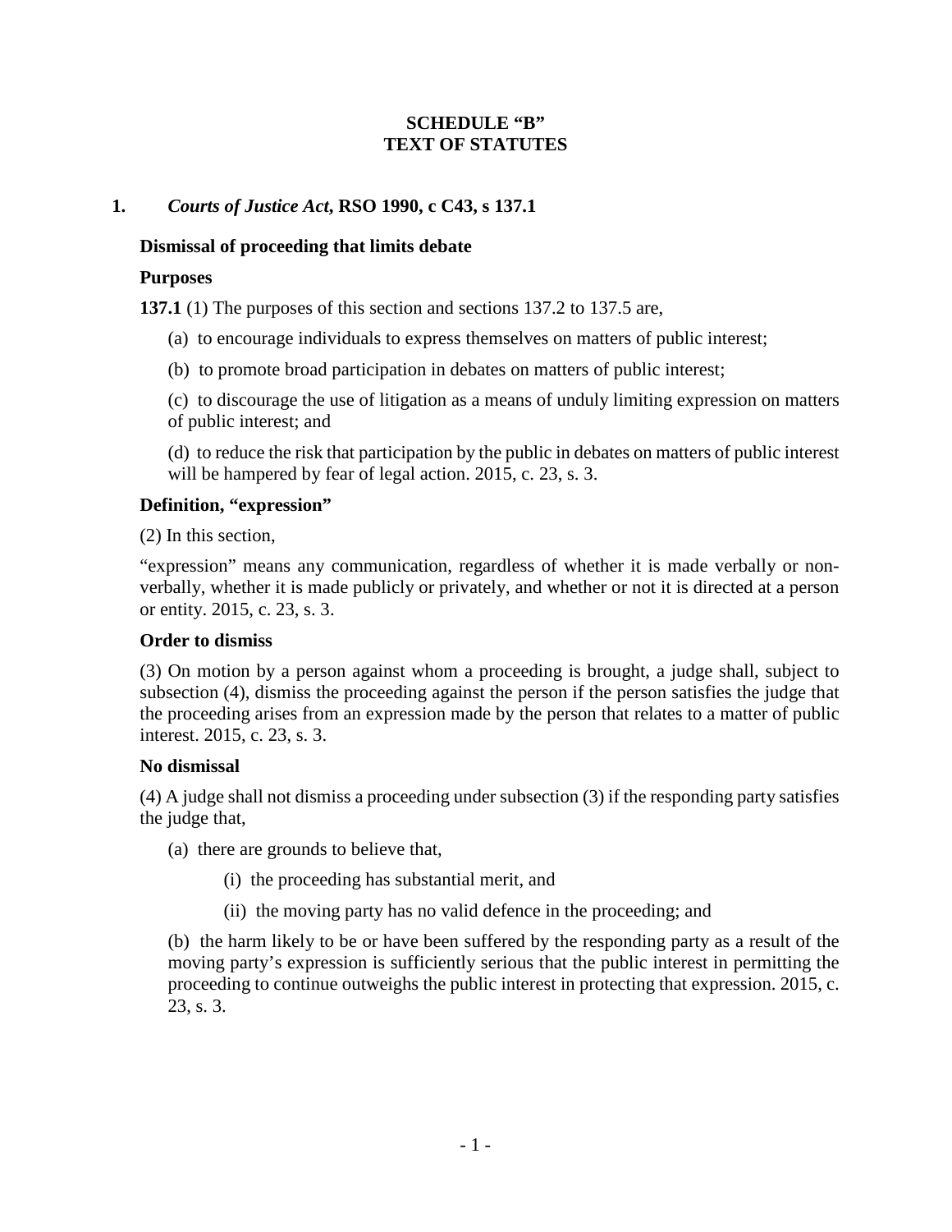**SCHEDULE "B"**
**TEXT OF STATUTES**

**1. *Courts of Justice Act*, RSO 1990, c C43, s 137.1**

**Dismissal of proceeding that limits debate**

**Purposes**

**137.1** (1) The purposes of this section and sections 137.2 to 137.5 are,

(a) to encourage individuals to express themselves on matters of public interest;

(b) to promote broad participation in debates on matters of public interest;

(c) to discourage the use of litigation as a means of unduly limiting expression on matters of public interest; and

(d) to reduce the risk that participation by the public in debates on matters of public interest will be hampered by fear of legal action. 2015, c. 23, s. 3.

**Definition, "expression"**

(2) In this section,

"expression" means any communication, regardless of whether it is made verbally or non-verbally, whether it is made publicly or privately, and whether or not it is directed at a person or entity. 2015, c. 23, s. 3.

**Order to dismiss**

(3) On motion by a person against whom a proceeding is brought, a judge shall, subject to subsection (4), dismiss the proceeding against the person if the person satisfies the judge that the proceeding arises from an expression made by the person that relates to a matter of public interest. 2015, c. 23, s. 3.

**No dismissal**

(4) A judge shall not dismiss a proceeding under subsection (3) if the responding party satisfies the judge that,

(a) there are grounds to believe that,

(i) the proceeding has substantial merit, and

(ii) the moving party has no valid defence in the proceeding; and

(b) the harm likely to be or have been suffered by the responding party as a result of the moving party's expression is sufficiently serious that the public interest in permitting the proceeding to continue outweighs the public interest in protecting that expression. 2015, c. 23, s. 3.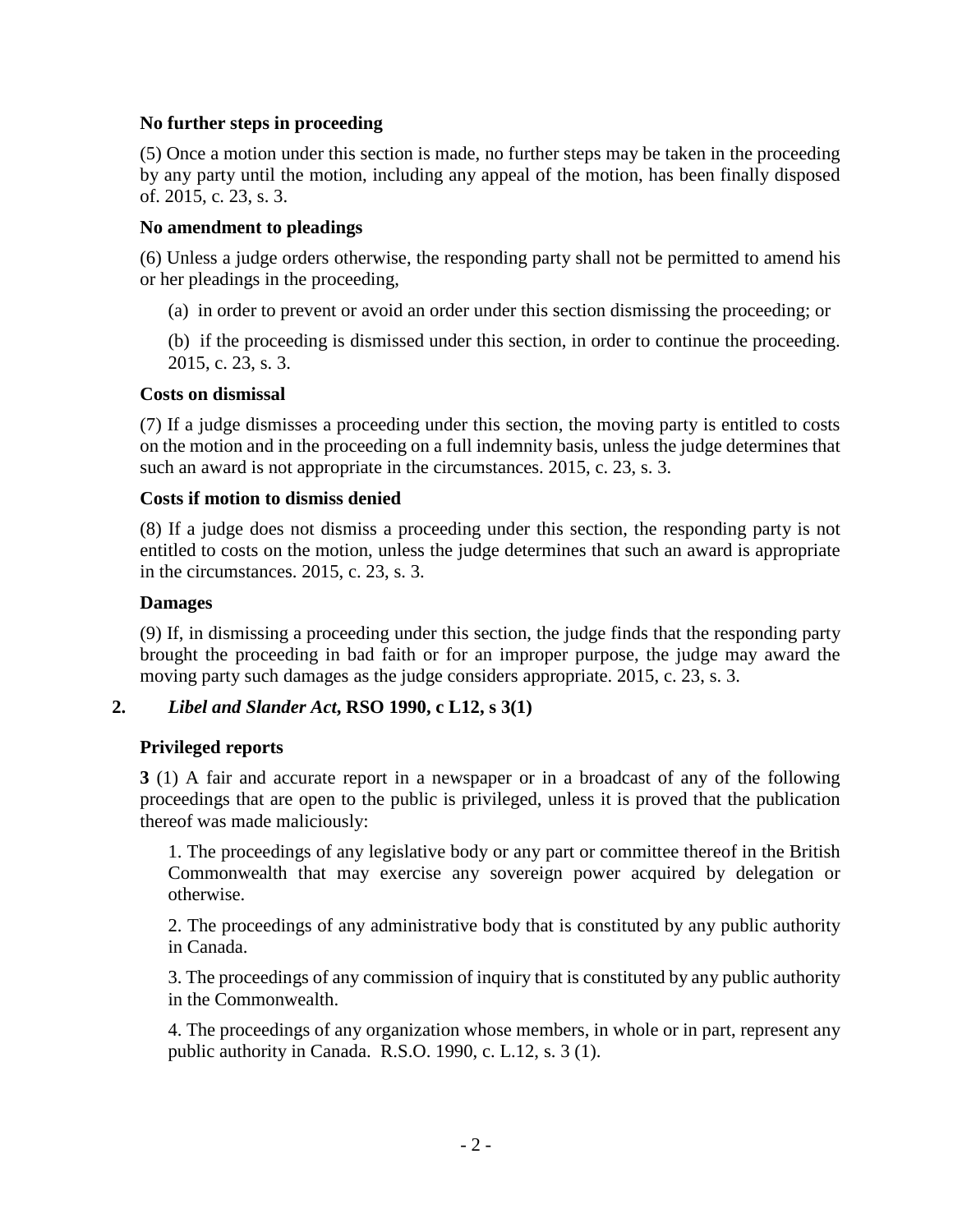**No further steps in proceeding**

(5) Once a motion under this section is made, no further steps may be taken in the proceeding by any party until the motion, including any appeal of the motion, has been finally disposed of. 2015, c. 23, s. 3.

**No amendment to pleadings**

(6) Unless a judge orders otherwise, the responding party shall not be permitted to amend his or her pleadings in the proceeding,

(a) in order to prevent or avoid an order under this section dismissing the proceeding; or

(b) if the proceeding is dismissed under this section, in order to continue the proceeding. 2015, c. 23, s. 3.

**Costs on dismissal**

(7) If a judge dismisses a proceeding under this section, the moving party is entitled to costs on the motion and in the proceeding on a full indemnity basis, unless the judge determines that such an award is not appropriate in the circumstances. 2015, c. 23, s. 3.

**Costs if motion to dismiss denied**

(8) If a judge does not dismiss a proceeding under this section, the responding party is not entitled to costs on the motion, unless the judge determines that such an award is appropriate in the circumstances. 2015, c. 23, s. 3.

**Damages**

(9) If, in dismissing a proceeding under this section, the judge finds that the responding party brought the proceeding in bad faith or for an improper purpose, the judge may award the moving party such damages as the judge considers appropriate. 2015, c. 23, s. 3.

**2. *Libel and Slander Act*, RSO 1990, c L12, s 3(1)**

**Privileged reports**

**3** (1) A fair and accurate report in a newspaper or in a broadcast of any of the following proceedings that are open to the public is privileged, unless it is proved that the publication thereof was made maliciously:

1. The proceedings of any legislative body or any part or committee thereof in the British Commonwealth that may exercise any sovereign power acquired by delegation or otherwise.

2. The proceedings of any administrative body that is constituted by any public authority in Canada.

3. The proceedings of any commission of inquiry that is constituted by any public authority in the Commonwealth.

4. The proceedings of any organization whose members, in whole or in part, represent any public authority in Canada. R.S.O. 1990, c. L.12, s. 3 (1).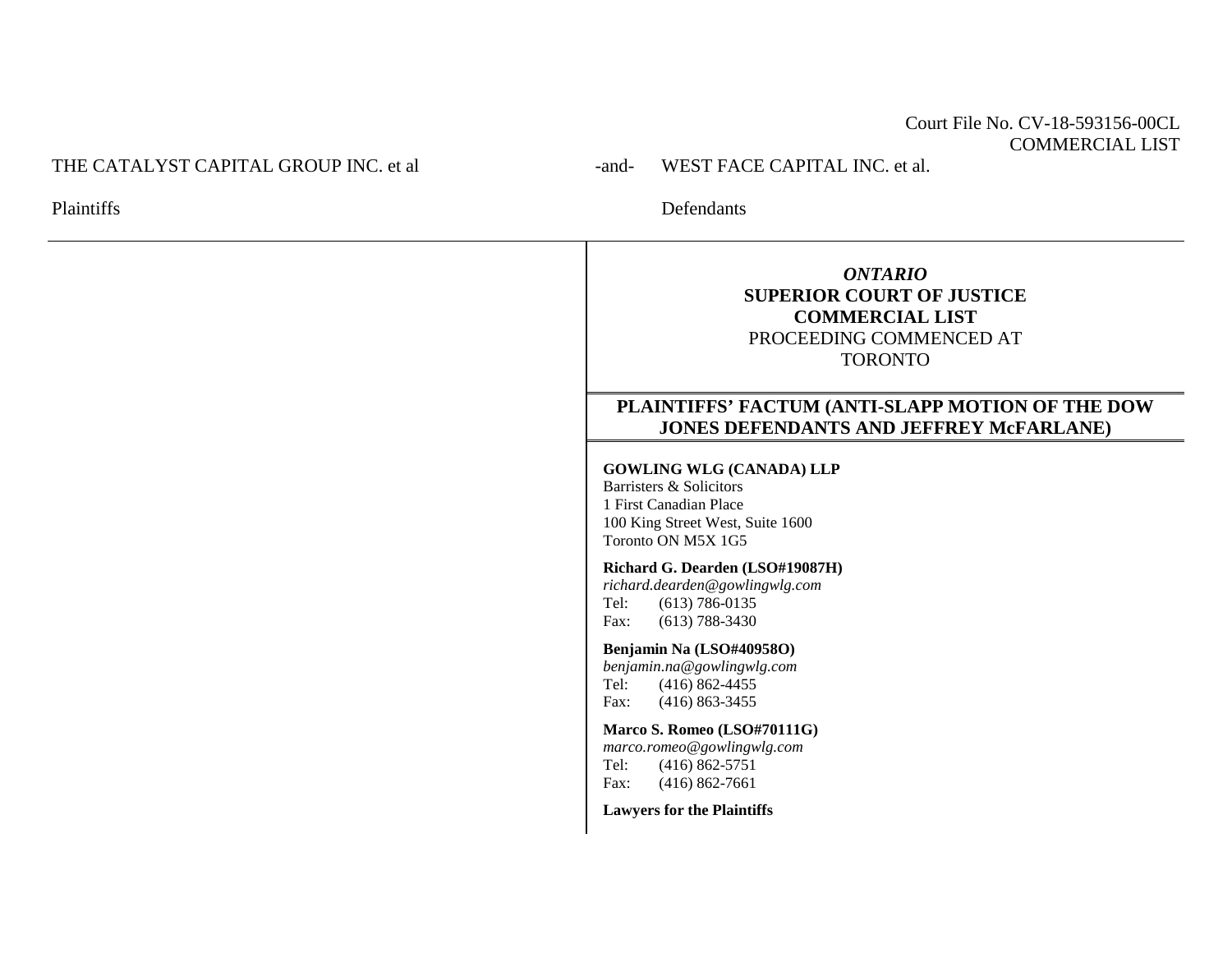Court File No. CV-18-593156-00CL
COMMERCIAL LIST

THE CATALYST CAPITAL GROUP INC. et al -and- WEST FACE CAPITAL INC. et al.

Plaintiffs Defendants

*ONTARIO*
**SUPERIOR COURT OF JUSTICE**
**COMMERCIAL LIST**
PROCEEDING COMMENCED AT
TORONTO

**PLAINTIFFS' FACTUM (ANTI-SLAPP MOTION OF THE DOW JONES DEFENDANTS AND JEFFREY McFARLANE)**

**GOWLING WLG (CANADA) LLP**
Barristers & Solicitors
1 First Canadian Place
100 King Street West, Suite 1600
Toronto ON M5X 1G5

**Richard G. Dearden (LSO#19087H)**
*richard.dearden@gowlingwlg.com*
Tel: (613) 786-0135
Fax: (613) 788-3430

**Benjamin Na (LSO#40958O)**
*benjamin.na@gowlingwlg.com*
Tel: (416) 862-4455
Fax: (416) 863-3455

**Marco S. Romeo (LSO#70111G)**
*marco.romeo@gowlingwlg.com*
Tel: (416) 862-5751
Fax: (416) 862-7661

**Lawyers for the Plaintiffs**